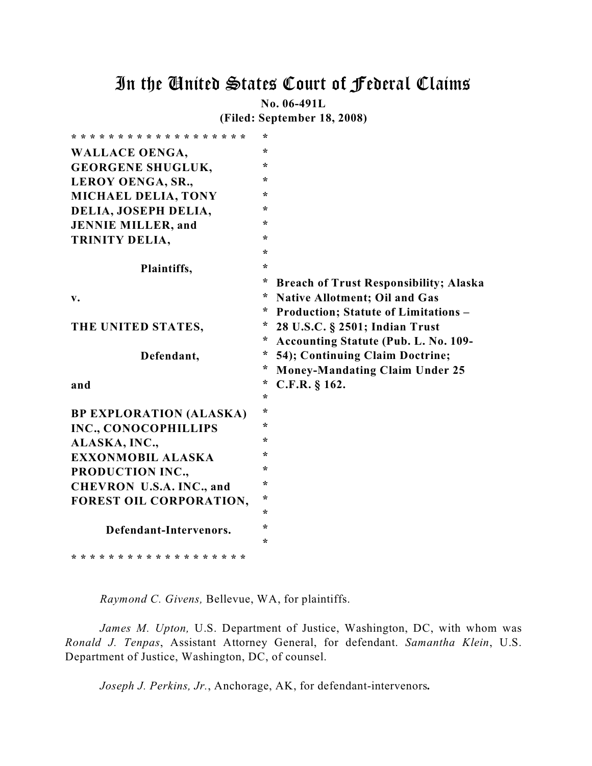# In the United States Court of Federal Claims

**No. 06-491L**

**(Filed: September 18, 2008)**

| | |
|---|---|
| **WALLACE OENGA, GEORGENE SHUGLUK, LEROY OENGA, SR., MICHAEL DELIA, TONY DELIA, JOSEPH DELIA, JENNIE MILLER, and TRINITY DELIA,** | |
| **Plaintiffs,** | **Breach of Trust Responsibility; Alaska Native Allotment; Oil and Gas Production; Statute of Limitations – 28 U.S.C. § 2501; Indian Trust Accounting Statute (Pub. L. No. 109-54); Continuing Claim Doctrine; Money-Mandating Claim Under 25 C.F.R. § 162.** |
| **v.** | |
| **THE UNITED STATES,** | |
| **Defendant,** | |
| **and** | |
| **BP EXPLORATION (ALASKA) INC., CONOCOPHILLIPS ALASKA, INC., EXXONMOBIL ALASKA PRODUCTION INC., CHEVRON U.S.A. INC., and FOREST OIL CORPORATION,** | |
| **Defendant-Intervenors.** | |

*Raymond C. Givens,* Bellevue, WA, for plaintiffs.

*James M. Upton,* U.S. Department of Justice, Washington, DC, with whom was *Ronald J. Tenpas*, Assistant Attorney General, for defendant. *Samantha Klein*, U.S. Department of Justice, Washington, DC, of counsel.

*Joseph J. Perkins, Jr.*, Anchorage, AK, for defendant-intervenors**.**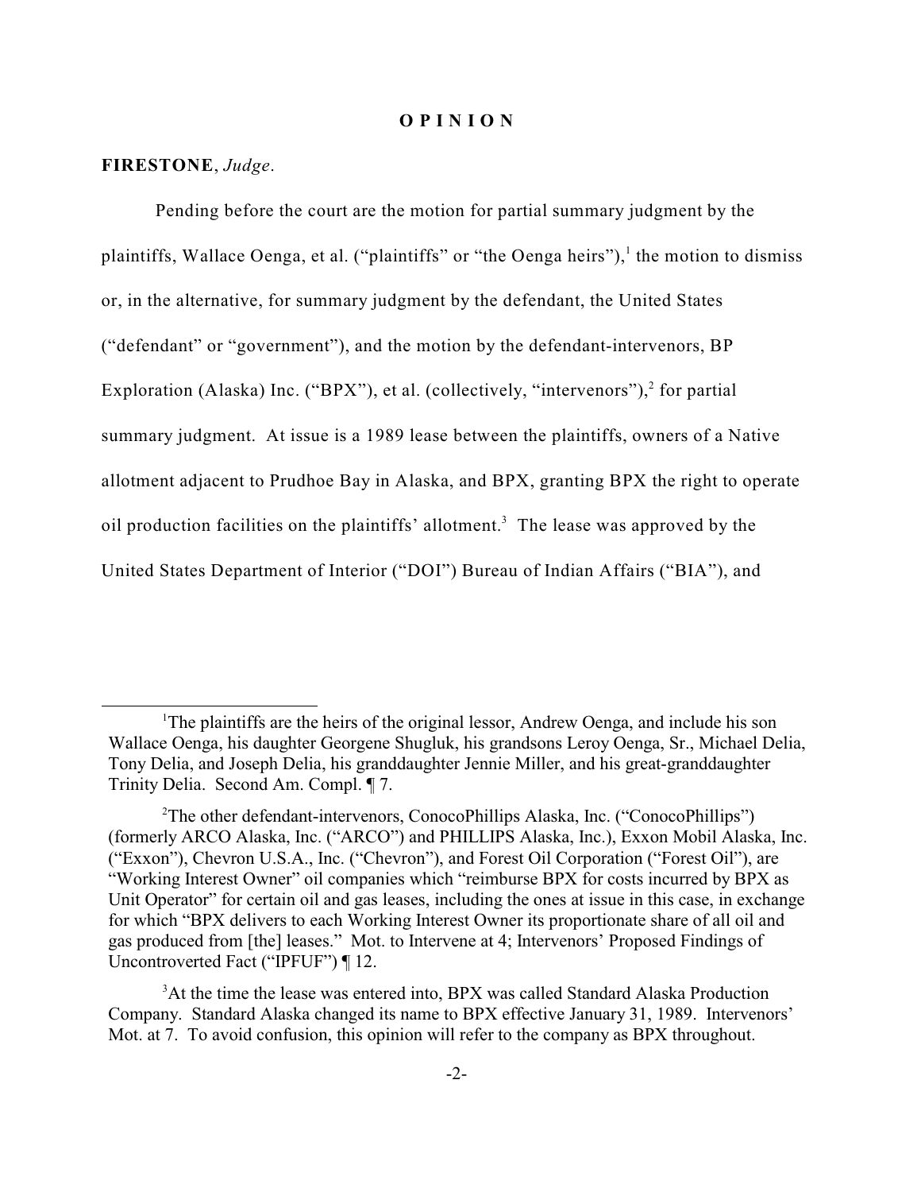# O P I N I O N

**FIRESTONE**, *Judge*.

Pending before the court are the motion for partial summary judgment by the plaintiffs, Wallace Oenga, et al. ("plaintiffs" or "the Oenga heirs"),[1] the motion to dismiss or, in the alternative, for summary judgment by the defendant, the United States ("defendant" or "government"), and the motion by the defendant-intervenors, BP Exploration (Alaska) Inc. ("BPX"), et al. (collectively, "intervenors"),[2] for partial summary judgment. At issue is a 1989 lease between the plaintiffs, owners of a Native allotment adjacent to Prudhoe Bay in Alaska, and BPX, granting BPX the right to operate oil production facilities on the plaintiffs' allotment.[3] The lease was approved by the United States Department of Interior ("DOI") Bureau of Indian Affairs ("BIA"), and

---

[1] The plaintiffs are the heirs of the original lessor, Andrew Oenga, and include his son Wallace Oenga, his daughter Georgene Shugluk, his grandsons Leroy Oenga, Sr., Michael Delia, Tony Delia, and Joseph Delia, his granddaughter Jennie Miller, and his great-granddaughter Trinity Delia. Second Am. Compl. ¶ 7.

[2] The other defendant-intervenors, ConocoPhillips Alaska, Inc. ("ConocoPhillips") (formerly ARCO Alaska, Inc. ("ARCO") and PHILLIPS Alaska, Inc.), Exxon Mobil Alaska, Inc. ("Exxon"), Chevron U.S.A., Inc. ("Chevron"), and Forest Oil Corporation ("Forest Oil"), are "Working Interest Owner" oil companies which "reimburse BPX for costs incurred by BPX as Unit Operator" for certain oil and gas leases, including the ones at issue in this case, in exchange for which "BPX delivers to each Working Interest Owner its proportionate share of all oil and gas produced from [the] leases." Mot. to Intervene at 4; Intervenors' Proposed Findings of Uncontroverted Fact ("IPFUF") ¶ 12.

[3] At the time the lease was entered into, BPX was called Standard Alaska Production Company. Standard Alaska changed its name to BPX effective January 31, 1989. Intervenors' Mot. at 7. To avoid confusion, this opinion will refer to the company as BPX throughout.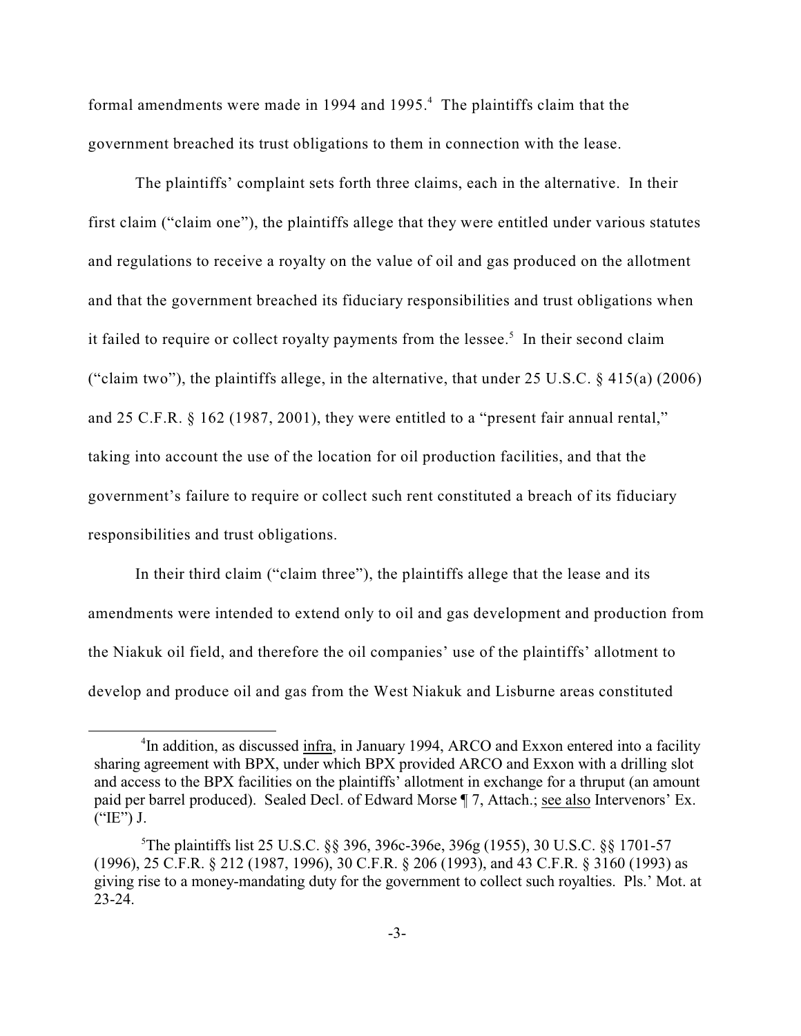formal amendments were made in 1994 and 1995.[4] The plaintiffs claim that the government breached its trust obligations to them in connection with the lease.

The plaintiffs' complaint sets forth three claims, each in the alternative. In their first claim ("claim one"), the plaintiffs allege that they were entitled under various statutes and regulations to receive a royalty on the value of oil and gas produced on the allotment and that the government breached its fiduciary responsibilities and trust obligations when it failed to require or collect royalty payments from the lessee.[5] In their second claim ("claim two"), the plaintiffs allege, in the alternative, that under 25 U.S.C. § 415(a) (2006) and 25 C.F.R. § 162 (1987, 2001), they were entitled to a "present fair annual rental," taking into account the use of the location for oil production facilities, and that the government's failure to require or collect such rent constituted a breach of its fiduciary responsibilities and trust obligations.

In their third claim ("claim three"), the plaintiffs allege that the lease and its amendments were intended to extend only to oil and gas development and production from the Niakuk oil field, and therefore the oil companies' use of the plaintiffs' allotment to develop and produce oil and gas from the West Niakuk and Lisburne areas constituted

---

[4] In addition, as discussed infra, in January 1994, ARCO and Exxon entered into a facility sharing agreement with BPX, under which BPX provided ARCO and Exxon with a drilling slot and access to the BPX facilities on the plaintiffs' allotment in exchange for a thruput (an amount paid per barrel produced). Sealed Decl. of Edward Morse ¶ 7, Attach.; see also Intervenors' Ex. ("IE") J.

[5] The plaintiffs list 25 U.S.C. §§ 396, 396c-396e, 396g (1955), 30 U.S.C. §§ 1701-57 (1996), 25 C.F.R. § 212 (1987, 1996), 30 C.F.R. § 206 (1993), and 43 C.F.R. § 3160 (1993) as giving rise to a money-mandating duty for the government to collect such royalties. Pls.' Mot. at 23-24.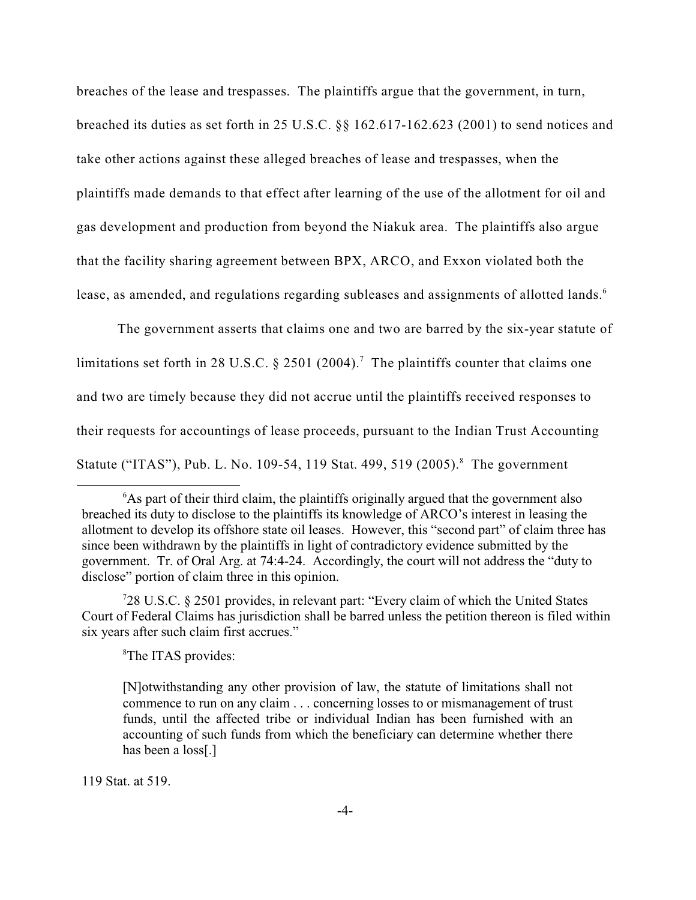breaches of the lease and trespasses. The plaintiffs argue that the government, in turn, breached its duties as set forth in 25 U.S.C. §§ 162.617-162.623 (2001) to send notices and take other actions against these alleged breaches of lease and trespasses, when the plaintiffs made demands to that effect after learning of the use of the allotment for oil and gas development and production from beyond the Niakuk area. The plaintiffs also argue that the facility sharing agreement between BPX, ARCO, and Exxon violated both the lease, as amended, and regulations regarding subleases and assignments of allotted lands.[6]

The government asserts that claims one and two are barred by the six-year statute of limitations set forth in 28 U.S.C. § 2501 (2004).[7] The plaintiffs counter that claims one and two are timely because they did not accrue until the plaintiffs received responses to their requests for accountings of lease proceeds, pursuant to the Indian Trust Accounting Statute ("ITAS"), Pub. L. No. 109-54, 119 Stat. 499, 519 (2005).[8] The government

---

[6]As part of their third claim, the plaintiffs originally argued that the government also breached its duty to disclose to the plaintiffs its knowledge of ARCO's interest in leasing the allotment to develop its offshore state oil leases. However, this "second part" of claim three has since been withdrawn by the plaintiffs in light of contradictory evidence submitted by the government. Tr. of Oral Arg. at 74:4-24. Accordingly, the court will not address the "duty to disclose" portion of claim three in this opinion.

[7]28 U.S.C. § 2501 provides, in relevant part: "Every claim of which the United States Court of Federal Claims has jurisdiction shall be barred unless the petition thereon is filed within six years after such claim first accrues."

[8]The ITAS provides:

> [N]otwithstanding any other provision of law, the statute of limitations shall not commence to run on any claim . . . concerning losses to or mismanagement of trust funds, until the affected tribe or individual Indian has been furnished with an accounting of such funds from which the beneficiary can determine whether there has been a loss[.]

119 Stat. at 519.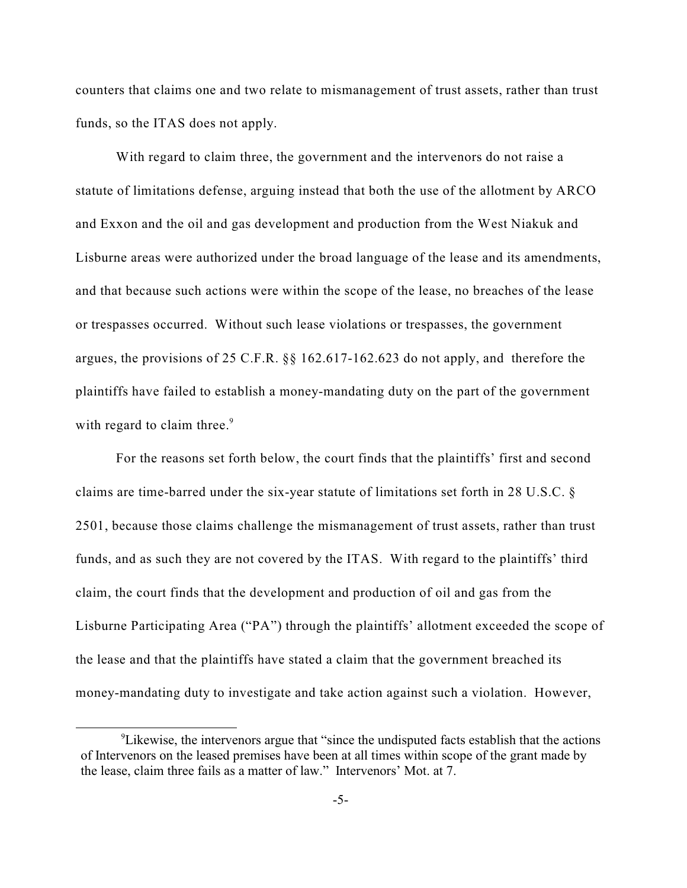counters that claims one and two relate to mismanagement of trust assets, rather than trust funds, so the ITAS does not apply.

With regard to claim three, the government and the intervenors do not raise a statute of limitations defense, arguing instead that both the use of the allotment by ARCO and Exxon and the oil and gas development and production from the West Niakuk and Lisburne areas were authorized under the broad language of the lease and its amendments, and that because such actions were within the scope of the lease, no breaches of the lease or trespasses occurred. Without such lease violations or trespasses, the government argues, the provisions of 25 C.F.R. §§ 162.617-162.623 do not apply, and therefore the plaintiffs have failed to establish a money-mandating duty on the part of the government with regard to claim three.[9]

For the reasons set forth below, the court finds that the plaintiffs' first and second claims are time-barred under the six-year statute of limitations set forth in 28 U.S.C. § 2501, because those claims challenge the mismanagement of trust assets, rather than trust funds, and as such they are not covered by the ITAS. With regard to the plaintiffs' third claim, the court finds that the development and production of oil and gas from the Lisburne Participating Area ("PA") through the plaintiffs' allotment exceeded the scope of the lease and that the plaintiffs have stated a claim that the government breached its money-mandating duty to investigate and take action against such a violation. However,

[9] Likewise, the intervenors argue that "since the undisputed facts establish that the actions of Intervenors on the leased premises have been at all times within scope of the grant made by the lease, claim three fails as a matter of law." Intervenors' Mot. at 7.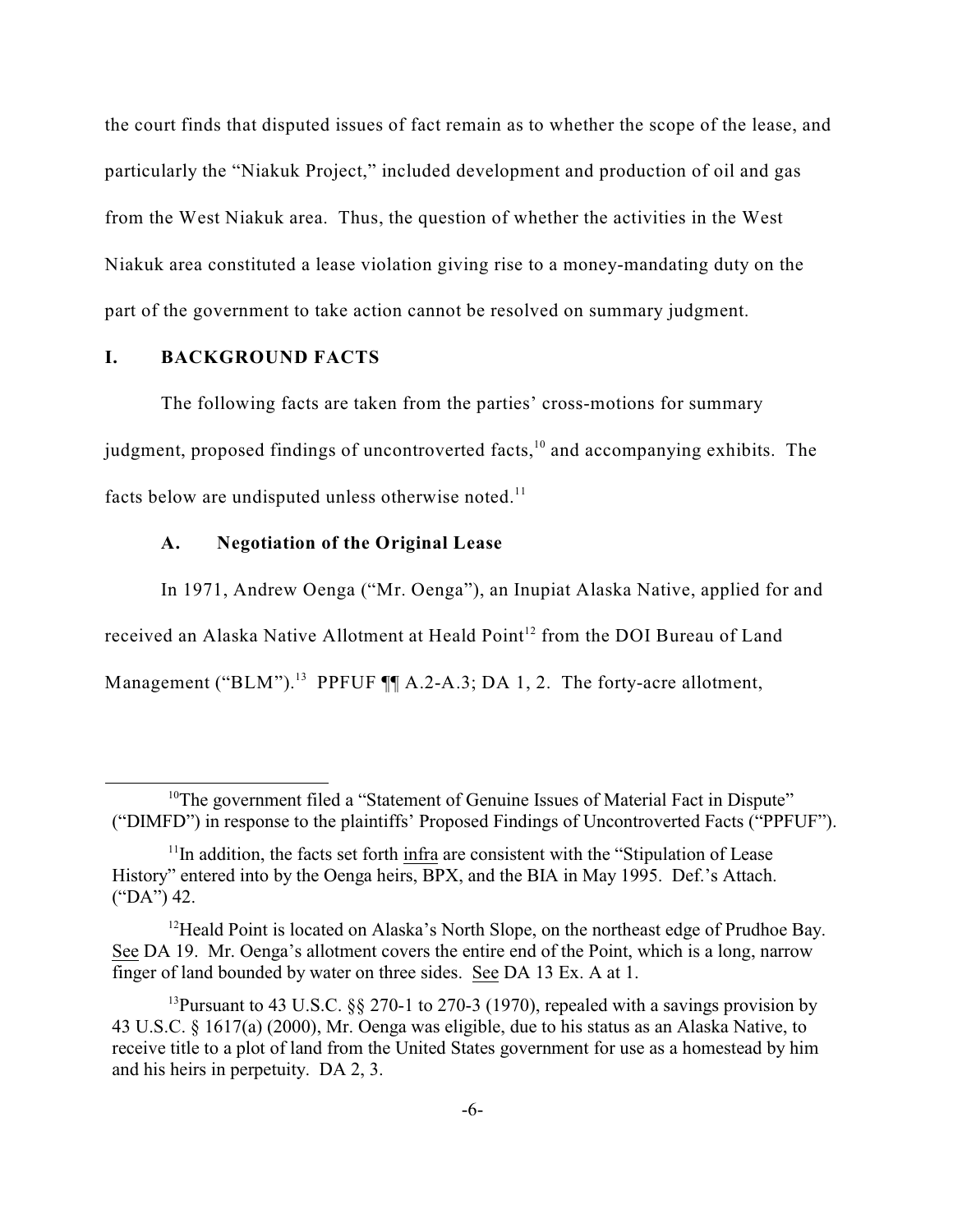the court finds that disputed issues of fact remain as to whether the scope of the lease, and particularly the "Niakuk Project," included development and production of oil and gas from the West Niakuk area. Thus, the question of whether the activities in the West Niakuk area constituted a lease violation giving rise to a money-mandating duty on the part of the government to take action cannot be resolved on summary judgment.

## I. BACKGROUND FACTS

The following facts are taken from the parties' cross-motions for summary judgment, proposed findings of uncontroverted facts,[10] and accompanying exhibits. The facts below are undisputed unless otherwise noted.[11]

### A. Negotiation of the Original Lease

In 1971, Andrew Oenga ("Mr. Oenga"), an Inupiat Alaska Native, applied for and received an Alaska Native Allotment at Heald Point[12] from the DOI Bureau of Land Management ("BLM").[13] PPFUF ¶¶ A.2-A.3; DA 1, 2. The forty-acre allotment,

---

[10]The government filed a "Statement of Genuine Issues of Material Fact in Dispute" ("DIMFD") in response to the plaintiffs' Proposed Findings of Uncontroverted Facts ("PPFUF").

[11]In addition, the facts set forth infra are consistent with the "Stipulation of Lease History" entered into by the Oenga heirs, BPX, and the BIA in May 1995. Def.'s Attach. ("DA") 42.

[12]Heald Point is located on Alaska's North Slope, on the northeast edge of Prudhoe Bay. See DA 19. Mr. Oenga's allotment covers the entire end of the Point, which is a long, narrow finger of land bounded by water on three sides. See DA 13 Ex. A at 1.

[13]Pursuant to 43 U.S.C. §§ 270-1 to 270-3 (1970), repealed with a savings provision by 43 U.S.C. § 1617(a) (2000), Mr. Oenga was eligible, due to his status as an Alaska Native, to receive title to a plot of land from the United States government for use as a homestead by him and his heirs in perpetuity. DA 2, 3.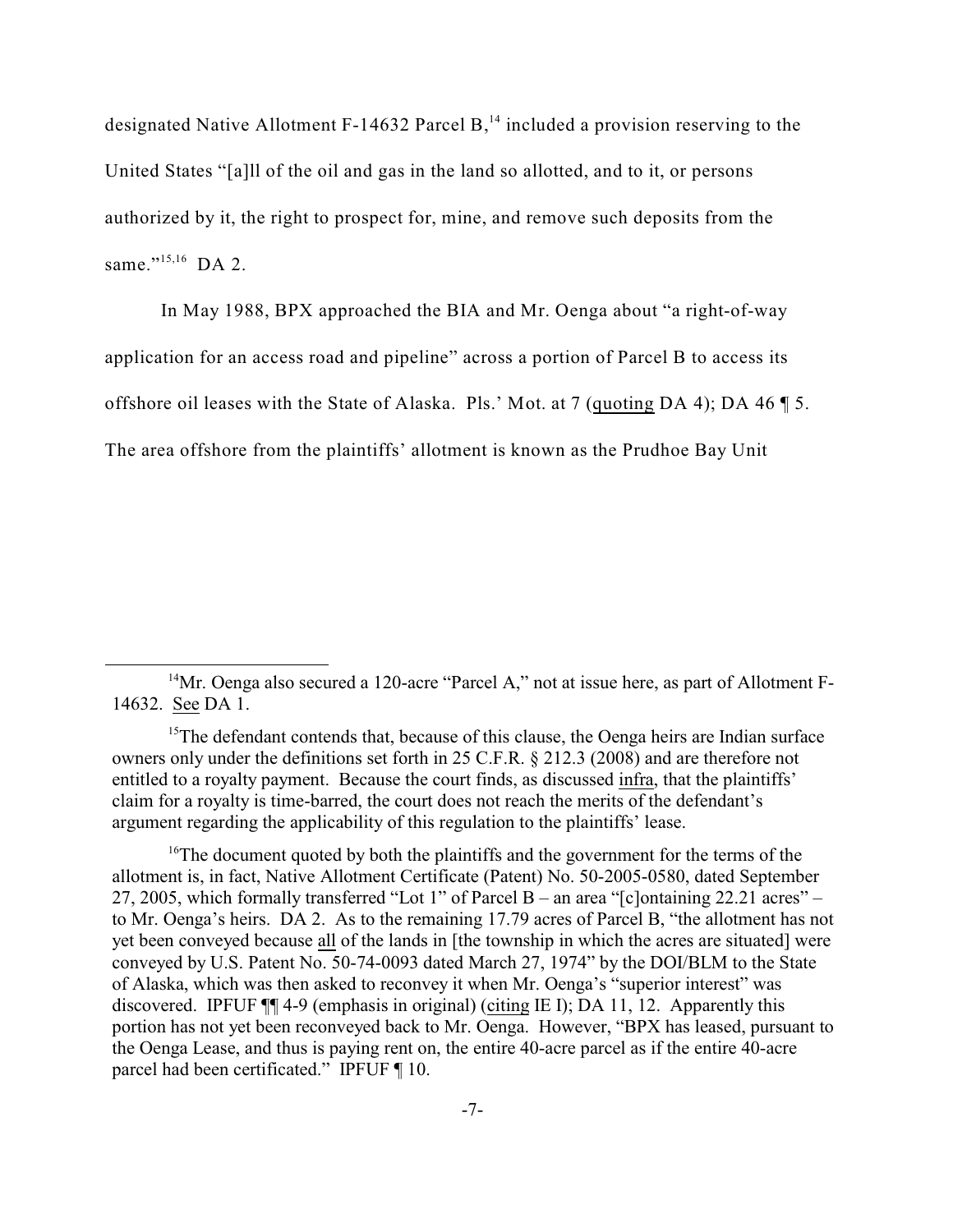designated Native Allotment F-14632 Parcel B,[14] included a provision reserving to the United States "[a]ll of the oil and gas in the land so allotted, and to it, or persons authorized by it, the right to prospect for, mine, and remove such deposits from the same."[15,16] DA 2.

In May 1988, BPX approached the BIA and Mr. Oenga about "a right-of-way application for an access road and pipeline" across a portion of Parcel B to access its offshore oil leases with the State of Alaska. Pls.' Mot. at 7 (quoting DA 4); DA 46 ¶ 5. The area offshore from the plaintiffs' allotment is known as the Prudhoe Bay Unit

---

[14]Mr. Oenga also secured a 120-acre "Parcel A," not at issue here, as part of Allotment F-14632. See DA 1.

[15]The defendant contends that, because of this clause, the Oenga heirs are Indian surface owners only under the definitions set forth in 25 C.F.R. § 212.3 (2008) and are therefore not entitled to a royalty payment. Because the court finds, as discussed infra, that the plaintiffs' claim for a royalty is time-barred, the court does not reach the merits of the defendant's argument regarding the applicability of this regulation to the plaintiffs' lease.

[16]The document quoted by both the plaintiffs and the government for the terms of the allotment is, in fact, Native Allotment Certificate (Patent) No. 50-2005-0580, dated September 27, 2005, which formally transferred "Lot 1" of Parcel B – an area "[c]ontaining 22.21 acres" – to Mr. Oenga's heirs. DA 2. As to the remaining 17.79 acres of Parcel B, "the allotment has not yet been conveyed because all of the lands in [the township in which the acres are situated] were conveyed by U.S. Patent No. 50-74-0093 dated March 27, 1974" by the DOI/BLM to the State of Alaska, which was then asked to reconvey it when Mr. Oenga's "superior interest" was discovered. IPFUF ¶¶ 4-9 (emphasis in original) (citing IE I); DA 11, 12. Apparently this portion has not yet been reconveyed back to Mr. Oenga. However, "BPX has leased, pursuant to the Oenga Lease, and thus is paying rent on, the entire 40-acre parcel as if the entire 40-acre parcel had been certificated." IPFUF ¶ 10.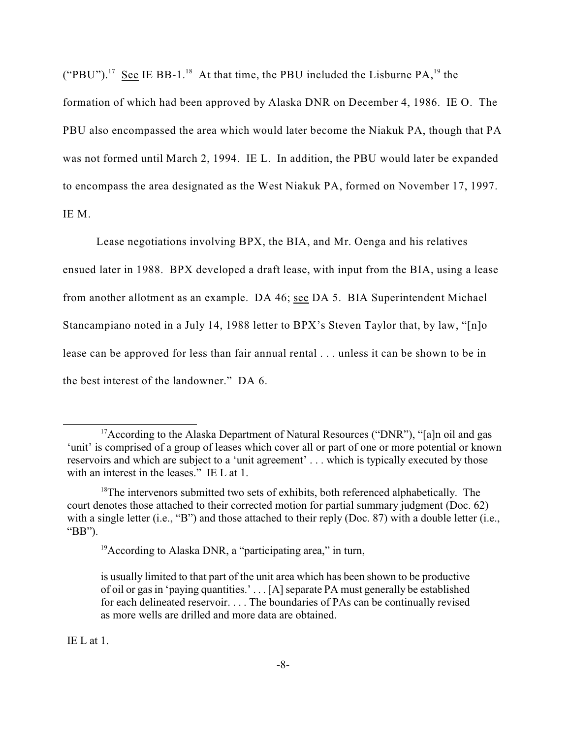("PBU").[17] See IE BB-1.[18] At that time, the PBU included the Lisburne PA,[19] the formation of which had been approved by Alaska DNR on December 4, 1986. IE O. The PBU also encompassed the area which would later become the Niakuk PA, though that PA was not formed until March 2, 1994. IE L. In addition, the PBU would later be expanded to encompass the area designated as the West Niakuk PA, formed on November 17, 1997. IE M.

Lease negotiations involving BPX, the BIA, and Mr. Oenga and his relatives ensued later in 1988. BPX developed a draft lease, with input from the BIA, using a lease from another allotment as an example. DA 46; see DA 5. BIA Superintendent Michael Stancampiano noted in a July 14, 1988 letter to BPX's Steven Taylor that, by law, "[n]o lease can be approved for less than fair annual rental . . . unless it can be shown to be in the best interest of the landowner." DA 6.

---

[17]According to the Alaska Department of Natural Resources ("DNR"), "[a]n oil and gas 'unit' is comprised of a group of leases which cover all or part of one or more potential or known reservoirs and which are subject to a 'unit agreement' . . . which is typically executed by those with an interest in the leases." IE L at 1.

[18]The intervenors submitted two sets of exhibits, both referenced alphabetically. The court denotes those attached to their corrected motion for partial summary judgment (Doc. 62) with a single letter (i.e., "B") and those attached to their reply (Doc. 87) with a double letter (i.e., "BB").

[19]According to Alaska DNR, a "participating area," in turn,

> is usually limited to that part of the unit area which has been shown to be productive of oil or gas in 'paying quantities.' . . . [A] separate PA must generally be established for each delineated reservoir. . . . The boundaries of PAs can be continually revised as more wells are drilled and more data are obtained.

IE L at 1.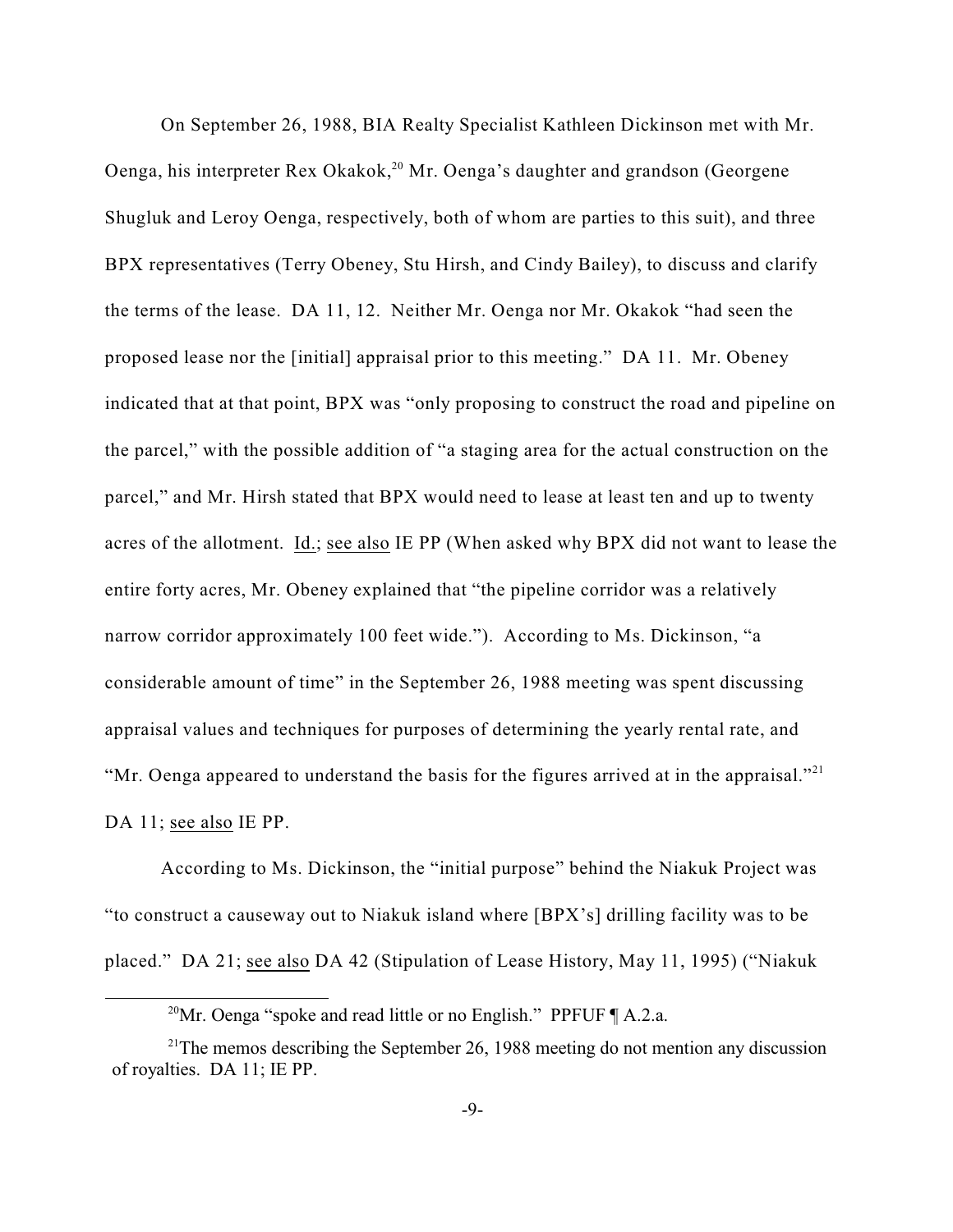On September 26, 1988, BIA Realty Specialist Kathleen Dickinson met with Mr. Oenga, his interpreter Rex Okakok,[20] Mr. Oenga's daughter and grandson (Georgene Shugluk and Leroy Oenga, respectively, both of whom are parties to this suit), and three BPX representatives (Terry Obeney, Stu Hirsh, and Cindy Bailey), to discuss and clarify the terms of the lease. DA 11, 12. Neither Mr. Oenga nor Mr. Okakok "had seen the proposed lease nor the [initial] appraisal prior to this meeting." DA 11. Mr. Obeney indicated that at that point, BPX was "only proposing to construct the road and pipeline on the parcel," with the possible addition of "a staging area for the actual construction on the parcel," and Mr. Hirsh stated that BPX would need to lease at least ten and up to twenty acres of the allotment. Id.; see also IE PP (When asked why BPX did not want to lease the entire forty acres, Mr. Obeney explained that "the pipeline corridor was a relatively narrow corridor approximately 100 feet wide."). According to Ms. Dickinson, "a considerable amount of time" in the September 26, 1988 meeting was spent discussing appraisal values and techniques for purposes of determining the yearly rental rate, and "Mr. Oenga appeared to understand the basis for the figures arrived at in the appraisal."[21] DA 11; see also IE PP.

According to Ms. Dickinson, the "initial purpose" behind the Niakuk Project was "to construct a causeway out to Niakuk island where [BPX's] drilling facility was to be placed." DA 21; see also DA 42 (Stipulation of Lease History, May 11, 1995) ("Niakuk

[20] Mr. Oenga "spoke and read little or no English." PPFUF ¶ A.2.a.

[21] The memos describing the September 26, 1988 meeting do not mention any discussion of royalties. DA 11; IE PP.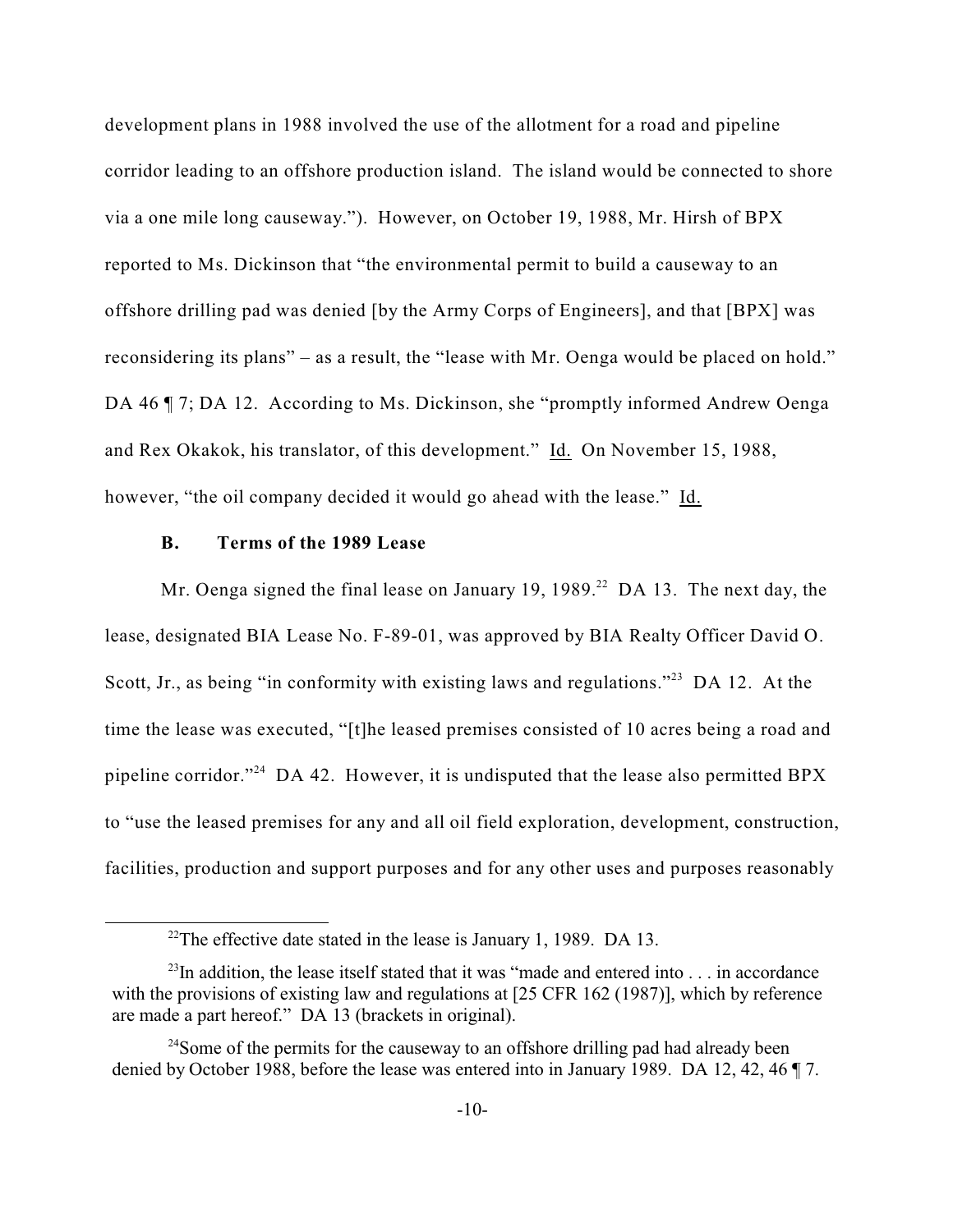development plans in 1988 involved the use of the allotment for a road and pipeline corridor leading to an offshore production island. The island would be connected to shore via a one mile long causeway."). However, on October 19, 1988, Mr. Hirsh of BPX reported to Ms. Dickinson that "the environmental permit to build a causeway to an offshore drilling pad was denied [by the Army Corps of Engineers], and that [BPX] was reconsidering its plans" – as a result, the "lease with Mr. Oenga would be placed on hold." DA 46 ¶ 7; DA 12. According to Ms. Dickinson, she "promptly informed Andrew Oenga and Rex Okakok, his translator, of this development." Id. On November 15, 1988, however, "the oil company decided it would go ahead with the lease." Id.

### B. Terms of the 1989 Lease

Mr. Oenga signed the final lease on January 19, 1989.[22] DA 13. The next day, the lease, designated BIA Lease No. F-89-01, was approved by BIA Realty Officer David O. Scott, Jr., as being "in conformity with existing laws and regulations."[23] DA 12. At the time the lease was executed, "[t]he leased premises consisted of 10 acres being a road and pipeline corridor."[24] DA 42. However, it is undisputed that the lease also permitted BPX to "use the leased premises for any and all oil field exploration, development, construction, facilities, production and support purposes and for any other uses and purposes reasonably

[22] The effective date stated in the lease is January 1, 1989. DA 13.

[23] In addition, the lease itself stated that it was "made and entered into . . . in accordance with the provisions of existing law and regulations at [25 CFR 162 (1987)], which by reference are made a part hereof." DA 13 (brackets in original).

[24] Some of the permits for the causeway to an offshore drilling pad had already been denied by October 1988, before the lease was entered into in January 1989. DA 12, 42, 46 ¶ 7.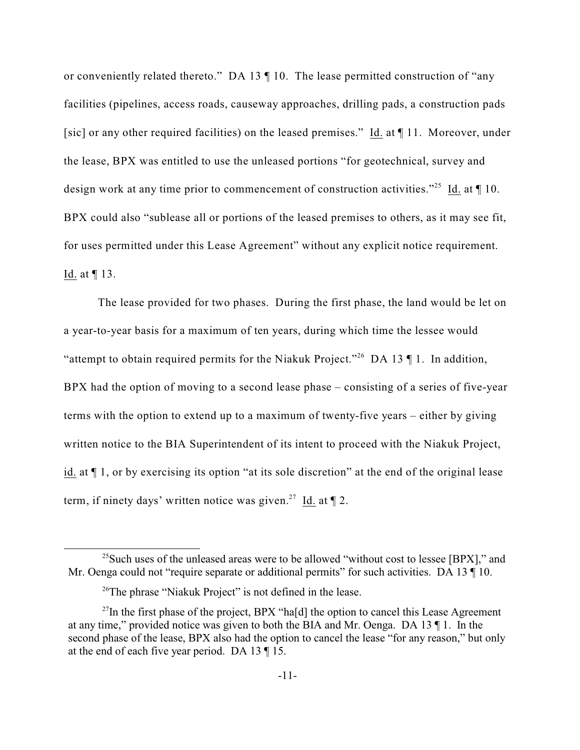or conveniently related thereto." DA 13 ¶ 10. The lease permitted construction of "any facilities (pipelines, access roads, causeway approaches, drilling pads, a construction pads [sic] or any other required facilities) on the leased premises." Id. at ¶ 11. Moreover, under the lease, BPX was entitled to use the unleased portions "for geotechnical, survey and design work at any time prior to commencement of construction activities."[25] Id. at ¶ 10. BPX could also "sublease all or portions of the leased premises to others, as it may see fit, for uses permitted under this Lease Agreement" without any explicit notice requirement. Id. at ¶ 13.

The lease provided for two phases. During the first phase, the land would be let on a year-to-year basis for a maximum of ten years, during which time the lessee would "attempt to obtain required permits for the Niakuk Project."[26] DA 13 ¶ 1. In addition, BPX had the option of moving to a second lease phase – consisting of a series of five-year terms with the option to extend up to a maximum of twenty-five years – either by giving written notice to the BIA Superintendent of its intent to proceed with the Niakuk Project, id. at ¶ 1, or by exercising its option "at its sole discretion" at the end of the original lease term, if ninety days' written notice was given.[27] Id. at ¶ 2.

---

[25] Such uses of the unleased areas were to be allowed "without cost to lessee [BPX]," and Mr. Oenga could not "require separate or additional permits" for such activities. DA 13 ¶ 10.

[26] The phrase "Niakuk Project" is not defined in the lease.

[27] In the first phase of the project, BPX "ha[d] the option to cancel this Lease Agreement at any time," provided notice was given to both the BIA and Mr. Oenga. DA 13 ¶ 1. In the second phase of the lease, BPX also had the option to cancel the lease "for any reason," but only at the end of each five year period. DA 13 ¶ 15.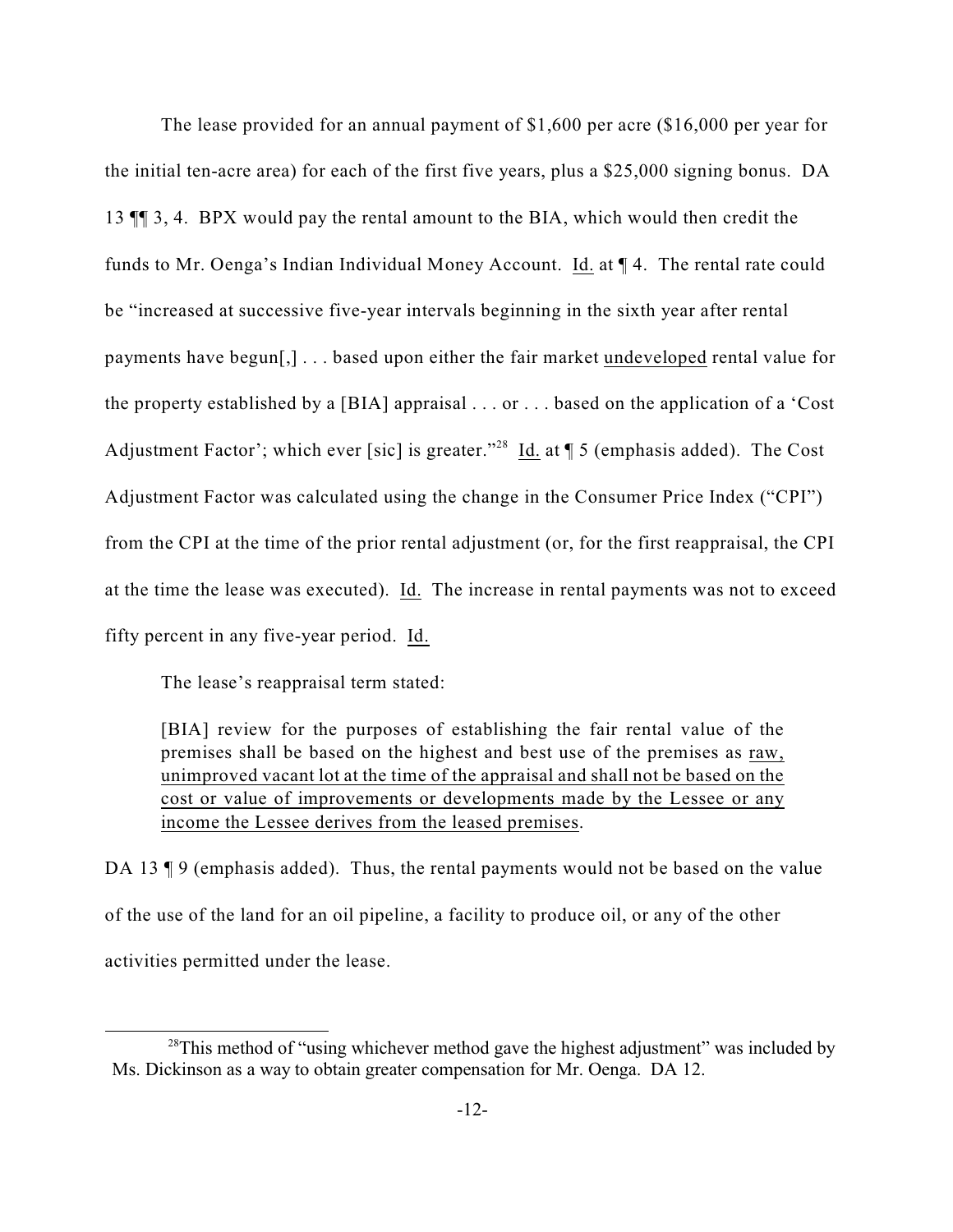The lease provided for an annual payment of $1,600 per acre ($16,000 per year for the initial ten-acre area) for each of the first five years, plus a $25,000 signing bonus. DA 13 ¶¶ 3, 4. BPX would pay the rental amount to the BIA, which would then credit the funds to Mr. Oenga's Indian Individual Money Account. Id. at ¶ 4. The rental rate could be "increased at successive five-year intervals beginning in the sixth year after rental payments have begun[,] . . . based upon either the fair market undeveloped rental value for the property established by a [BIA] appraisal . . . or . . . based on the application of a 'Cost Adjustment Factor'; which ever [sic] is greater."[28] Id. at ¶ 5 (emphasis added). The Cost Adjustment Factor was calculated using the change in the Consumer Price Index ("CPI") from the CPI at the time of the prior rental adjustment (or, for the first reappraisal, the CPI at the time the lease was executed). Id. The increase in rental payments was not to exceed fifty percent in any five-year period. Id.

The lease's reappraisal term stated:

> [BIA] review for the purposes of establishing the fair rental value of the premises shall be based on the highest and best use of the premises as raw, unimproved vacant lot at the time of the appraisal and shall not be based on the cost or value of improvements or developments made by the Lessee or any income the Lessee derives from the leased premises.

DA 13 ¶ 9 (emphasis added). Thus, the rental payments would not be based on the value of the use of the land for an oil pipeline, a facility to produce oil, or any of the other activities permitted under the lease.

---

[28] This method of "using whichever method gave the highest adjustment" was included by Ms. Dickinson as a way to obtain greater compensation for Mr. Oenga. DA 12.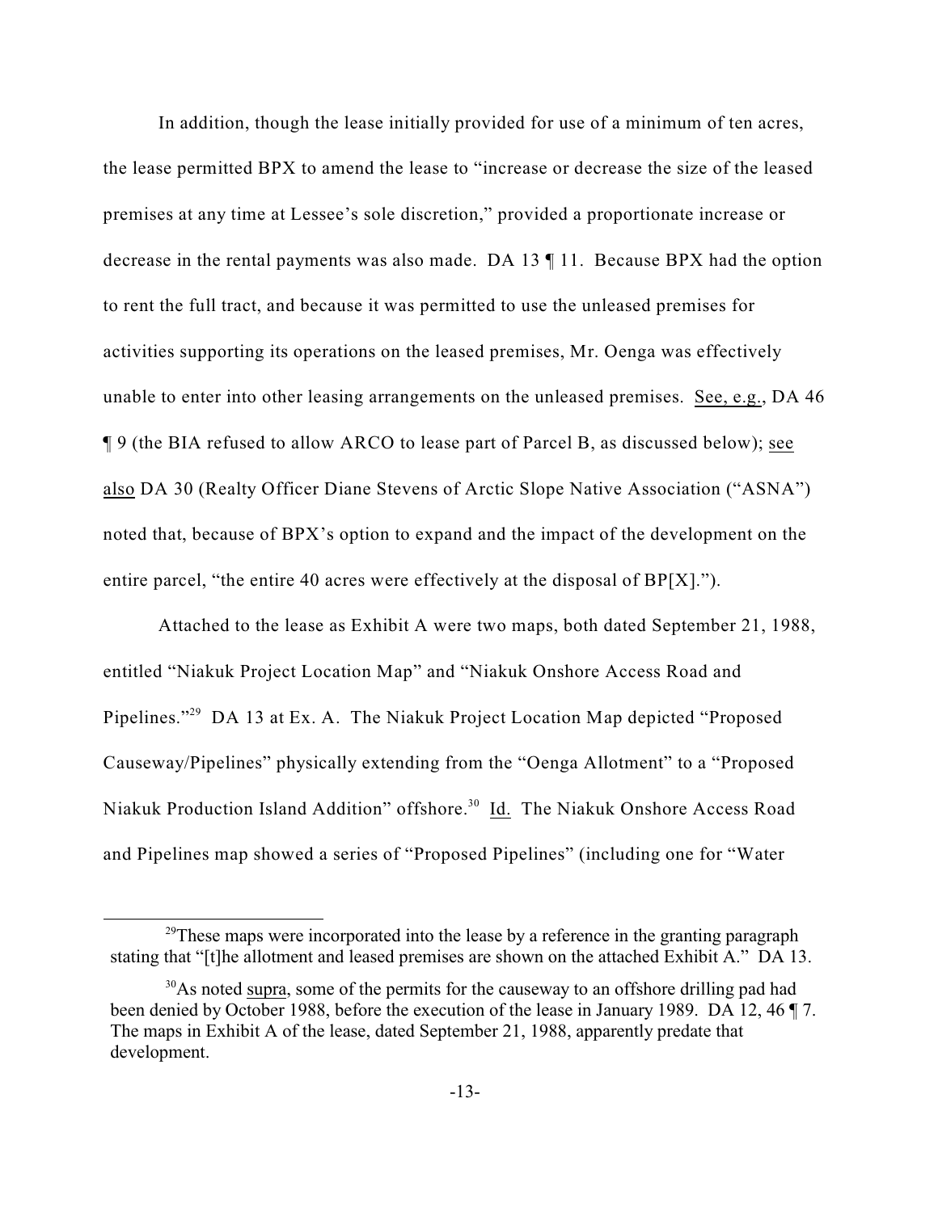In addition, though the lease initially provided for use of a minimum of ten acres, the lease permitted BPX to amend the lease to "increase or decrease the size of the leased premises at any time at Lessee's sole discretion," provided a proportionate increase or decrease in the rental payments was also made. DA 13 ¶ 11. Because BPX had the option to rent the full tract, and because it was permitted to use the unleased premises for activities supporting its operations on the leased premises, Mr. Oenga was effectively unable to enter into other leasing arrangements on the unleased premises. <u>See, e.g.</u>, DA 46 ¶ 9 (the BIA refused to allow ARCO to lease part of Parcel B, as discussed below); <u>see also</u> DA 30 (Realty Officer Diane Stevens of Arctic Slope Native Association ("ASNA") noted that, because of BPX's option to expand and the impact of the development on the entire parcel, "the entire 40 acres were effectively at the disposal of BP[X].").

Attached to the lease as Exhibit A were two maps, both dated September 21, 1988, entitled "Niakuk Project Location Map" and "Niakuk Onshore Access Road and Pipelines."[29] DA 13 at Ex. A. The Niakuk Project Location Map depicted "Proposed Causeway/Pipelines" physically extending from the "Oenga Allotment" to a "Proposed Niakuk Production Island Addition" offshore.[30] <u>Id.</u> The Niakuk Onshore Access Road and Pipelines map showed a series of "Proposed Pipelines" (including one for "Water

---

[29] These maps were incorporated into the lease by a reference in the granting paragraph stating that "[t]he allotment and leased premises are shown on the attached Exhibit A." DA 13.

[30] As noted <u>supra</u>, some of the permits for the causeway to an offshore drilling pad had been denied by October 1988, before the execution of the lease in January 1989. DA 12, 46 ¶ 7. The maps in Exhibit A of the lease, dated September 21, 1988, apparently predate that development.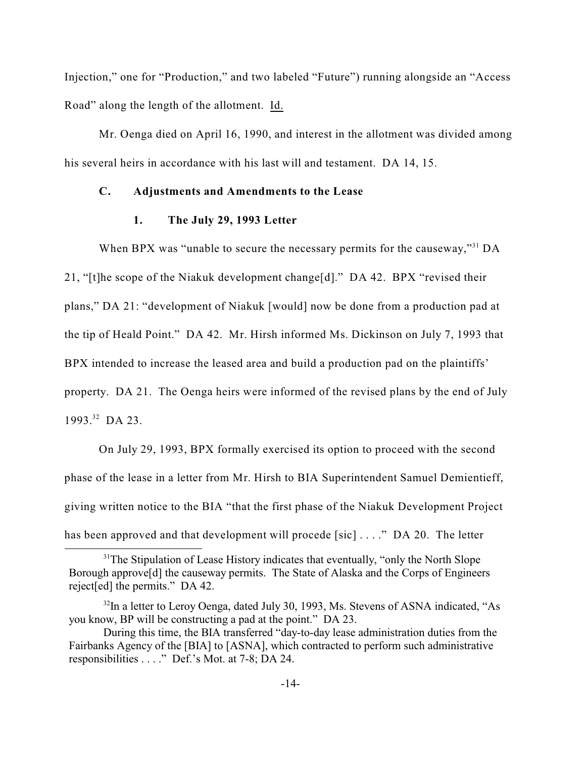Injection," one for "Production," and two labeled "Future") running alongside an "Access Road" along the length of the allotment. Id.

Mr. Oenga died on April 16, 1990, and interest in the allotment was divided among his several heirs in accordance with his last will and testament. DA 14, 15.

### C. Adjustments and Amendments to the Lease

#### 1. The July 29, 1993 Letter

When BPX was "unable to secure the necessary permits for the causeway,"[31] DA 21, "[t]he scope of the Niakuk development change[d]." DA 42. BPX "revised their plans," DA 21: "development of Niakuk [would] now be done from a production pad at the tip of Heald Point." DA 42. Mr. Hirsh informed Ms. Dickinson on July 7, 1993 that BPX intended to increase the leased area and build a production pad on the plaintiffs' property. DA 21. The Oenga heirs were informed of the revised plans by the end of July 1993.[32] DA 23.

On July 29, 1993, BPX formally exercised its option to proceed with the second phase of the lease in a letter from Mr. Hirsh to BIA Superintendent Samuel Demientieff, giving written notice to the BIA "that the first phase of the Niakuk Development Project has been approved and that development will procede [sic] . . . ." DA 20. The letter

---

[31] The Stipulation of Lease History indicates that eventually, "only the North Slope Borough approve[d] the causeway permits. The State of Alaska and the Corps of Engineers reject[ed] the permits." DA 42.

[32] In a letter to Leroy Oenga, dated July 30, 1993, Ms. Stevens of ASNA indicated, "As you know, BP will be constructing a pad at the point." DA 23.

During this time, the BIA transferred "day-to-day lease administration duties from the Fairbanks Agency of the [BIA] to [ASNA], which contracted to perform such administrative responsibilities . . . ." Def.'s Mot. at 7-8; DA 24.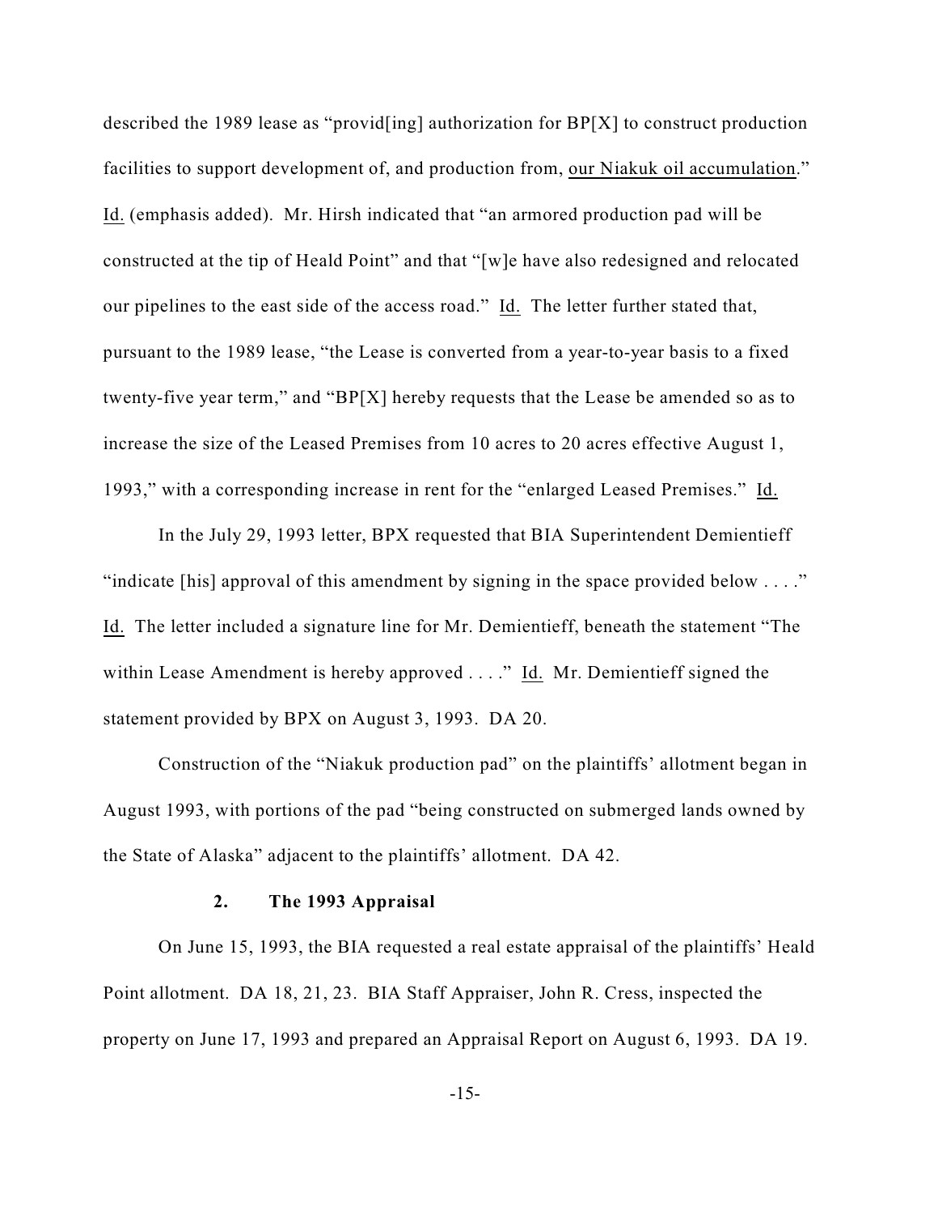described the 1989 lease as "provid[ing] authorization for BP[X] to construct production facilities to support development of, and production from, <u>our Niakuk oil accumulation</u>." <u>Id.</u> (emphasis added). Mr. Hirsh indicated that "an armored production pad will be constructed at the tip of Heald Point" and that "[w]e have also redesigned and relocated our pipelines to the east side of the access road." <u>Id.</u> The letter further stated that, pursuant to the 1989 lease, "the Lease is converted from a year-to-year basis to a fixed twenty-five year term," and "BP[X] hereby requests that the Lease be amended so as to increase the size of the Leased Premises from 10 acres to 20 acres effective August 1, 1993," with a corresponding increase in rent for the "enlarged Leased Premises." <u>Id.</u>

In the July 29, 1993 letter, BPX requested that BIA Superintendent Demientieff "indicate [his] approval of this amendment by signing in the space provided below . . . ." <u>Id.</u> The letter included a signature line for Mr. Demientieff, beneath the statement "The within Lease Amendment is hereby approved . . . ." <u>Id.</u> Mr. Demientieff signed the statement provided by BPX on August 3, 1993. DA 20.

Construction of the "Niakuk production pad" on the plaintiffs' allotment began in August 1993, with portions of the pad "being constructed on submerged lands owned by the State of Alaska" adjacent to the plaintiffs' allotment. DA 42.

### 2. The 1993 Appraisal

On June 15, 1993, the BIA requested a real estate appraisal of the plaintiffs' Heald Point allotment. DA 18, 21, 23. BIA Staff Appraiser, John R. Cress, inspected the property on June 17, 1993 and prepared an Appraisal Report on August 6, 1993. DA 19.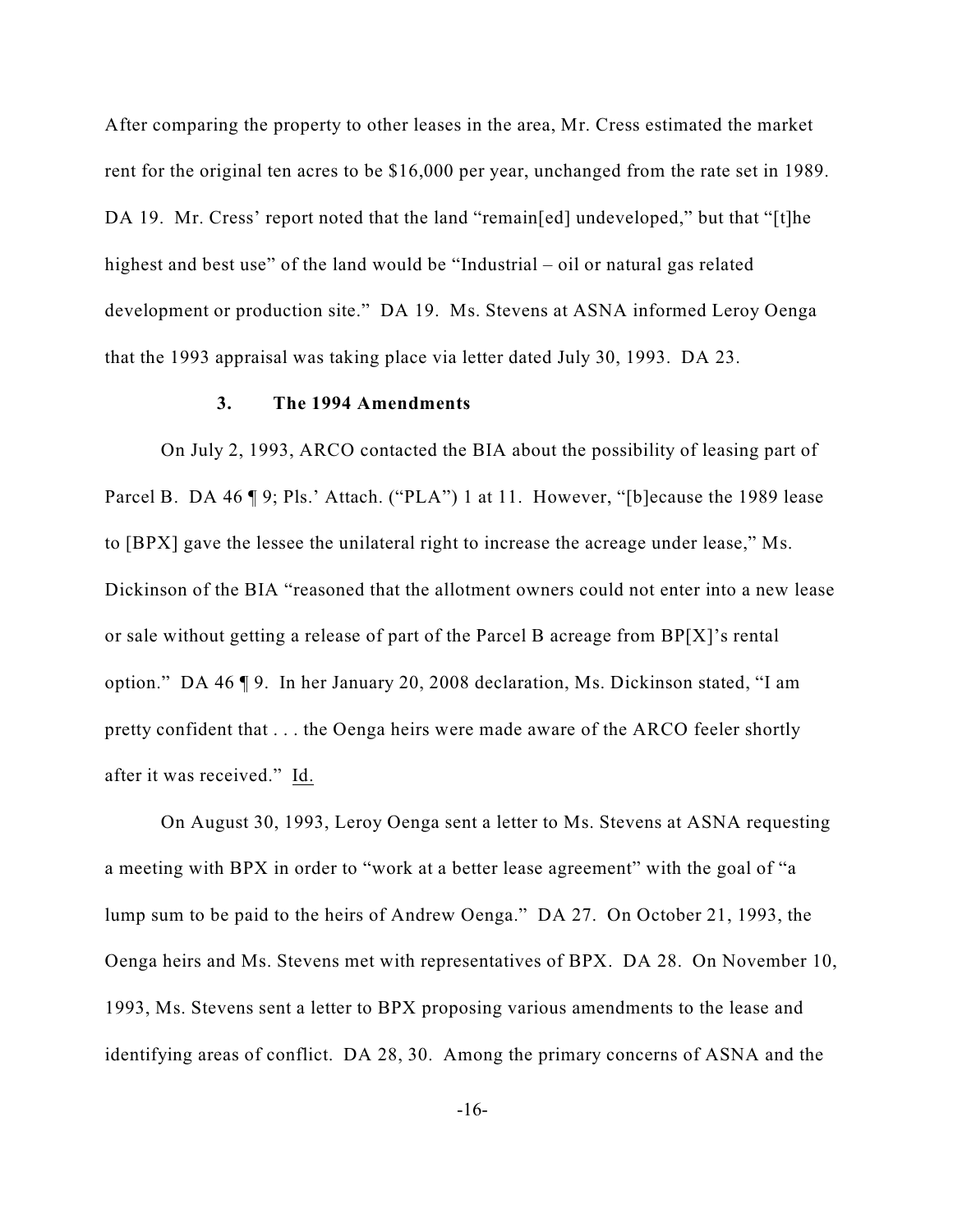After comparing the property to other leases in the area, Mr. Cress estimated the market rent for the original ten acres to be $16,000 per year, unchanged from the rate set in 1989. DA 19. Mr. Cress' report noted that the land "remain[ed] undeveloped," but that "[t]he highest and best use" of the land would be "Industrial – oil or natural gas related development or production site." DA 19. Ms. Stevens at ASNA informed Leroy Oenga that the 1993 appraisal was taking place via letter dated July 30, 1993. DA 23.

### 3. The 1994 Amendments

On July 2, 1993, ARCO contacted the BIA about the possibility of leasing part of Parcel B. DA 46 ¶ 9; Pls.' Attach. ("PLA") 1 at 11. However, "[b]ecause the 1989 lease to [BPX] gave the lessee the unilateral right to increase the acreage under lease," Ms. Dickinson of the BIA "reasoned that the allotment owners could not enter into a new lease or sale without getting a release of part of the Parcel B acreage from BP[X]'s rental option." DA 46 ¶ 9. In her January 20, 2008 declaration, Ms. Dickinson stated, "I am pretty confident that . . . the Oenga heirs were made aware of the ARCO feeler shortly after it was received." Id.

On August 30, 1993, Leroy Oenga sent a letter to Ms. Stevens at ASNA requesting a meeting with BPX in order to "work at a better lease agreement" with the goal of "a lump sum to be paid to the heirs of Andrew Oenga." DA 27. On October 21, 1993, the Oenga heirs and Ms. Stevens met with representatives of BPX. DA 28. On November 10, 1993, Ms. Stevens sent a letter to BPX proposing various amendments to the lease and identifying areas of conflict. DA 28, 30. Among the primary concerns of ASNA and the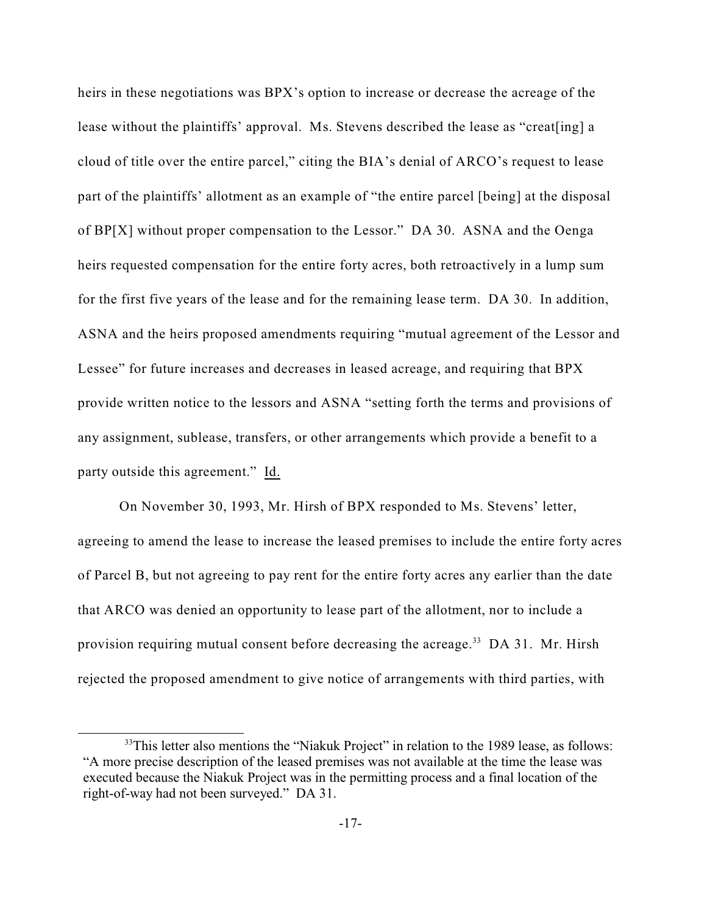heirs in these negotiations was BPX's option to increase or decrease the acreage of the lease without the plaintiffs' approval. Ms. Stevens described the lease as "creat[ing] a cloud of title over the entire parcel," citing the BIA's denial of ARCO's request to lease part of the plaintiffs' allotment as an example of "the entire parcel [being] at the disposal of BP[X] without proper compensation to the Lessor." DA 30. ASNA and the Oenga heirs requested compensation for the entire forty acres, both retroactively in a lump sum for the first five years of the lease and for the remaining lease term. DA 30. In addition, ASNA and the heirs proposed amendments requiring "mutual agreement of the Lessor and Lessee" for future increases and decreases in leased acreage, and requiring that BPX provide written notice to the lessors and ASNA "setting forth the terms and provisions of any assignment, sublease, transfers, or other arrangements which provide a benefit to a party outside this agreement." Id.

On November 30, 1993, Mr. Hirsh of BPX responded to Ms. Stevens' letter, agreeing to amend the lease to increase the leased premises to include the entire forty acres of Parcel B, but not agreeing to pay rent for the entire forty acres any earlier than the date that ARCO was denied an opportunity to lease part of the allotment, nor to include a provision requiring mutual consent before decreasing the acreage.[33] DA 31. Mr. Hirsh rejected the proposed amendment to give notice of arrangements with third parties, with

[33] This letter also mentions the "Niakuk Project" in relation to the 1989 lease, as follows: "A more precise description of the leased premises was not available at the time the lease was executed because the Niakuk Project was in the permitting process and a final location of the right-of-way had not been surveyed." DA 31.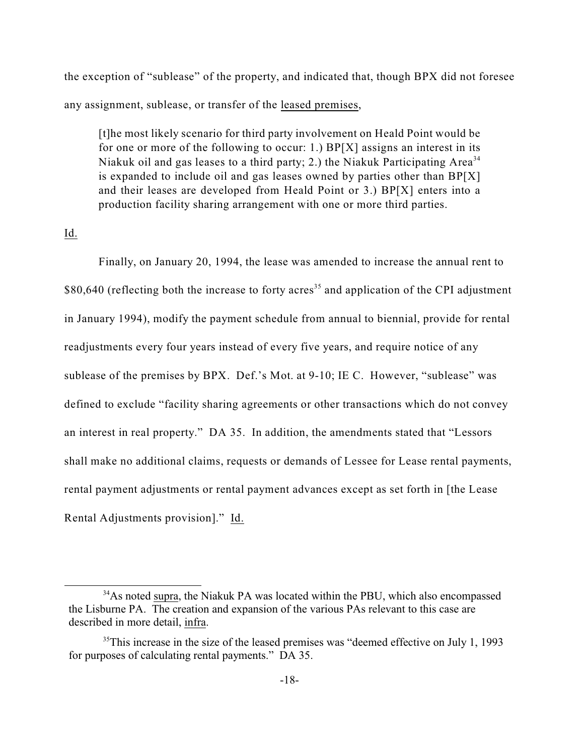the exception of "sublease" of the property, and indicated that, though BPX did not foresee any assignment, sublease, or transfer of the <u>leased premises</u>,

> [t]he most likely scenario for third party involvement on Heald Point would be for one or more of the following to occur: 1.) BP[X] assigns an interest in its Niakuk oil and gas leases to a third party; 2.) the Niakuk Participating Area[34] is expanded to include oil and gas leases owned by parties other than BP[X] and their leases are developed from Heald Point or 3.) BP[X] enters into a production facility sharing arrangement with one or more third parties.

<u>Id.</u>

Finally, on January 20, 1994, the lease was amended to increase the annual rent to \$80,640 (reflecting both the increase to forty acres[35] and application of the CPI adjustment in January 1994), modify the payment schedule from annual to biennial, provide for rental readjustments every four years instead of every five years, and require notice of any sublease of the premises by BPX. Def.'s Mot. at 9-10; IE C. However, "sublease" was defined to exclude "facility sharing agreements or other transactions which do not convey an interest in real property." DA 35. In addition, the amendments stated that "Lessors shall make no additional claims, requests or demands of Lessee for Lease rental payments, rental payment adjustments or rental payment advances except as set forth in [the Lease Rental Adjustments provision]." <u>Id.</u>

---

[34] As noted <u>supra</u>, the Niakuk PA was located within the PBU, which also encompassed the Lisburne PA. The creation and expansion of the various PAs relevant to this case are described in more detail, <u>infra</u>.

[35] This increase in the size of the leased premises was "deemed effective on July 1, 1993 for purposes of calculating rental payments." DA 35.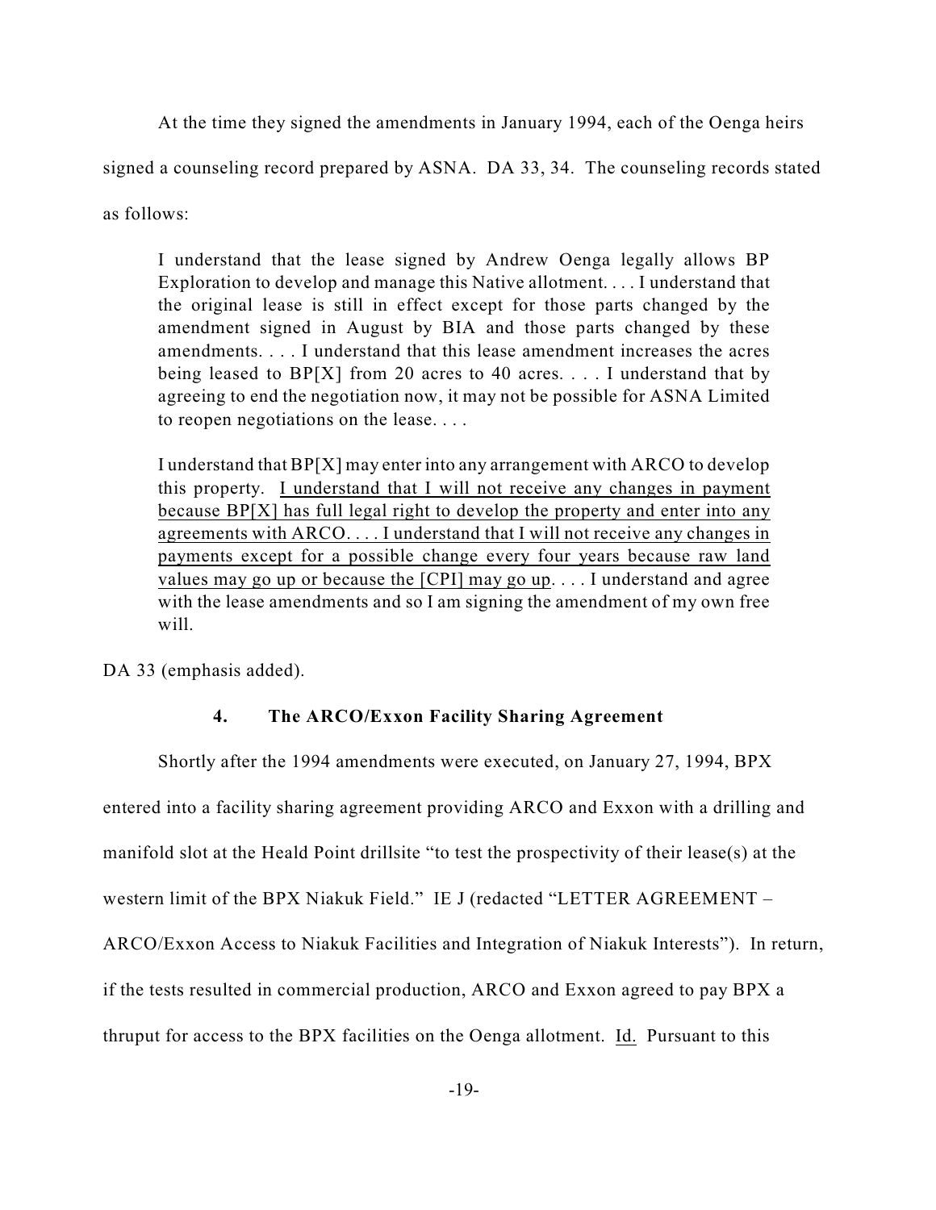At the time they signed the amendments in January 1994, each of the Oenga heirs signed a counseling record prepared by ASNA. DA 33, 34. The counseling records stated as follows:

> I understand that the lease signed by Andrew Oenga legally allows BP Exploration to develop and manage this Native allotment. . . . I understand that the original lease is still in effect except for those parts changed by the amendment signed in August by BIA and those parts changed by these amendments. . . . I understand that this lease amendment increases the acres being leased to BP[X] from 20 acres to 40 acres. . . . I understand that by agreeing to end the negotiation now, it may not be possible for ASNA Limited to reopen negotiations on the lease. . . .
>
> I understand that BP[X] may enter into any arrangement with ARCO to develop this property. <u>I understand that I will not receive any changes in payment because BP[X] has full legal right to develop the property and enter into any agreements with ARCO. . . . I understand that I will not receive any changes in payments except for a possible change every four years because raw land values may go up or because the [CPI] may go up</u>. . . . I understand and agree with the lease amendments and so I am signing the amendment of my own free will.

DA 33 (emphasis added).

#### 4. The ARCO/Exxon Facility Sharing Agreement

Shortly after the 1994 amendments were executed, on January 27, 1994, BPX entered into a facility sharing agreement providing ARCO and Exxon with a drilling and manifold slot at the Heald Point drillsite "to test the prospectivity of their lease(s) at the western limit of the BPX Niakuk Field." IE J (redacted "LETTER AGREEMENT – ARCO/Exxon Access to Niakuk Facilities and Integration of Niakuk Interests"). In return, if the tests resulted in commercial production, ARCO and Exxon agreed to pay BPX a thruput for access to the BPX facilities on the Oenga allotment. <u>Id.</u> Pursuant to this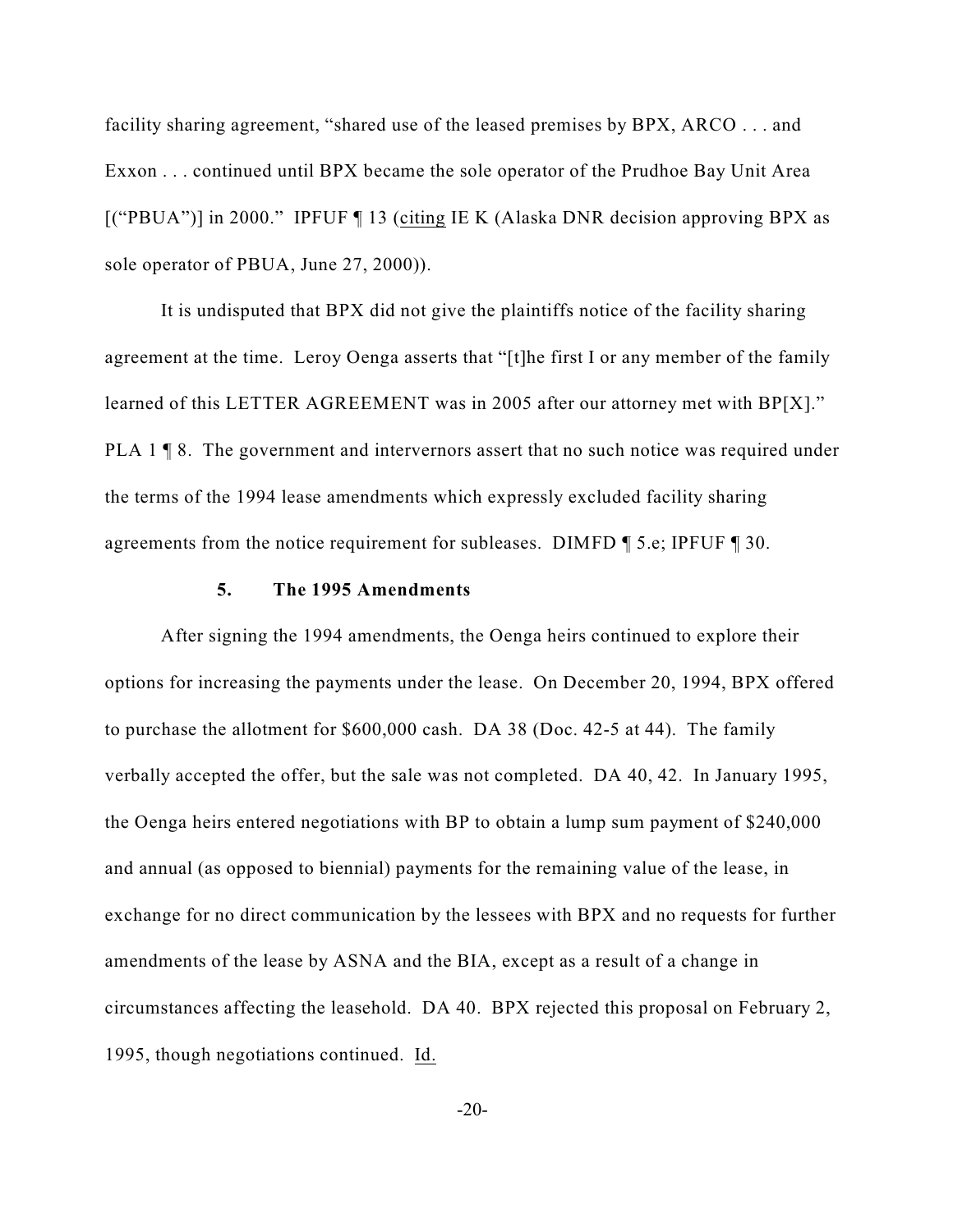facility sharing agreement, "shared use of the leased premises by BPX, ARCO . . . and Exxon . . . continued until BPX became the sole operator of the Prudhoe Bay Unit Area [("PBUA")] in 2000." IPFUF ¶ 13 (citing IE K (Alaska DNR decision approving BPX as sole operator of PBUA, June 27, 2000)).

It is undisputed that BPX did not give the plaintiffs notice of the facility sharing agreement at the time. Leroy Oenga asserts that "[t]he first I or any member of the family learned of this LETTER AGREEMENT was in 2005 after our attorney met with BP[X]." PLA 1 ¶ 8. The government and intervernors assert that no such notice was required under the terms of the 1994 lease amendments which expressly excluded facility sharing agreements from the notice requirement for subleases. DIMFD ¶ 5.e; IPFUF ¶ 30.

### 5. The 1995 Amendments

After signing the 1994 amendments, the Oenga heirs continued to explore their options for increasing the payments under the lease. On December 20, 1994, BPX offered to purchase the allotment for $600,000 cash. DA 38 (Doc. 42-5 at 44). The family verbally accepted the offer, but the sale was not completed. DA 40, 42. In January 1995, the Oenga heirs entered negotiations with BP to obtain a lump sum payment of $240,000 and annual (as opposed to biennial) payments for the remaining value of the lease, in exchange for no direct communication by the lessees with BPX and no requests for further amendments of the lease by ASNA and the BIA, except as a result of a change in circumstances affecting the leasehold. DA 40. BPX rejected this proposal on February 2, 1995, though negotiations continued. Id.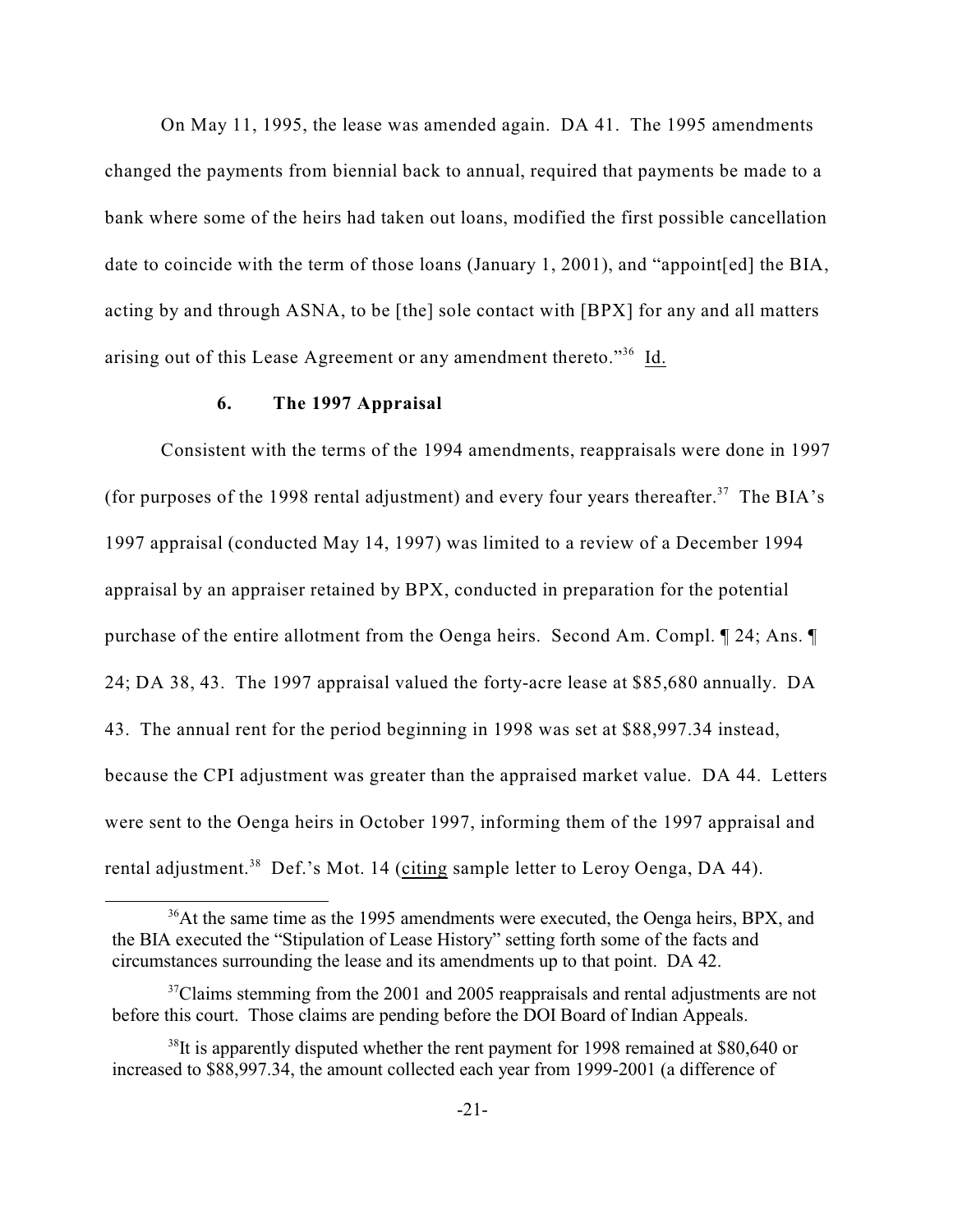On May 11, 1995, the lease was amended again. DA 41. The 1995 amendments changed the payments from biennial back to annual, required that payments be made to a bank where some of the heirs had taken out loans, modified the first possible cancellation date to coincide with the term of those loans (January 1, 2001), and "appoint[ed] the BIA, acting by and through ASNA, to be [the] sole contact with [BPX] for any and all matters arising out of this Lease Agreement or any amendment thereto."[36] Id.

#### 6. The 1997 Appraisal

Consistent with the terms of the 1994 amendments, reappraisals were done in 1997 (for purposes of the 1998 rental adjustment) and every four years thereafter.[37] The BIA's 1997 appraisal (conducted May 14, 1997) was limited to a review of a December 1994 appraisal by an appraiser retained by BPX, conducted in preparation for the potential purchase of the entire allotment from the Oenga heirs. Second Am. Compl. ¶ 24; Ans. ¶ 24; DA 38, 43. The 1997 appraisal valued the forty-acre lease at $85,680 annually. DA 43. The annual rent for the period beginning in 1998 was set at $88,997.34 instead, because the CPI adjustment was greater than the appraised market value. DA 44. Letters were sent to the Oenga heirs in October 1997, informing them of the 1997 appraisal and rental adjustment.[38] Def.'s Mot. 14 (citing sample letter to Leroy Oenga, DA 44).

---

[36] At the same time as the 1995 amendments were executed, the Oenga heirs, BPX, and the BIA executed the "Stipulation of Lease History" setting forth some of the facts and circumstances surrounding the lease and its amendments up to that point. DA 42.

[37] Claims stemming from the 2001 and 2005 reappraisals and rental adjustments are not before this court. Those claims are pending before the DOI Board of Indian Appeals.

[38] It is apparently disputed whether the rent payment for 1998 remained at $80,640 or increased to $88,997.34, the amount collected each year from 1999-2001 (a difference of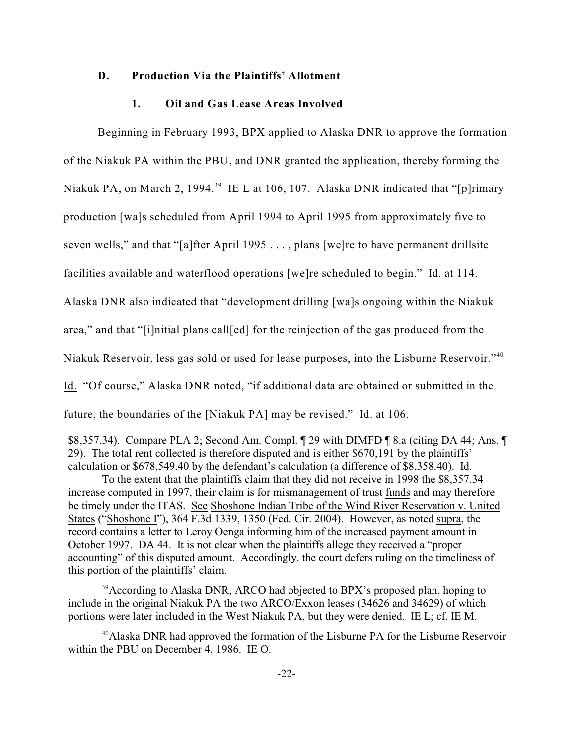### D. Production Via the Plaintiffs' Allotment

#### 1. Oil and Gas Lease Areas Involved

Beginning in February 1993, BPX applied to Alaska DNR to approve the formation of the Niakuk PA within the PBU, and DNR granted the application, thereby forming the Niakuk PA, on March 2, 1994.[39] IE L at 106, 107. Alaska DNR indicated that "[p]rimary production [wa]s scheduled from April 1994 to April 1995 from approximately five to seven wells," and that "[a]fter April 1995 . . . , plans [we]re to have permanent drillsite facilities available and waterflood operations [we]re scheduled to begin." Id. at 114. Alaska DNR also indicated that "development drilling [wa]s ongoing within the Niakuk area," and that "[i]nitial plans call[ed] for the reinjection of the gas produced from the Niakuk Reservoir, less gas sold or used for lease purposes, into the Lisburne Reservoir."[40] Id. "Of course," Alaska DNR noted, "if additional data are obtained or submitted in the future, the boundaries of the [Niakuk PA] may be revised." Id. at 106.

---

$8,357.34). Compare PLA 2; Second Am. Compl. ¶ 29 with DIMFD ¶ 8.a (citing DA 44; Ans. ¶ 29). The total rent collected is therefore disputed and is either $670,191 by the plaintiffs' calculation or $678,549.40 by the defendant's calculation (a difference of $8,358.40). Id.

To the extent that the plaintiffs claim that they did not receive in 1998 the $8,357.34 increase computed in 1997, their claim is for mismanagement of trust funds and may therefore be timely under the ITAS. See Shoshone Indian Tribe of the Wind River Reservation v. United States ("Shoshone I"), 364 F.3d 1339, 1350 (Fed. Cir. 2004). However, as noted supra, the record contains a letter to Leroy Oenga informing him of the increased payment amount in October 1997. DA 44. It is not clear when the plaintiffs allege they received a "proper accounting" of this disputed amount. Accordingly, the court defers ruling on the timeliness of this portion of the plaintiffs' claim.

[39] According to Alaska DNR, ARCO had objected to BPX's proposed plan, hoping to include in the original Niakuk PA the two ARCO/Exxon leases (34626 and 34629) of which portions were later included in the West Niakuk PA, but they were denied. IE L; cf. IE M.

[40] Alaska DNR had approved the formation of the Lisburne PA for the Lisburne Reservoir within the PBU on December 4, 1986. IE O.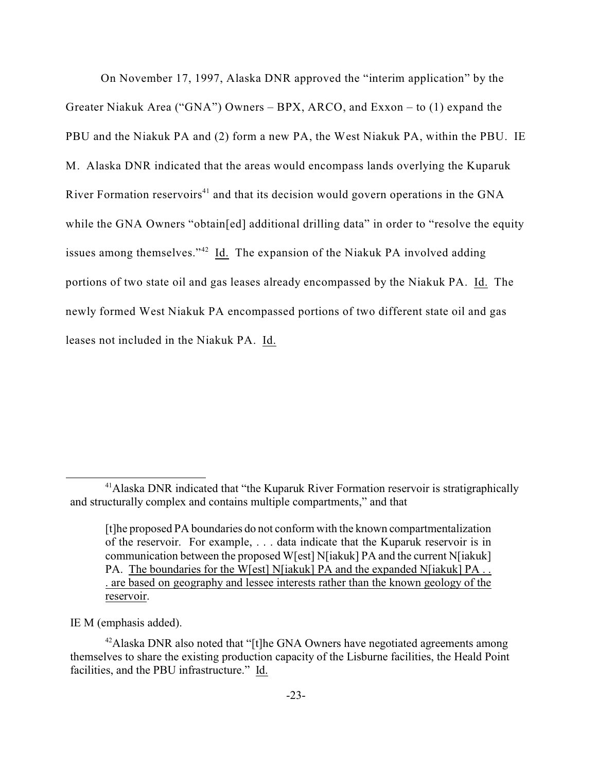On November 17, 1997, Alaska DNR approved the "interim application" by the Greater Niakuk Area ("GNA") Owners – BPX, ARCO, and Exxon – to (1) expand the PBU and the Niakuk PA and (2) form a new PA, the West Niakuk PA, within the PBU. IE M. Alaska DNR indicated that the areas would encompass lands overlying the Kuparuk River Formation reservoirs[41] and that its decision would govern operations in the GNA while the GNA Owners "obtain[ed] additional drilling data" in order to "resolve the equity issues among themselves."[42] Id. The expansion of the Niakuk PA involved adding portions of two state oil and gas leases already encompassed by the Niakuk PA. Id. The newly formed West Niakuk PA encompassed portions of two different state oil and gas leases not included in the Niakuk PA. Id.

---

[41] Alaska DNR indicated that "the Kuparuk River Formation reservoir is stratigraphically and structurally complex and contains multiple compartments," and that

> [t]he proposed PA boundaries do not conform with the known compartmentalization of the reservoir. For example, . . . data indicate that the Kuparuk reservoir is in communication between the proposed W[est] N[iakuk] PA and the current N[iakuk] PA. <u>The boundaries for the W[est] N[iakuk] PA and the expanded N[iakuk] PA . . . are based on geography and lessee interests rather than the known geology of the reservoir</u>.

IE M (emphasis added).

[42] Alaska DNR also noted that "[t]he GNA Owners have negotiated agreements among themselves to share the existing production capacity of the Lisburne facilities, the Heald Point facilities, and the PBU infrastructure." Id.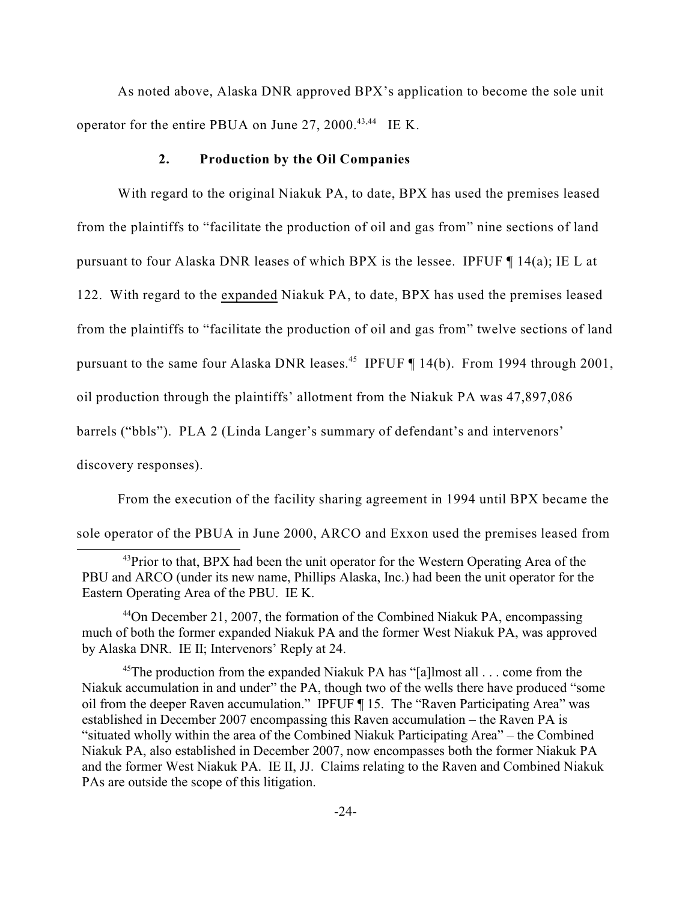As noted above, Alaska DNR approved BPX's application to become the sole unit operator for the entire PBUA on June 27, 2000.[43,44] IE K.

### 2. Production by the Oil Companies

With regard to the original Niakuk PA, to date, BPX has used the premises leased from the plaintiffs to "facilitate the production of oil and gas from" nine sections of land pursuant to four Alaska DNR leases of which BPX is the lessee. IPFUF ¶ 14(a); IE L at 122. With regard to the <u>expanded</u> Niakuk PA, to date, BPX has used the premises leased from the plaintiffs to "facilitate the production of oil and gas from" twelve sections of land pursuant to the same four Alaska DNR leases.[45] IPFUF ¶ 14(b). From 1994 through 2001, oil production through the plaintiffs' allotment from the Niakuk PA was 47,897,086 barrels ("bbls"). PLA 2 (Linda Langer's summary of defendant's and intervenors' discovery responses).

From the execution of the facility sharing agreement in 1994 until BPX became the sole operator of the PBUA in June 2000, ARCO and Exxon used the premises leased from

---

[43] Prior to that, BPX had been the unit operator for the Western Operating Area of the PBU and ARCO (under its new name, Phillips Alaska, Inc.) had been the unit operator for the Eastern Operating Area of the PBU. IE K.

[44] On December 21, 2007, the formation of the Combined Niakuk PA, encompassing much of both the former expanded Niakuk PA and the former West Niakuk PA, was approved by Alaska DNR. IE II; Intervenors' Reply at 24.

[45] The production from the expanded Niakuk PA has "[a]lmost all . . . come from the Niakuk accumulation in and under" the PA, though two of the wells there have produced "some oil from the deeper Raven accumulation." IPFUF ¶ 15. The "Raven Participating Area" was established in December 2007 encompassing this Raven accumulation – the Raven PA is "situated wholly within the area of the Combined Niakuk Participating Area" – the Combined Niakuk PA, also established in December 2007, now encompasses both the former Niakuk PA and the former West Niakuk PA. IE II, JJ. Claims relating to the Raven and Combined Niakuk PAs are outside the scope of this litigation.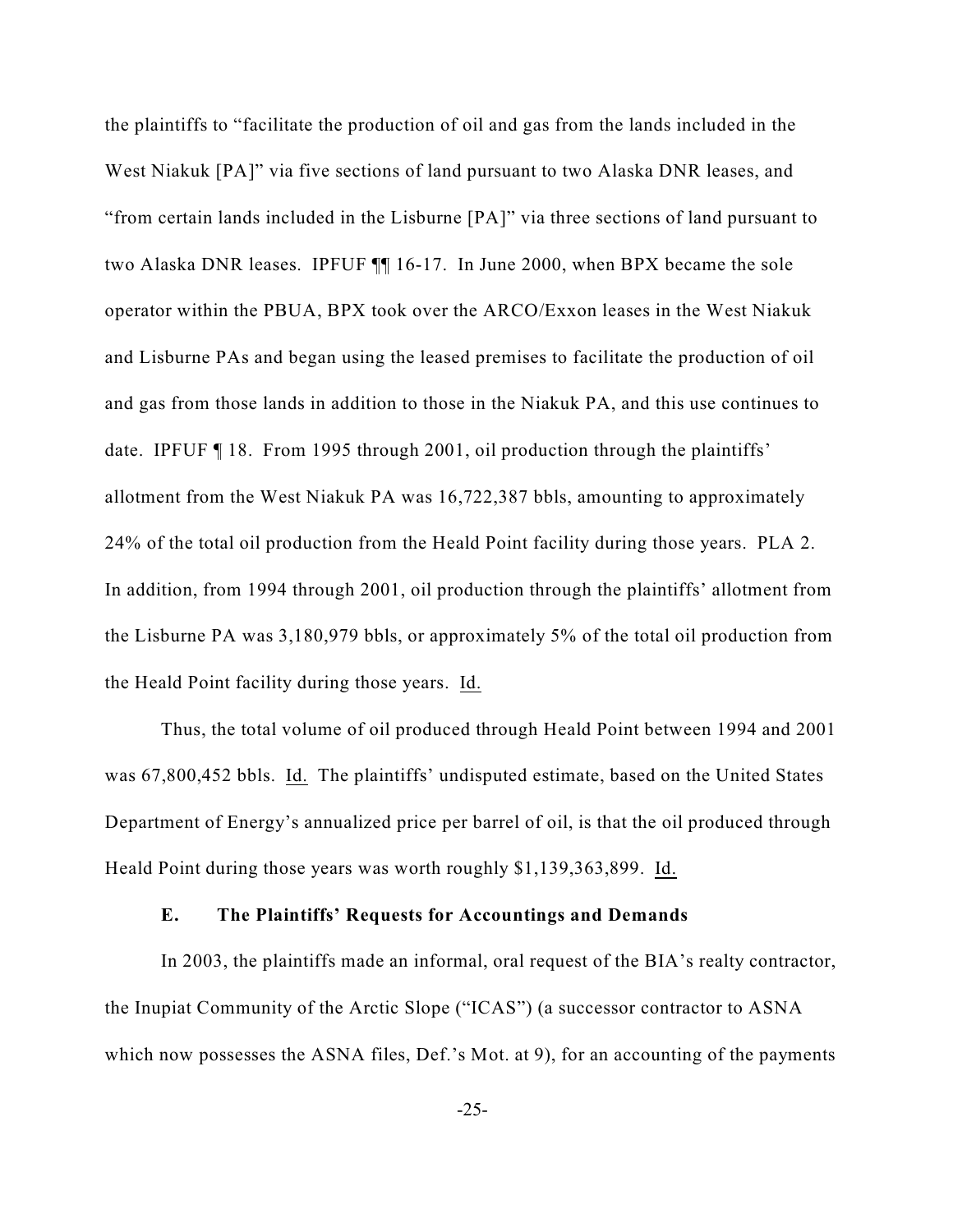the plaintiffs to "facilitate the production of oil and gas from the lands included in the West Niakuk [PA]" via five sections of land pursuant to two Alaska DNR leases, and "from certain lands included in the Lisburne [PA]" via three sections of land pursuant to two Alaska DNR leases. IPFUF ¶¶ 16-17. In June 2000, when BPX became the sole operator within the PBUA, BPX took over the ARCO/Exxon leases in the West Niakuk and Lisburne PAs and began using the leased premises to facilitate the production of oil and gas from those lands in addition to those in the Niakuk PA, and this use continues to date. IPFUF ¶ 18. From 1995 through 2001, oil production through the plaintiffs' allotment from the West Niakuk PA was 16,722,387 bbls, amounting to approximately 24% of the total oil production from the Heald Point facility during those years. PLA 2. In addition, from 1994 through 2001, oil production through the plaintiffs' allotment from the Lisburne PA was 3,180,979 bbls, or approximately 5% of the total oil production from the Heald Point facility during those years. Id.

Thus, the total volume of oil produced through Heald Point between 1994 and 2001 was 67,800,452 bbls. Id. The plaintiffs' undisputed estimate, based on the United States Department of Energy's annualized price per barrel of oil, is that the oil produced through Heald Point during those years was worth roughly $1,139,363,899. Id.

### E. The Plaintiffs' Requests for Accountings and Demands

In 2003, the plaintiffs made an informal, oral request of the BIA's realty contractor, the Inupiat Community of the Arctic Slope ("ICAS") (a successor contractor to ASNA which now possesses the ASNA files, Def.'s Mot. at 9), for an accounting of the payments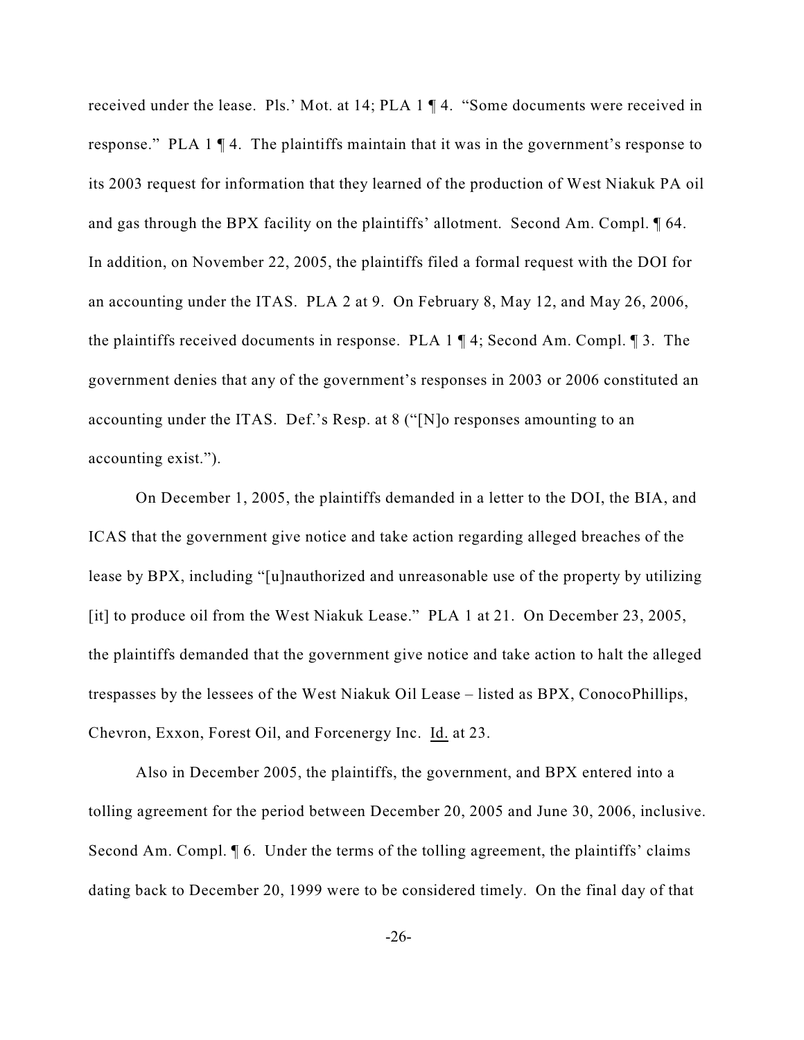received under the lease. Pls.' Mot. at 14; PLA 1 ¶ 4. "Some documents were received in response." PLA 1 ¶ 4. The plaintiffs maintain that it was in the government's response to its 2003 request for information that they learned of the production of West Niakuk PA oil and gas through the BPX facility on the plaintiffs' allotment. Second Am. Compl. ¶ 64. In addition, on November 22, 2005, the plaintiffs filed a formal request with the DOI for an accounting under the ITAS. PLA 2 at 9. On February 8, May 12, and May 26, 2006, the plaintiffs received documents in response. PLA 1 ¶ 4; Second Am. Compl. ¶ 3. The government denies that any of the government's responses in 2003 or 2006 constituted an accounting under the ITAS. Def.'s Resp. at 8 ("[N]o responses amounting to an accounting exist.").

On December 1, 2005, the plaintiffs demanded in a letter to the DOI, the BIA, and ICAS that the government give notice and take action regarding alleged breaches of the lease by BPX, including "[u]nauthorized and unreasonable use of the property by utilizing [it] to produce oil from the West Niakuk Lease." PLA 1 at 21. On December 23, 2005, the plaintiffs demanded that the government give notice and take action to halt the alleged trespasses by the lessees of the West Niakuk Oil Lease – listed as BPX, ConocoPhillips, Chevron, Exxon, Forest Oil, and Forcenergy Inc. Id. at 23.

Also in December 2005, the plaintiffs, the government, and BPX entered into a tolling agreement for the period between December 20, 2005 and June 30, 2006, inclusive. Second Am. Compl. ¶ 6. Under the terms of the tolling agreement, the plaintiffs' claims dating back to December 20, 1999 were to be considered timely. On the final day of that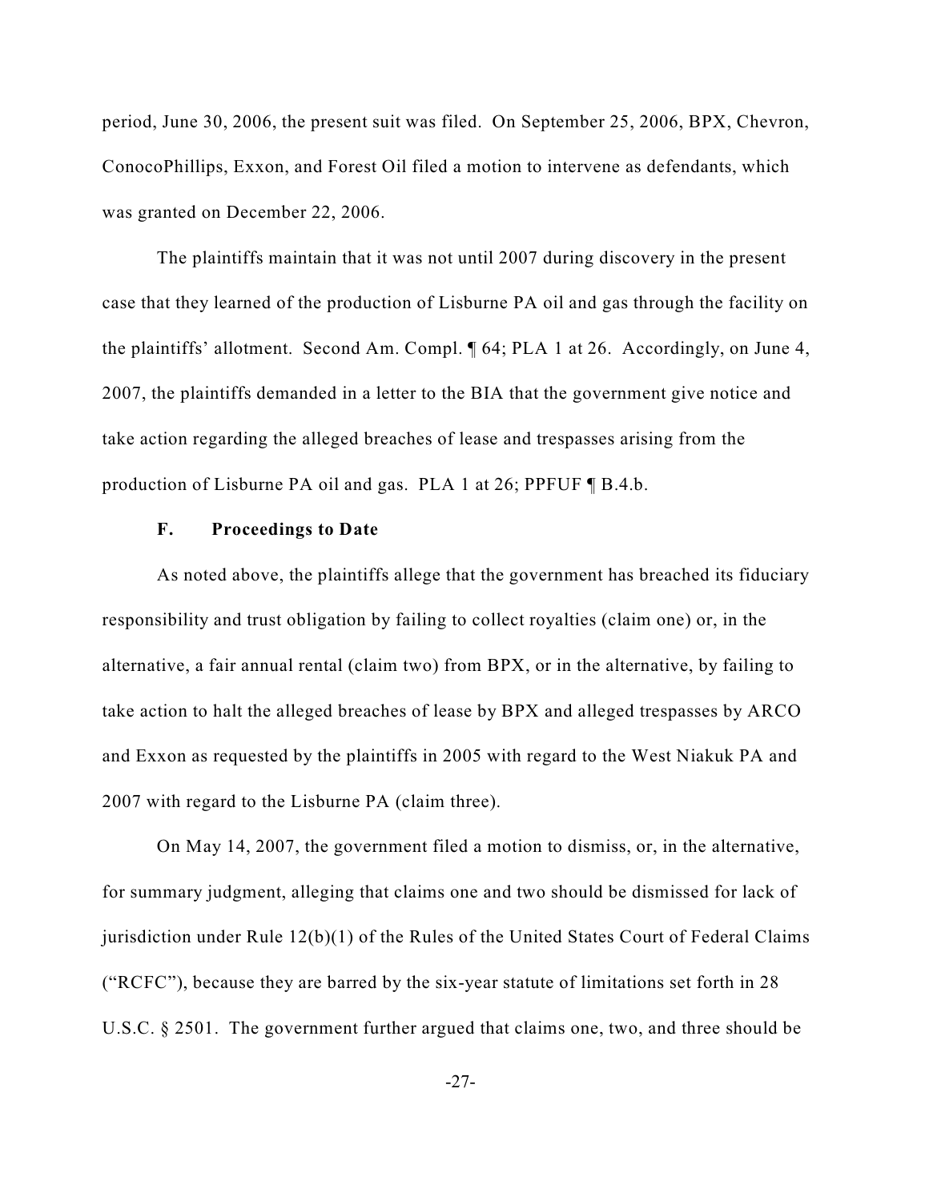period, June 30, 2006, the present suit was filed. On September 25, 2006, BPX, Chevron, ConocoPhillips, Exxon, and Forest Oil filed a motion to intervene as defendants, which was granted on December 22, 2006.

The plaintiffs maintain that it was not until 2007 during discovery in the present case that they learned of the production of Lisburne PA oil and gas through the facility on the plaintiffs' allotment. Second Am. Compl. ¶ 64; PLA 1 at 26. Accordingly, on June 4, 2007, the plaintiffs demanded in a letter to the BIA that the government give notice and take action regarding the alleged breaches of lease and trespasses arising from the production of Lisburne PA oil and gas. PLA 1 at 26; PPFUF ¶ B.4.b.

### F. Proceedings to Date

As noted above, the plaintiffs allege that the government has breached its fiduciary responsibility and trust obligation by failing to collect royalties (claim one) or, in the alternative, a fair annual rental (claim two) from BPX, or in the alternative, by failing to take action to halt the alleged breaches of lease by BPX and alleged trespasses by ARCO and Exxon as requested by the plaintiffs in 2005 with regard to the West Niakuk PA and 2007 with regard to the Lisburne PA (claim three).

On May 14, 2007, the government filed a motion to dismiss, or, in the alternative, for summary judgment, alleging that claims one and two should be dismissed for lack of jurisdiction under Rule 12(b)(1) of the Rules of the United States Court of Federal Claims ("RCFC"), because they are barred by the six-year statute of limitations set forth in 28 U.S.C. § 2501. The government further argued that claims one, two, and three should be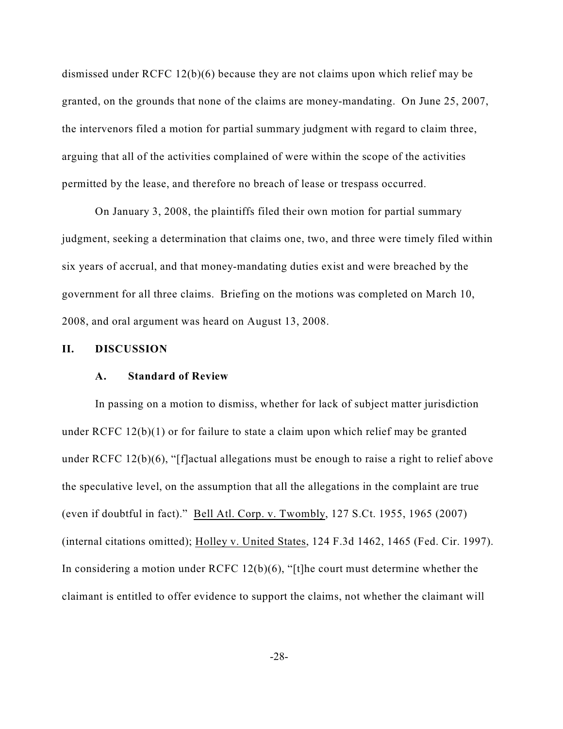dismissed under RCFC 12(b)(6) because they are not claims upon which relief may be granted, on the grounds that none of the claims are money-mandating. On June 25, 2007, the intervenors filed a motion for partial summary judgment with regard to claim three, arguing that all of the activities complained of were within the scope of the activities permitted by the lease, and therefore no breach of lease or trespass occurred.

On January 3, 2008, the plaintiffs filed their own motion for partial summary judgment, seeking a determination that claims one, two, and three were timely filed within six years of accrual, and that money-mandating duties exist and were breached by the government for all three claims. Briefing on the motions was completed on March 10, 2008, and oral argument was heard on August 13, 2008.

## II. DISCUSSION

### A. Standard of Review

In passing on a motion to dismiss, whether for lack of subject matter jurisdiction under RCFC 12(b)(1) or for failure to state a claim upon which relief may be granted under RCFC 12(b)(6), "[f]actual allegations must be enough to raise a right to relief above the speculative level, on the assumption that all the allegations in the complaint are true (even if doubtful in fact)." Bell Atl. Corp. v. Twombly, 127 S.Ct. 1955, 1965 (2007) (internal citations omitted); Holley v. United States, 124 F.3d 1462, 1465 (Fed. Cir. 1997). In considering a motion under RCFC 12(b)(6), "[t]he court must determine whether the claimant is entitled to offer evidence to support the claims, not whether the claimant will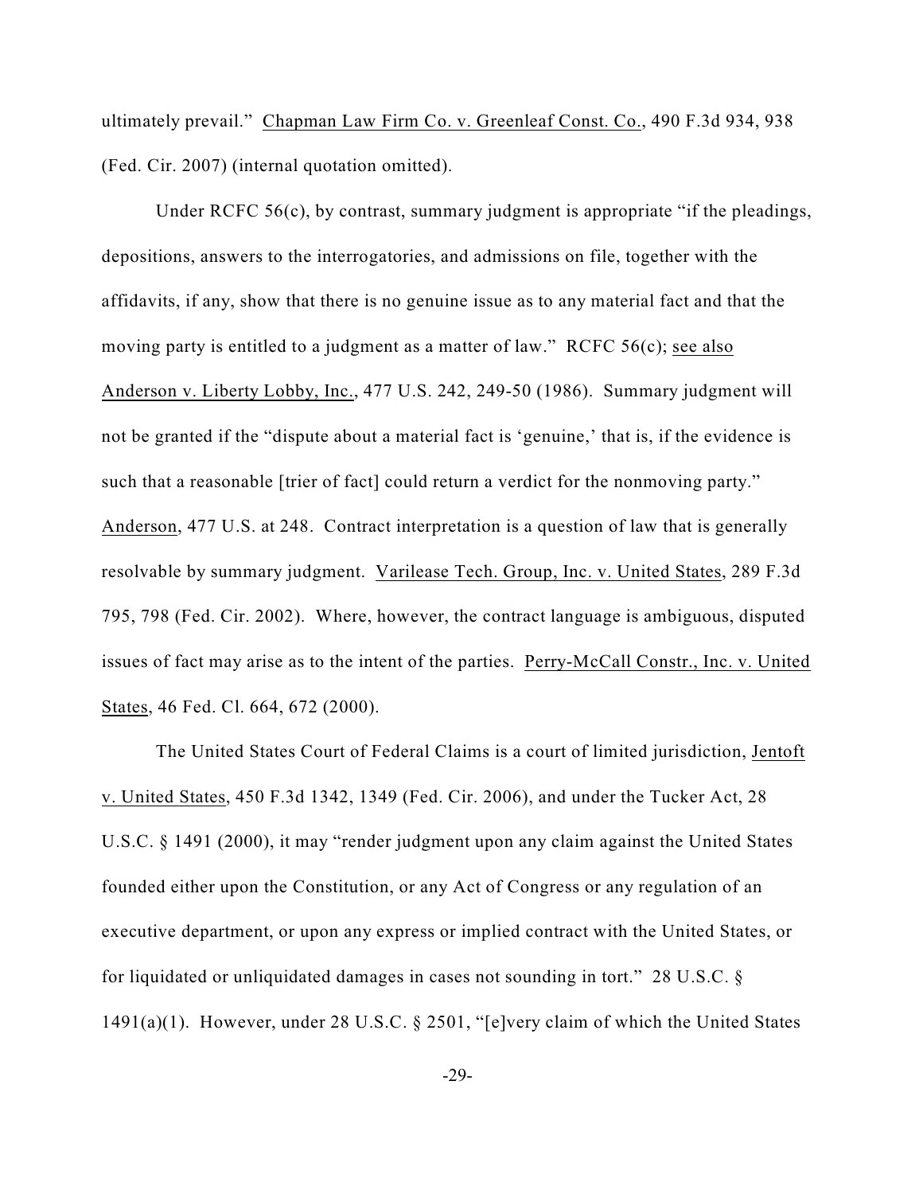ultimately prevail." Chapman Law Firm Co. v. Greenleaf Const. Co., 490 F.3d 934, 938 (Fed. Cir. 2007) (internal quotation omitted).

Under RCFC 56(c), by contrast, summary judgment is appropriate "if the pleadings, depositions, answers to the interrogatories, and admissions on file, together with the affidavits, if any, show that there is no genuine issue as to any material fact and that the moving party is entitled to a judgment as a matter of law." RCFC 56(c); see also Anderson v. Liberty Lobby, Inc., 477 U.S. 242, 249-50 (1986). Summary judgment will not be granted if the "dispute about a material fact is 'genuine,' that is, if the evidence is such that a reasonable [trier of fact] could return a verdict for the nonmoving party." Anderson, 477 U.S. at 248. Contract interpretation is a question of law that is generally resolvable by summary judgment. Varilease Tech. Group, Inc. v. United States, 289 F.3d 795, 798 (Fed. Cir. 2002). Where, however, the contract language is ambiguous, disputed issues of fact may arise as to the intent of the parties. Perry-McCall Constr., Inc. v. United States, 46 Fed. Cl. 664, 672 (2000).

The United States Court of Federal Claims is a court of limited jurisdiction, Jentoft v. United States, 450 F.3d 1342, 1349 (Fed. Cir. 2006), and under the Tucker Act, 28 U.S.C. § 1491 (2000), it may "render judgment upon any claim against the United States founded either upon the Constitution, or any Act of Congress or any regulation of an executive department, or upon any express or implied contract with the United States, or for liquidated or unliquidated damages in cases not sounding in tort." 28 U.S.C. § 1491(a)(1). However, under 28 U.S.C. § 2501, "[e]very claim of which the United States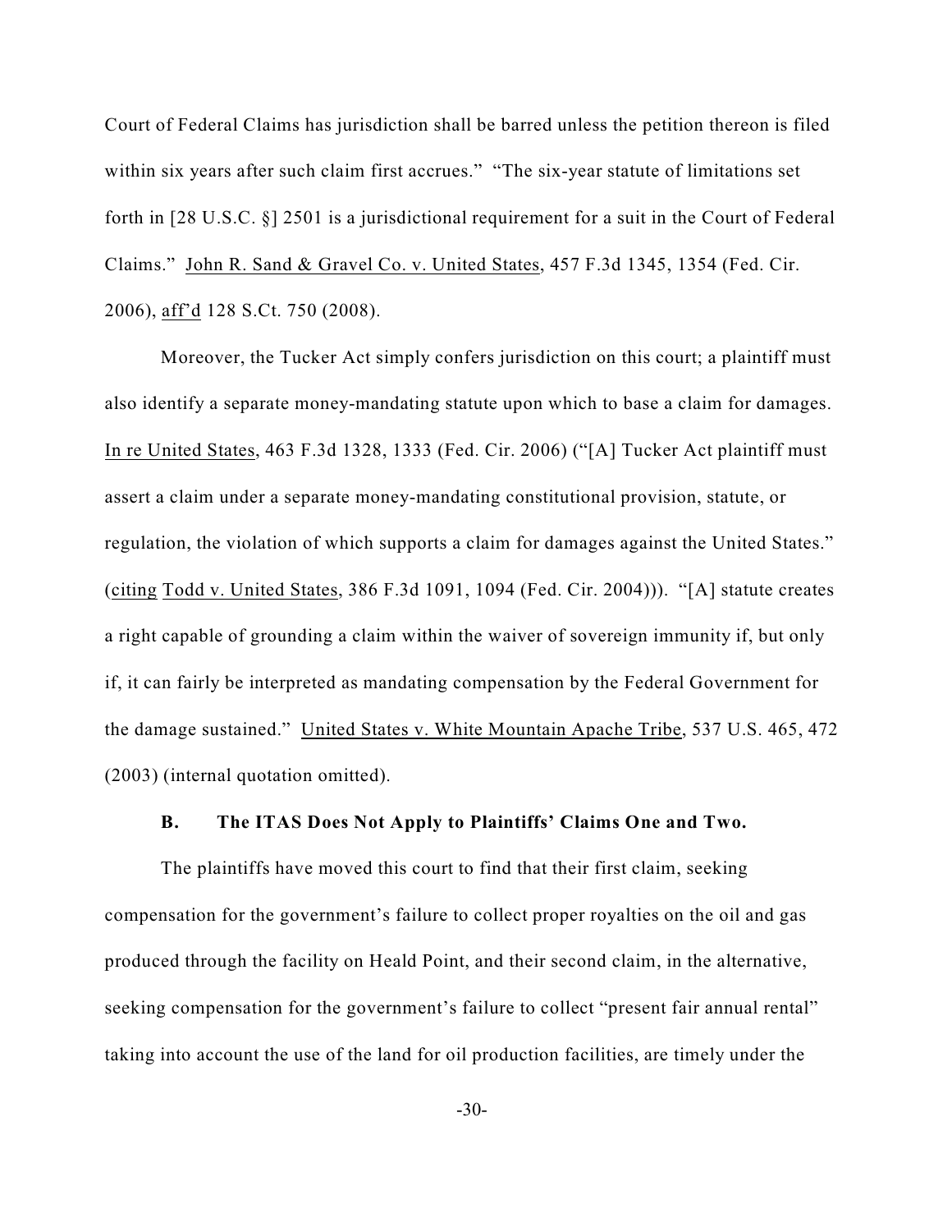Court of Federal Claims has jurisdiction shall be barred unless the petition thereon is filed within six years after such claim first accrues." "The six-year statute of limitations set forth in [28 U.S.C. §] 2501 is a jurisdictional requirement for a suit in the Court of Federal Claims." John R. Sand & Gravel Co. v. United States, 457 F.3d 1345, 1354 (Fed. Cir. 2006), aff'd 128 S.Ct. 750 (2008).

Moreover, the Tucker Act simply confers jurisdiction on this court; a plaintiff must also identify a separate money-mandating statute upon which to base a claim for damages. In re United States, 463 F.3d 1328, 1333 (Fed. Cir. 2006) ("[A] Tucker Act plaintiff must assert a claim under a separate money-mandating constitutional provision, statute, or regulation, the violation of which supports a claim for damages against the United States." (citing Todd v. United States, 386 F.3d 1091, 1094 (Fed. Cir. 2004))). "[A] statute creates a right capable of grounding a claim within the waiver of sovereign immunity if, but only if, it can fairly be interpreted as mandating compensation by the Federal Government for the damage sustained." United States v. White Mountain Apache Tribe, 537 U.S. 465, 472 (2003) (internal quotation omitted).

### B. The ITAS Does Not Apply to Plaintiffs' Claims One and Two.

The plaintiffs have moved this court to find that their first claim, seeking compensation for the government's failure to collect proper royalties on the oil and gas produced through the facility on Heald Point, and their second claim, in the alternative, seeking compensation for the government's failure to collect "present fair annual rental" taking into account the use of the land for oil production facilities, are timely under the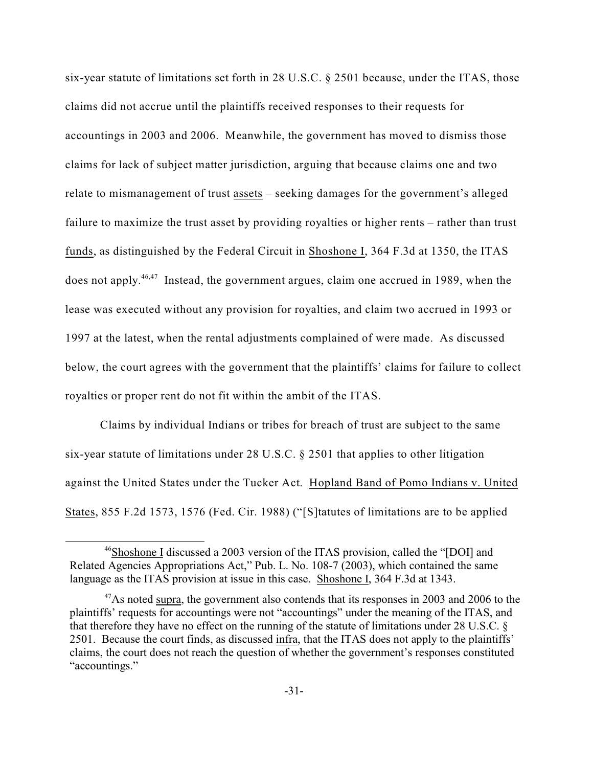six-year statute of limitations set forth in 28 U.S.C. § 2501 because, under the ITAS, those claims did not accrue until the plaintiffs received responses to their requests for accountings in 2003 and 2006. Meanwhile, the government has moved to dismiss those claims for lack of subject matter jurisdiction, arguing that because claims one and two relate to mismanagement of trust assets – seeking damages for the government's alleged failure to maximize the trust asset by providing royalties or higher rents – rather than trust funds, as distinguished by the Federal Circuit in Shoshone I, 364 F.3d at 1350, the ITAS does not apply.[46,47] Instead, the government argues, claim one accrued in 1989, when the lease was executed without any provision for royalties, and claim two accrued in 1993 or 1997 at the latest, when the rental adjustments complained of were made. As discussed below, the court agrees with the government that the plaintiffs' claims for failure to collect royalties or proper rent do not fit within the ambit of the ITAS.

Claims by individual Indians or tribes for breach of trust are subject to the same six-year statute of limitations under 28 U.S.C. § 2501 that applies to other litigation against the United States under the Tucker Act. Hopland Band of Pomo Indians v. United States, 855 F.2d 1573, 1576 (Fed. Cir. 1988) ("[S]tatutes of limitations are to be applied

---

[46] Shoshone I discussed a 2003 version of the ITAS provision, called the "[DOI] and Related Agencies Appropriations Act," Pub. L. No. 108-7 (2003), which contained the same language as the ITAS provision at issue in this case. Shoshone I, 364 F.3d at 1343.

[47] As noted supra, the government also contends that its responses in 2003 and 2006 to the plaintiffs' requests for accountings were not "accountings" under the meaning of the ITAS, and that therefore they have no effect on the running of the statute of limitations under 28 U.S.C. § 2501. Because the court finds, as discussed infra, that the ITAS does not apply to the plaintiffs' claims, the court does not reach the question of whether the government's responses constituted "accountings."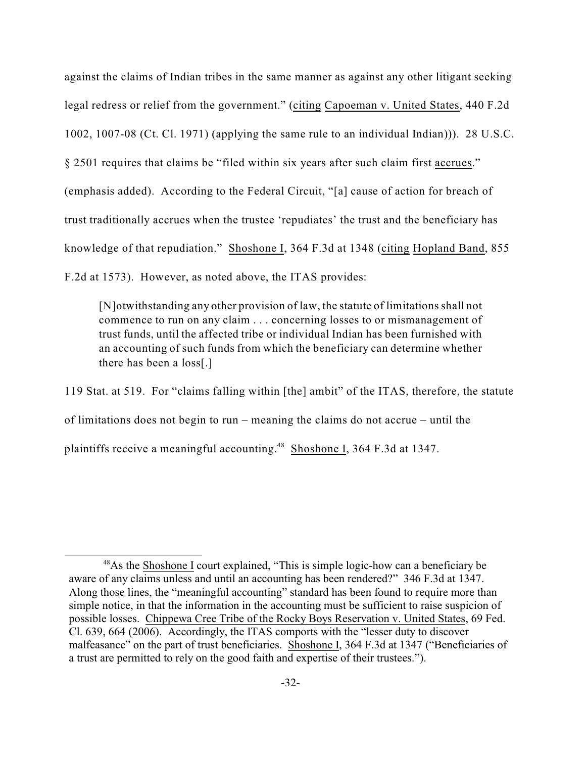against the claims of Indian tribes in the same manner as against any other litigant seeking legal redress or relief from the government." (citing Capoeman v. United States, 440 F.2d 1002, 1007-08 (Ct. Cl. 1971) (applying the same rule to an individual Indian))). 28 U.S.C. § 2501 requires that claims be "filed within six years after such claim first accrues." (emphasis added). According to the Federal Circuit, "[a] cause of action for breach of trust traditionally accrues when the trustee 'repudiates' the trust and the beneficiary has knowledge of that repudiation." Shoshone I, 364 F.3d at 1348 (citing Hopland Band, 855 F.2d at 1573). However, as noted above, the ITAS provides:

> [N]otwithstanding any other provision of law, the statute of limitations shall not commence to run on any claim . . . concerning losses to or mismanagement of trust funds, until the affected tribe or individual Indian has been furnished with an accounting of such funds from which the beneficiary can determine whether there has been a loss[.]

119 Stat. at 519. For "claims falling within [the] ambit" of the ITAS, therefore, the statute of limitations does not begin to run – meaning the claims do not accrue – until the plaintiffs receive a meaningful accounting.[48] Shoshone I, 364 F.3d at 1347.

---

[48] As the Shoshone I court explained, "This is simple logic-how can a beneficiary be aware of any claims unless and until an accounting has been rendered?" 346 F.3d at 1347. Along those lines, the "meaningful accounting" standard has been found to require more than simple notice, in that the information in the accounting must be sufficient to raise suspicion of possible losses. Chippewa Cree Tribe of the Rocky Boys Reservation v. United States, 69 Fed. Cl. 639, 664 (2006). Accordingly, the ITAS comports with the "lesser duty to discover malfeasance" on the part of trust beneficiaries. Shoshone I, 364 F.3d at 1347 ("Beneficiaries of a trust are permitted to rely on the good faith and expertise of their trustees.").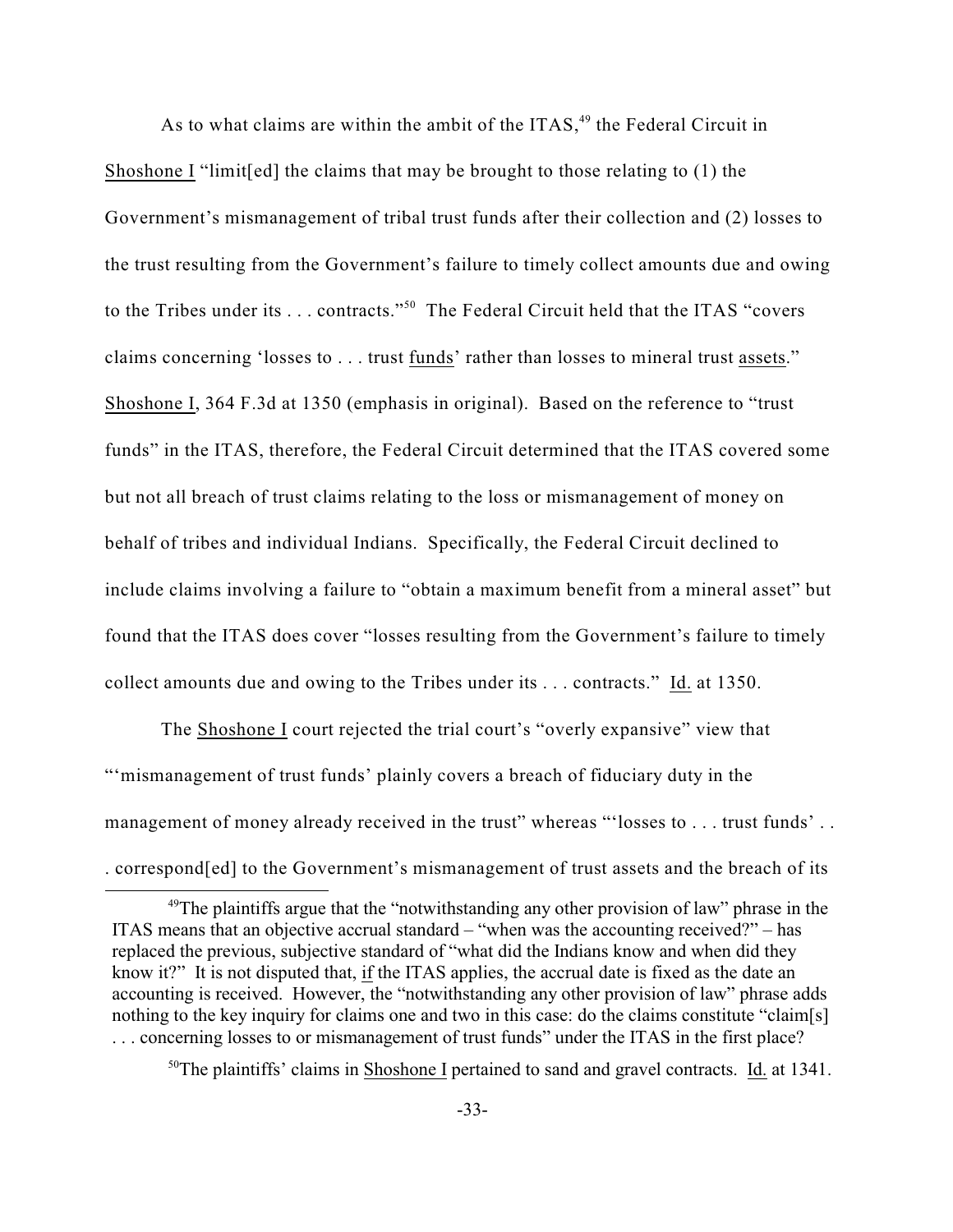As to what claims are within the ambit of the ITAS,[49] the Federal Circuit in Shoshone I "limit[ed] the claims that may be brought to those relating to (1) the Government's mismanagement of tribal trust funds after their collection and (2) losses to the trust resulting from the Government's failure to timely collect amounts due and owing to the Tribes under its . . . contracts."[50] The Federal Circuit held that the ITAS "covers claims concerning 'losses to . . . trust funds' rather than losses to mineral trust assets." Shoshone I, 364 F.3d at 1350 (emphasis in original). Based on the reference to "trust funds" in the ITAS, therefore, the Federal Circuit determined that the ITAS covered some but not all breach of trust claims relating to the loss or mismanagement of money on behalf of tribes and individual Indians. Specifically, the Federal Circuit declined to include claims involving a failure to "obtain a maximum benefit from a mineral asset" but found that the ITAS does cover "losses resulting from the Government's failure to timely collect amounts due and owing to the Tribes under its . . . contracts." Id. at 1350.

The Shoshone I court rejected the trial court's "overly expansive" view that "'mismanagement of trust funds' plainly covers a breach of fiduciary duty in the management of money already received in the trust" whereas "'losses to . . . trust funds' . . . correspond[ed] to the Government's mismanagement of trust assets and the breach of its

[49] The plaintiffs argue that the "notwithstanding any other provision of law" phrase in the ITAS means that an objective accrual standard – "when was the accounting received?" – has replaced the previous, subjective standard of "what did the Indians know and when did they know it?" It is not disputed that, *if* the ITAS applies, the accrual date is fixed as the date an accounting is received. However, the "notwithstanding any other provision of law" phrase adds nothing to the key inquiry for claims one and two in this case: do the claims constitute "claim[s] . . . concerning losses to or mismanagement of trust funds" under the ITAS in the first place?

[50] The plaintiffs' claims in Shoshone I pertained to sand and gravel contracts. Id. at 1341.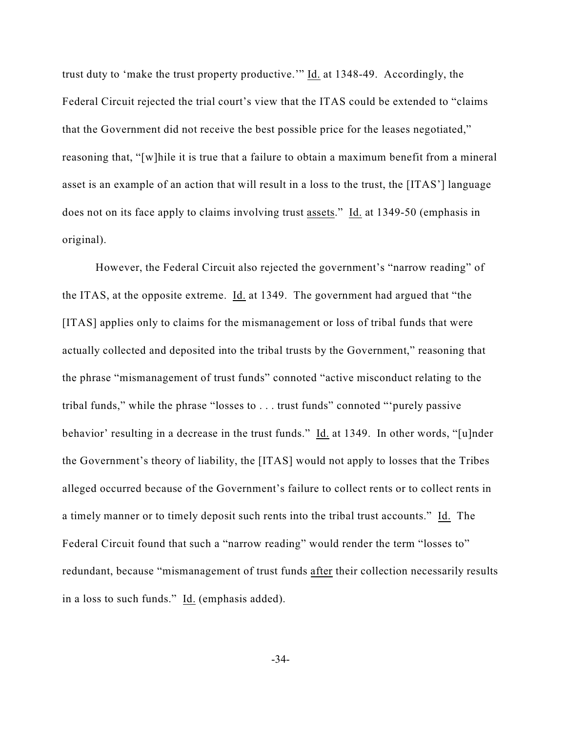trust duty to 'make the trust property productive.'" Id. at 1348-49. Accordingly, the Federal Circuit rejected the trial court's view that the ITAS could be extended to "claims that the Government did not receive the best possible price for the leases negotiated," reasoning that, "[w]hile it is true that a failure to obtain a maximum benefit from a mineral asset is an example of an action that will result in a loss to the trust, the [ITAS'] language does not on its face apply to claims involving trust assets." Id. at 1349-50 (emphasis in original).

However, the Federal Circuit also rejected the government's "narrow reading" of the ITAS, at the opposite extreme. Id. at 1349. The government had argued that "the [ITAS] applies only to claims for the mismanagement or loss of tribal funds that were actually collected and deposited into the tribal trusts by the Government," reasoning that the phrase "mismanagement of trust funds" connoted "active misconduct relating to the tribal funds," while the phrase "losses to . . . trust funds" connoted "'purely passive behavior' resulting in a decrease in the trust funds." Id. at 1349. In other words, "[u]nder the Government's theory of liability, the [ITAS] would not apply to losses that the Tribes alleged occurred because of the Government's failure to collect rents or to collect rents in a timely manner or to timely deposit such rents into the tribal trust accounts." Id. The Federal Circuit found that such a "narrow reading" would render the term "losses to" redundant, because "mismanagement of trust funds after their collection necessarily results in a loss to such funds." Id. (emphasis added).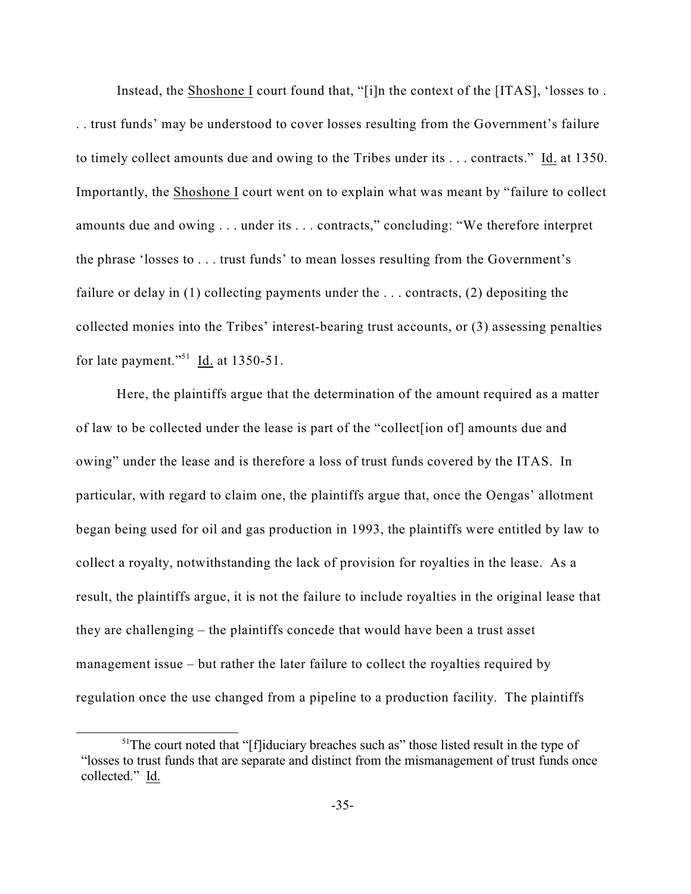Instead, the Shoshone I court found that, "[i]n the context of the [ITAS], 'losses to . . . trust funds' may be understood to cover losses resulting from the Government's failure to timely collect amounts due and owing to the Tribes under its . . . contracts." Id. at 1350. Importantly, the Shoshone I court went on to explain what was meant by "failure to collect amounts due and owing . . . under its . . . contracts," concluding: "We therefore interpret the phrase 'losses to . . . trust funds' to mean losses resulting from the Government's failure or delay in (1) collecting payments under the . . . contracts, (2) depositing the collected monies into the Tribes' interest-bearing trust accounts, or (3) assessing penalties for late payment."[51] Id. at 1350-51.

Here, the plaintiffs argue that the determination of the amount required as a matter of law to be collected under the lease is part of the "collect[ion of] amounts due and owing" under the lease and is therefore a loss of trust funds covered by the ITAS. In particular, with regard to claim one, the plaintiffs argue that, once the Oengas' allotment began being used for oil and gas production in 1993, the plaintiffs were entitled by law to collect a royalty, notwithstanding the lack of provision for royalties in the lease. As a result, the plaintiffs argue, it is not the failure to include royalties in the original lease that they are challenging – the plaintiffs concede that would have been a trust asset management issue – but rather the later failure to collect the royalties required by regulation once the use changed from a pipeline to a production facility. The plaintiffs

[51] The court noted that "[f]iduciary breaches such as" those listed result in the type of "losses to trust funds that are separate and distinct from the mismanagement of trust funds once collected." Id.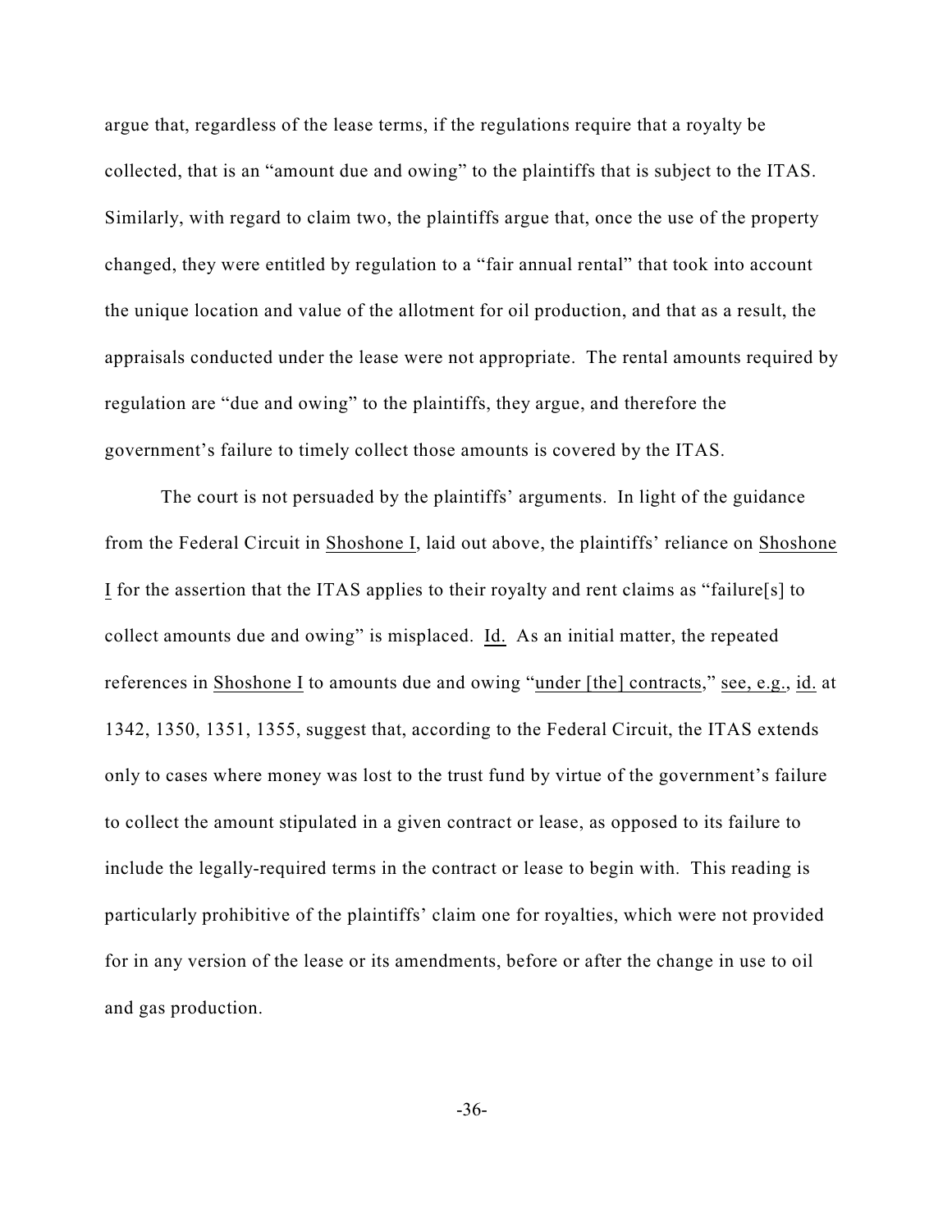argue that, regardless of the lease terms, if the regulations require that a royalty be collected, that is an "amount due and owing" to the plaintiffs that is subject to the ITAS. Similarly, with regard to claim two, the plaintiffs argue that, once the use of the property changed, they were entitled by regulation to a "fair annual rental" that took into account the unique location and value of the allotment for oil production, and that as a result, the appraisals conducted under the lease were not appropriate. The rental amounts required by regulation are "due and owing" to the plaintiffs, they argue, and therefore the government's failure to timely collect those amounts is covered by the ITAS.

The court is not persuaded by the plaintiffs' arguments. In light of the guidance from the Federal Circuit in Shoshone I, laid out above, the plaintiffs' reliance on Shoshone I for the assertion that the ITAS applies to their royalty and rent claims as "failure[s] to collect amounts due and owing" is misplaced. Id. As an initial matter, the repeated references in Shoshone I to amounts due and owing "under [the] contracts," see, e.g., id. at 1342, 1350, 1351, 1355, suggest that, according to the Federal Circuit, the ITAS extends only to cases where money was lost to the trust fund by virtue of the government's failure to collect the amount stipulated in a given contract or lease, as opposed to its failure to include the legally-required terms in the contract or lease to begin with. This reading is particularly prohibitive of the plaintiffs' claim one for royalties, which were not provided for in any version of the lease or its amendments, before or after the change in use to oil and gas production.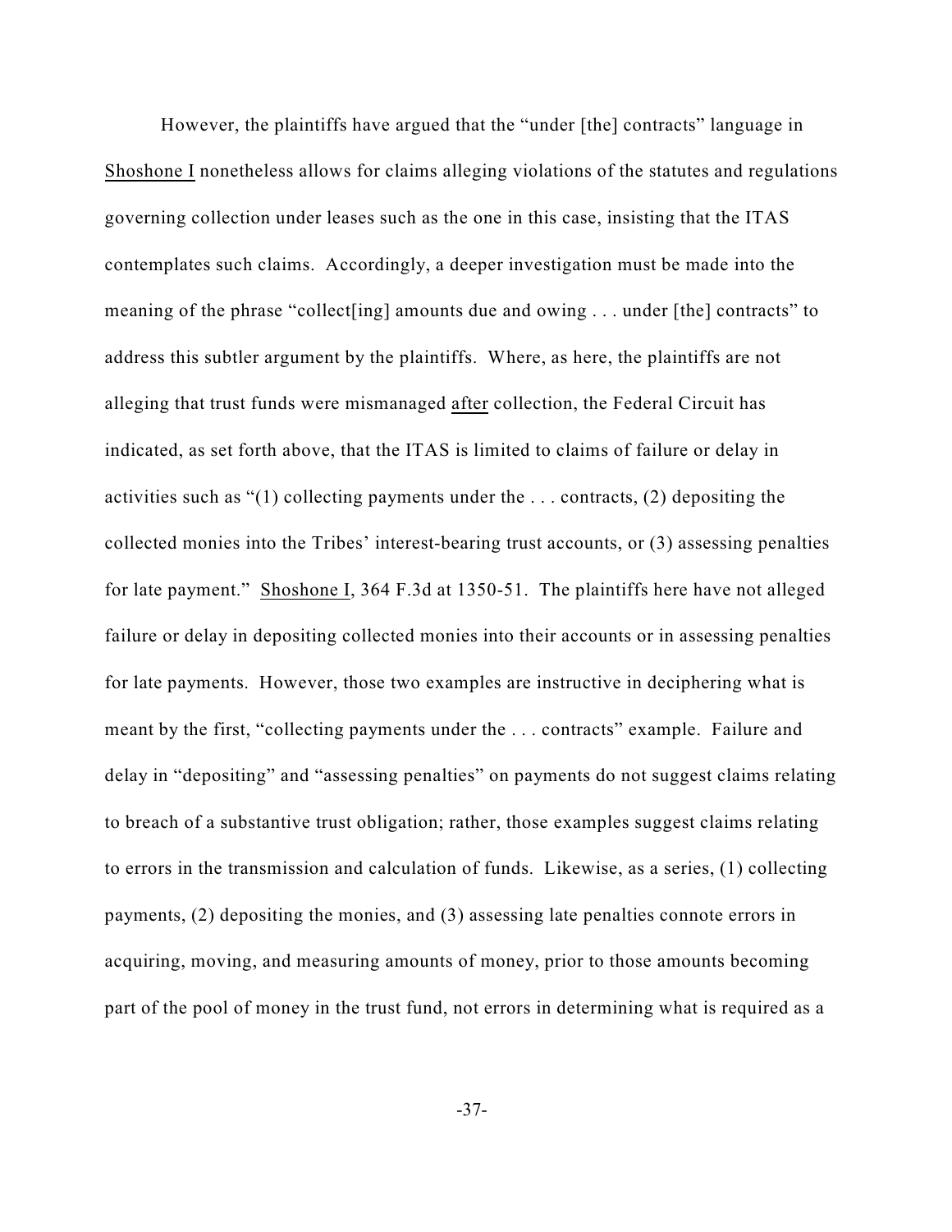However, the plaintiffs have argued that the "under [the] contracts" language in Shoshone I nonetheless allows for claims alleging violations of the statutes and regulations governing collection under leases such as the one in this case, insisting that the ITAS contemplates such claims. Accordingly, a deeper investigation must be made into the meaning of the phrase "collect[ing] amounts due and owing . . . under [the] contracts" to address this subtler argument by the plaintiffs. Where, as here, the plaintiffs are not alleging that trust funds were mismanaged after collection, the Federal Circuit has indicated, as set forth above, that the ITAS is limited to claims of failure or delay in activities such as "(1) collecting payments under the . . . contracts, (2) depositing the collected monies into the Tribes' interest-bearing trust accounts, or (3) assessing penalties for late payment." Shoshone I, 364 F.3d at 1350-51. The plaintiffs here have not alleged failure or delay in depositing collected monies into their accounts or in assessing penalties for late payments. However, those two examples are instructive in deciphering what is meant by the first, "collecting payments under the . . . contracts" example. Failure and delay in "depositing" and "assessing penalties" on payments do not suggest claims relating to breach of a substantive trust obligation; rather, those examples suggest claims relating to errors in the transmission and calculation of funds. Likewise, as a series, (1) collecting payments, (2) depositing the monies, and (3) assessing late penalties connote errors in acquiring, moving, and measuring amounts of money, prior to those amounts becoming part of the pool of money in the trust fund, not errors in determining what is required as a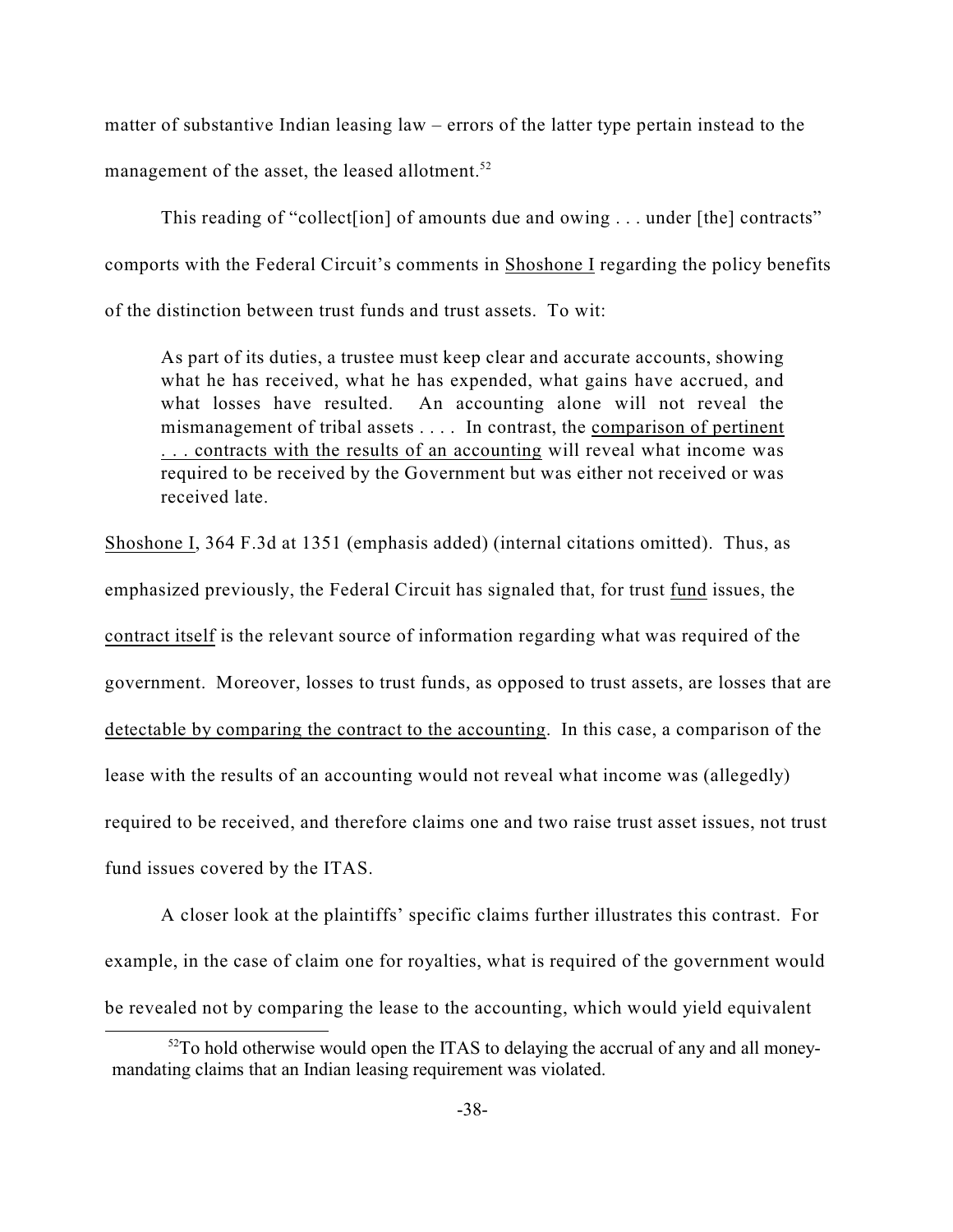matter of substantive Indian leasing law – errors of the latter type pertain instead to the management of the asset, the leased allotment.[52]

This reading of "collect[ion] of amounts due and owing . . . under [the] contracts" comports with the Federal Circuit's comments in Shoshone I regarding the policy benefits of the distinction between trust funds and trust assets. To wit:

> As part of its duties, a trustee must keep clear and accurate accounts, showing what he has received, what he has expended, what gains have accrued, and what losses have resulted. An accounting alone will not reveal the mismanagement of tribal assets . . . . In contrast, the comparison of pertinent . . . contracts with the results of an accounting will reveal what income was required to be received by the Government but was either not received or was received late.

Shoshone I, 364 F.3d at 1351 (emphasis added) (internal citations omitted). Thus, as emphasized previously, the Federal Circuit has signaled that, for trust fund issues, the contract itself is the relevant source of information regarding what was required of the government. Moreover, losses to trust funds, as opposed to trust assets, are losses that are detectable by comparing the contract to the accounting. In this case, a comparison of the lease with the results of an accounting would not reveal what income was (allegedly) required to be received, and therefore claims one and two raise trust asset issues, not trust fund issues covered by the ITAS.

A closer look at the plaintiffs' specific claims further illustrates this contrast. For example, in the case of claim one for royalties, what is required of the government would be revealed not by comparing the lease to the accounting, which would yield equivalent

[52] To hold otherwise would open the ITAS to delaying the accrual of any and all money-mandating claims that an Indian leasing requirement was violated.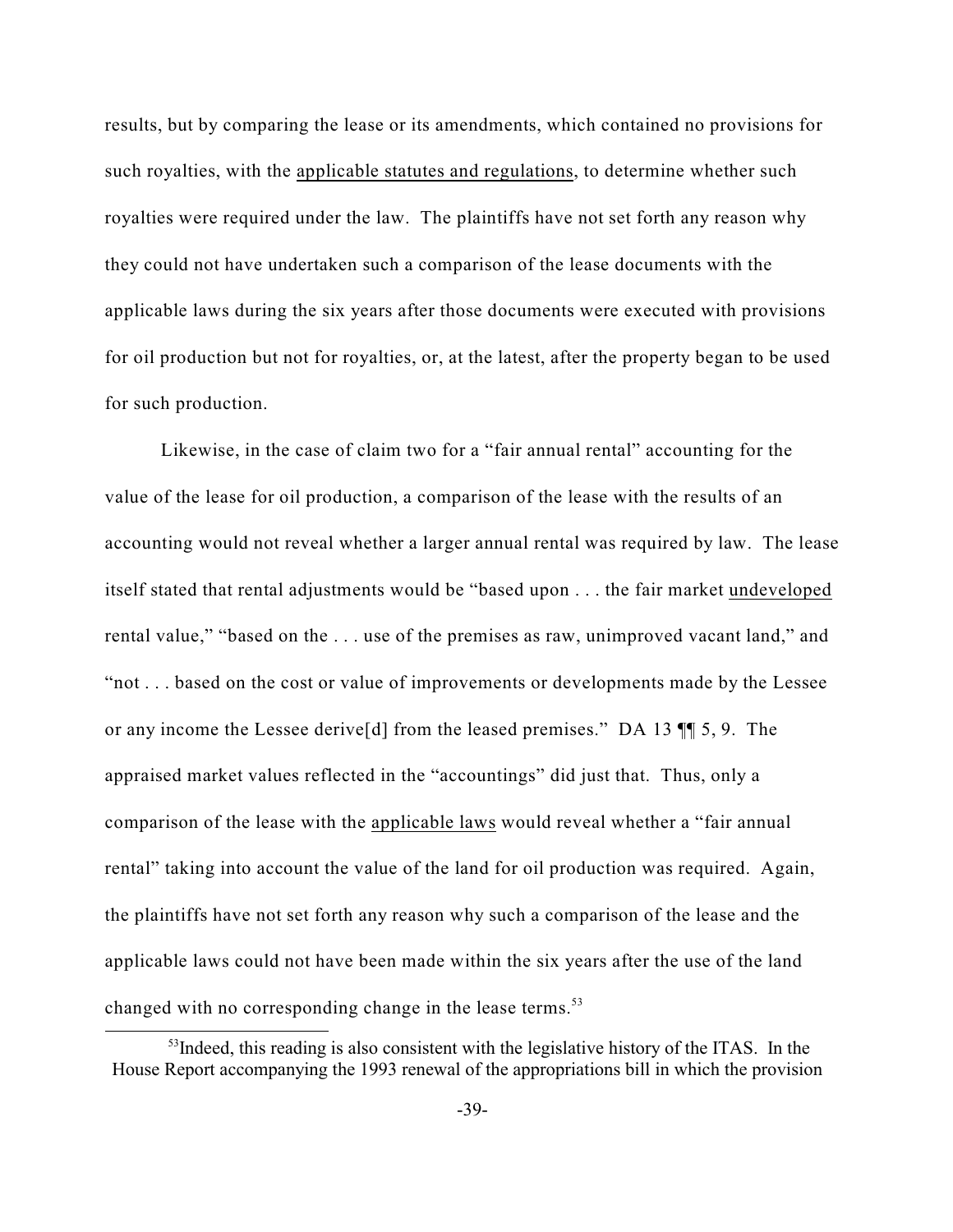results, but by comparing the lease or its amendments, which contained no provisions for such royalties, with the applicable statutes and regulations, to determine whether such royalties were required under the law. The plaintiffs have not set forth any reason why they could not have undertaken such a comparison of the lease documents with the applicable laws during the six years after those documents were executed with provisions for oil production but not for royalties, or, at the latest, after the property began to be used for such production.

Likewise, in the case of claim two for a "fair annual rental" accounting for the value of the lease for oil production, a comparison of the lease with the results of an accounting would not reveal whether a larger annual rental was required by law. The lease itself stated that rental adjustments would be "based upon . . . the fair market undeveloped rental value," "based on the . . . use of the premises as raw, unimproved vacant land," and "not . . . based on the cost or value of improvements or developments made by the Lessee or any income the Lessee derive[d] from the leased premises." DA 13 ¶¶ 5, 9. The appraised market values reflected in the "accountings" did just that. Thus, only a comparison of the lease with the applicable laws would reveal whether a "fair annual rental" taking into account the value of the land for oil production was required. Again, the plaintiffs have not set forth any reason why such a comparison of the lease and the applicable laws could not have been made within the six years after the use of the land changed with no corresponding change in the lease terms.[53]

[53] Indeed, this reading is also consistent with the legislative history of the ITAS. In the House Report accompanying the 1993 renewal of the appropriations bill in which the provision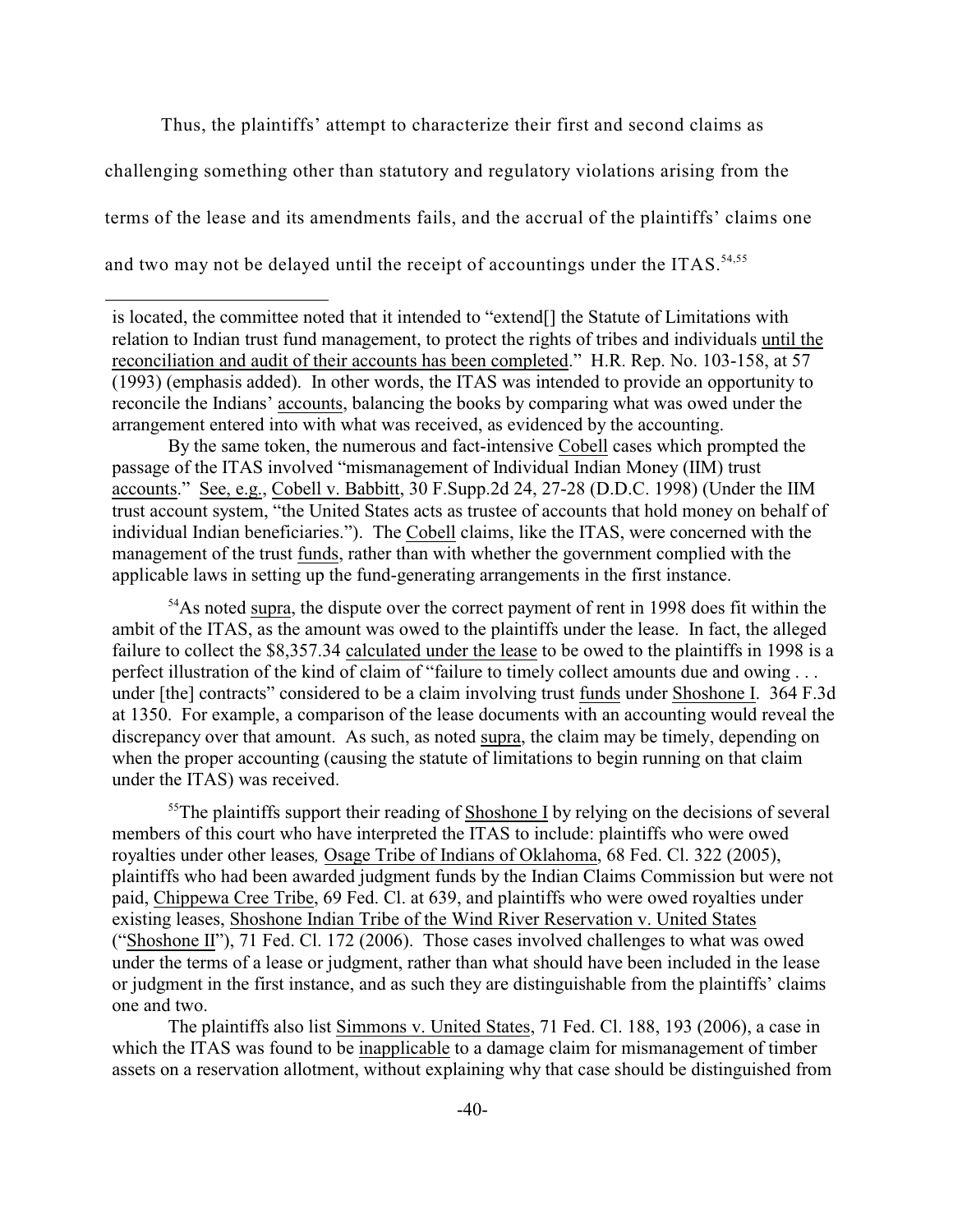Thus, the plaintiffs' attempt to characterize their first and second claims as challenging something other than statutory and regulatory violations arising from the terms of the lease and its amendments fails, and the accrual of the plaintiffs' claims one and two may not be delayed until the receipt of accountings under the ITAS.[54,55]

---

is located, the committee noted that it intended to "extend[] the Statute of Limitations with relation to Indian trust fund management, to protect the rights of tribes and individuals until the reconciliation and audit of their accounts has been completed." H.R. Rep. No. 103-158, at 57 (1993) (emphasis added). In other words, the ITAS was intended to provide an opportunity to reconcile the Indians' accounts, balancing the books by comparing what was owed under the arrangement entered into with what was received, as evidenced by the accounting.

By the same token, the numerous and fact-intensive Cobell cases which prompted the passage of the ITAS involved "mismanagement of Individual Indian Money (IIM) trust accounts." See, e.g., Cobell v. Babbitt, 30 F.Supp.2d 24, 27-28 (D.D.C. 1998) (Under the IIM trust account system, "the United States acts as trustee of accounts that hold money on behalf of individual Indian beneficiaries."). The Cobell claims, like the ITAS, were concerned with the management of the trust funds, rather than with whether the government complied with the applicable laws in setting up the fund-generating arrangements in the first instance.

[54] As noted supra, the dispute over the correct payment of rent in 1998 does fit within the ambit of the ITAS, as the amount was owed to the plaintiffs under the lease. In fact, the alleged failure to collect the $8,357.34 calculated under the lease to be owed to the plaintiffs in 1998 is a perfect illustration of the kind of claim of "failure to timely collect amounts due and owing . . . under [the] contracts" considered to be a claim involving trust funds under Shoshone I. 364 F.3d at 1350. For example, a comparison of the lease documents with an accounting would reveal the discrepancy over that amount. As such, as noted supra, the claim may be timely, depending on when the proper accounting (causing the statute of limitations to begin running on that claim under the ITAS) was received.

[55] The plaintiffs support their reading of Shoshone I by relying on the decisions of several members of this court who have interpreted the ITAS to include: plaintiffs who were owed royalties under other leases, Osage Tribe of Indians of Oklahoma, 68 Fed. Cl. 322 (2005), plaintiffs who had been awarded judgment funds by the Indian Claims Commission but were not paid, Chippewa Cree Tribe, 69 Fed. Cl. at 639, and plaintiffs who were owed royalties under existing leases, Shoshone Indian Tribe of the Wind River Reservation v. United States ("Shoshone II"), 71 Fed. Cl. 172 (2006). Those cases involved challenges to what was owed under the terms of a lease or judgment, rather than what should have been included in the lease or judgment in the first instance, and as such they are distinguishable from the plaintiffs' claims one and two.

The plaintiffs also list Simmons v. United States, 71 Fed. Cl. 188, 193 (2006), a case in which the ITAS was found to be inapplicable to a damage claim for mismanagement of timber assets on a reservation allotment, without explaining why that case should be distinguished from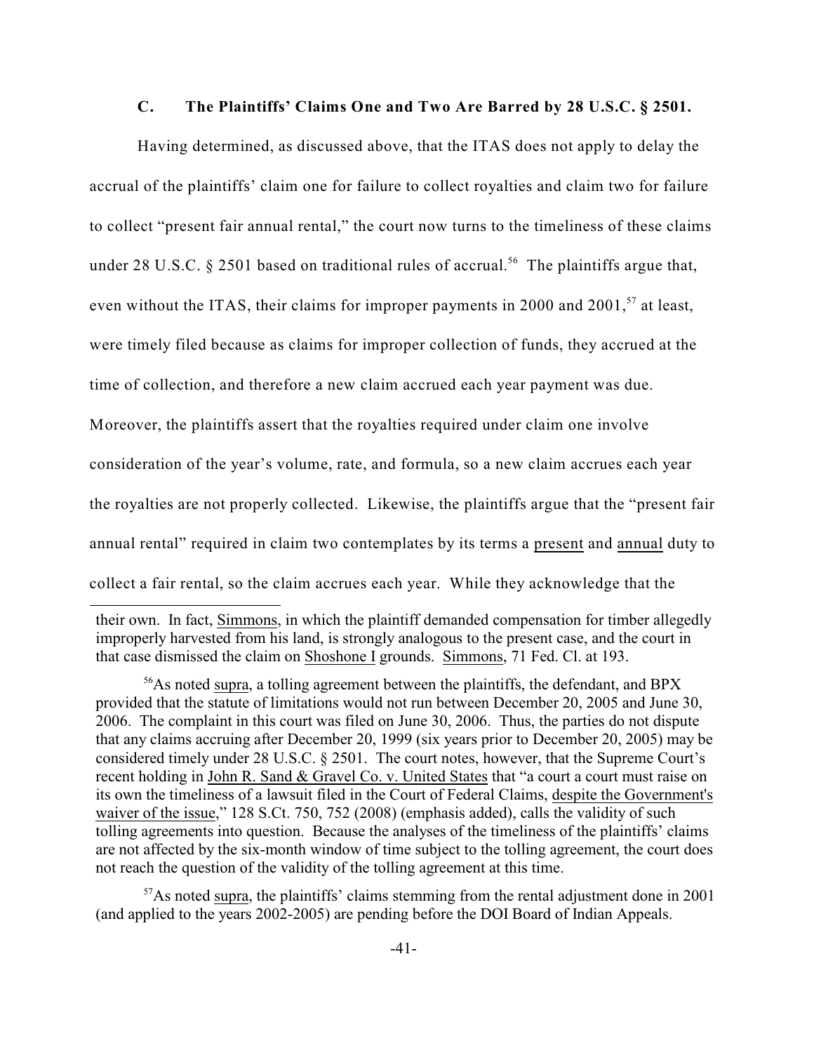### C. The Plaintiffs' Claims One and Two Are Barred by 28 U.S.C. § 2501.

Having determined, as discussed above, that the ITAS does not apply to delay the accrual of the plaintiffs' claim one for failure to collect royalties and claim two for failure to collect "present fair annual rental," the court now turns to the timeliness of these claims under 28 U.S.C. § 2501 based on traditional rules of accrual.[56] The plaintiffs argue that, even without the ITAS, their claims for improper payments in 2000 and 2001,[57] at least, were timely filed because as claims for improper collection of funds, they accrued at the time of collection, and therefore a new claim accrued each year payment was due. Moreover, the plaintiffs assert that the royalties required under claim one involve consideration of the year's volume, rate, and formula, so a new claim accrues each year the royalties are not properly collected. Likewise, the plaintiffs argue that the "present fair annual rental" required in claim two contemplates by its terms a <u>present</u> and <u>annual</u> duty to collect a fair rental, so the claim accrues each year. While they acknowledge that the

---

their own. In fact, <u>Simmons</u>, in which the plaintiff demanded compensation for timber allegedly improperly harvested from his land, is strongly analogous to the present case, and the court in that case dismissed the claim on <u>Shoshone I</u> grounds. <u>Simmons</u>, 71 Fed. Cl. at 193.

[56] As noted <u>supra</u>, a tolling agreement between the plaintiffs, the defendant, and BPX provided that the statute of limitations would not run between December 20, 2005 and June 30, 2006. The complaint in this court was filed on June 30, 2006. Thus, the parties do not dispute that any claims accruing after December 20, 1999 (six years prior to December 20, 2005) may be considered timely under 28 U.S.C. § 2501. The court notes, however, that the Supreme Court's recent holding in <u>John R. Sand & Gravel Co. v. United States</u> that "a court a court must raise on its own the timeliness of a lawsuit filed in the Court of Federal Claims, <u>despite the Government's waiver of the issue</u>," 128 S.Ct. 750, 752 (2008) (emphasis added), calls the validity of such tolling agreements into question. Because the analyses of the timeliness of the plaintiffs' claims are not affected by the six-month window of time subject to the tolling agreement, the court does not reach the question of the validity of the tolling agreement at this time.

[57] As noted <u>supra</u>, the plaintiffs' claims stemming from the rental adjustment done in 2001 (and applied to the years 2002-2005) are pending before the DOI Board of Indian Appeals.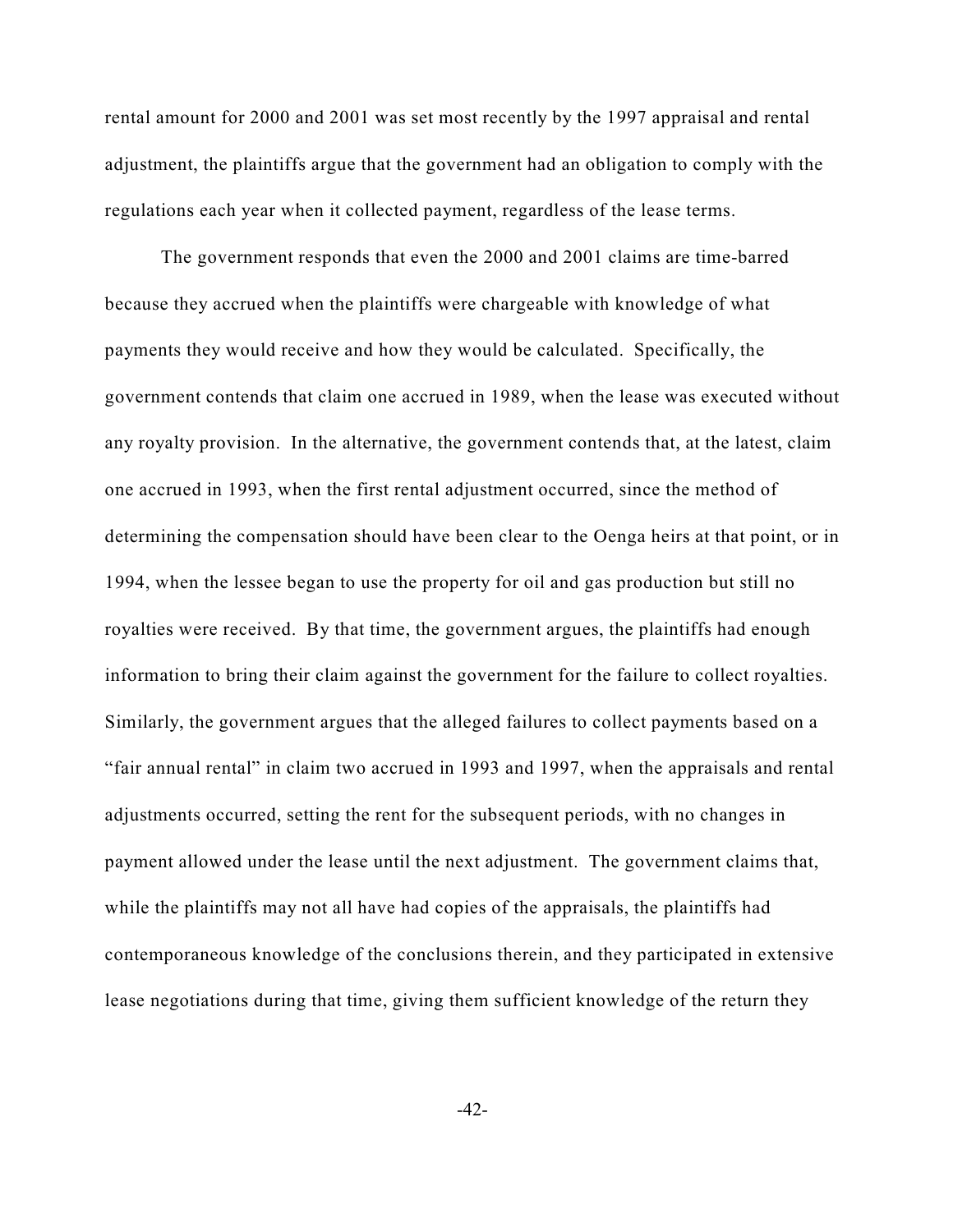rental amount for 2000 and 2001 was set most recently by the 1997 appraisal and rental adjustment, the plaintiffs argue that the government had an obligation to comply with the regulations each year when it collected payment, regardless of the lease terms.

The government responds that even the 2000 and 2001 claims are time-barred because they accrued when the plaintiffs were chargeable with knowledge of what payments they would receive and how they would be calculated. Specifically, the government contends that claim one accrued in 1989, when the lease was executed without any royalty provision. In the alternative, the government contends that, at the latest, claim one accrued in 1993, when the first rental adjustment occurred, since the method of determining the compensation should have been clear to the Oenga heirs at that point, or in 1994, when the lessee began to use the property for oil and gas production but still no royalties were received. By that time, the government argues, the plaintiffs had enough information to bring their claim against the government for the failure to collect royalties. Similarly, the government argues that the alleged failures to collect payments based on a "fair annual rental" in claim two accrued in 1993 and 1997, when the appraisals and rental adjustments occurred, setting the rent for the subsequent periods, with no changes in payment allowed under the lease until the next adjustment. The government claims that, while the plaintiffs may not all have had copies of the appraisals, the plaintiffs had contemporaneous knowledge of the conclusions therein, and they participated in extensive lease negotiations during that time, giving them sufficient knowledge of the return they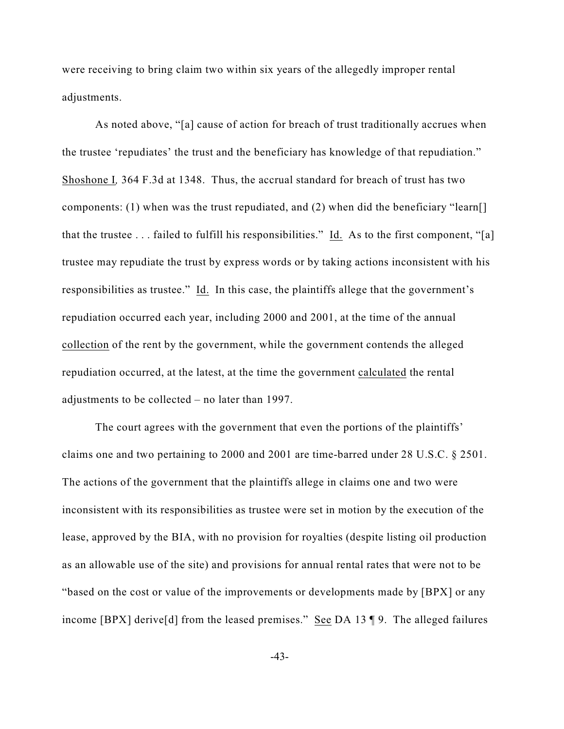were receiving to bring claim two within six years of the allegedly improper rental adjustments.

As noted above, "[a] cause of action for breach of trust traditionally accrues when the trustee 'repudiates' the trust and the beneficiary has knowledge of that repudiation." Shoshone I, 364 F.3d at 1348. Thus, the accrual standard for breach of trust has two components: (1) when was the trust repudiated, and (2) when did the beneficiary "learn[] that the trustee . . . failed to fulfill his responsibilities." Id. As to the first component, "[a] trustee may repudiate the trust by express words or by taking actions inconsistent with his responsibilities as trustee." Id. In this case, the plaintiffs allege that the government's repudiation occurred each year, including 2000 and 2001, at the time of the annual collection of the rent by the government, while the government contends the alleged repudiation occurred, at the latest, at the time the government calculated the rental adjustments to be collected – no later than 1997.

The court agrees with the government that even the portions of the plaintiffs' claims one and two pertaining to 2000 and 2001 are time-barred under 28 U.S.C. § 2501. The actions of the government that the plaintiffs allege in claims one and two were inconsistent with its responsibilities as trustee were set in motion by the execution of the lease, approved by the BIA, with no provision for royalties (despite listing oil production as an allowable use of the site) and provisions for annual rental rates that were not to be "based on the cost or value of the improvements or developments made by [BPX] or any income [BPX] derive[d] from the leased premises." See DA 13 ¶ 9. The alleged failures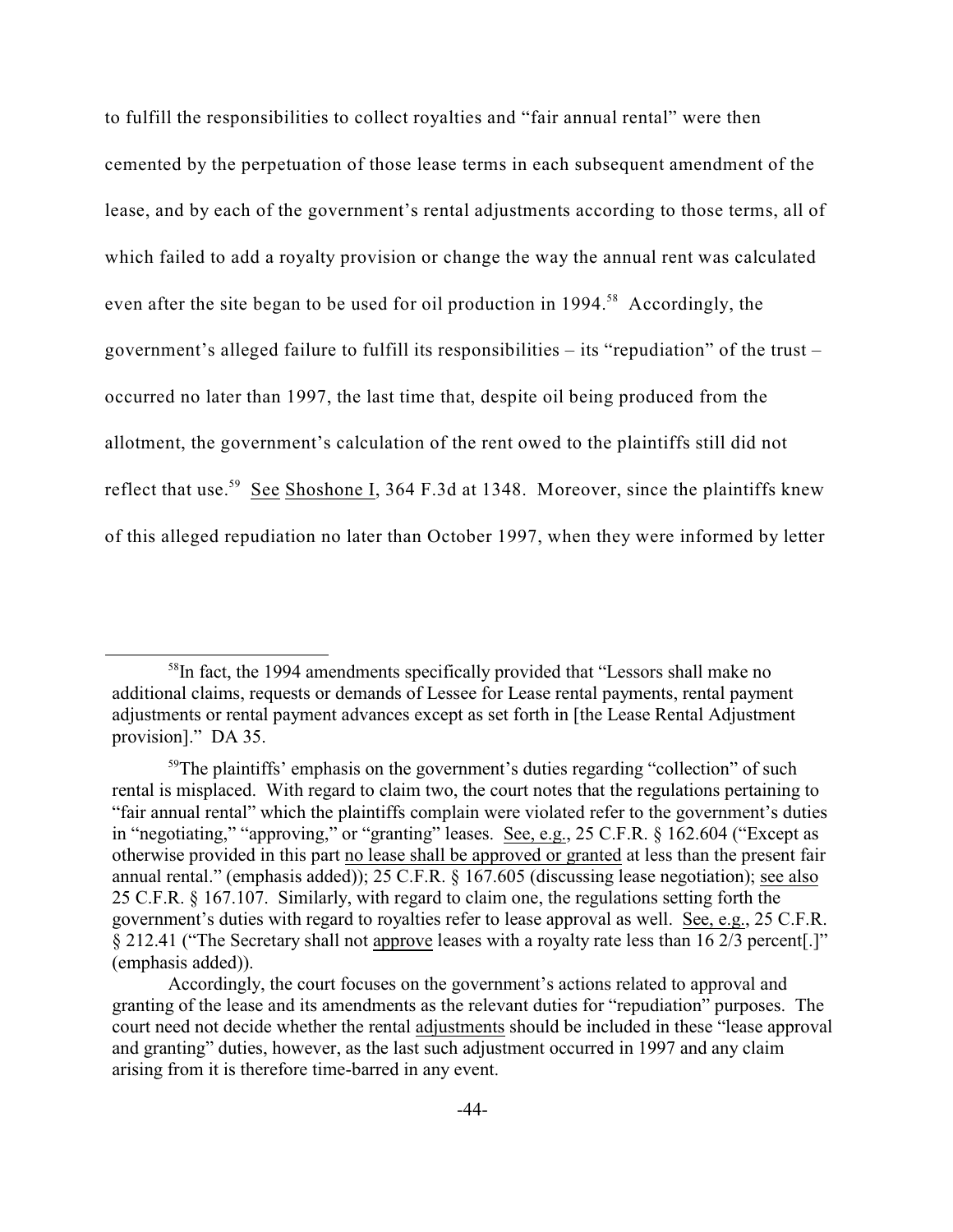to fulfill the responsibilities to collect royalties and "fair annual rental" were then cemented by the perpetuation of those lease terms in each subsequent amendment of the lease, and by each of the government's rental adjustments according to those terms, all of which failed to add a royalty provision or change the way the annual rent was calculated even after the site began to be used for oil production in 1994.[58] Accordingly, the government's alleged failure to fulfill its responsibilities – its "repudiation" of the trust – occurred no later than 1997, the last time that, despite oil being produced from the allotment, the government's calculation of the rent owed to the plaintiffs still did not reflect that use.[59] See Shoshone I, 364 F.3d at 1348. Moreover, since the plaintiffs knew of this alleged repudiation no later than October 1997, when they were informed by letter

---

[58] In fact, the 1994 amendments specifically provided that "Lessors shall make no additional claims, requests or demands of Lessee for Lease rental payments, rental payment adjustments or rental payment advances except as set forth in [the Lease Rental Adjustment provision]." DA 35.

[59] The plaintiffs' emphasis on the government's duties regarding "collection" of such rental is misplaced. With regard to claim two, the court notes that the regulations pertaining to "fair annual rental" which the plaintiffs complain were violated refer to the government's duties in "negotiating," "approving," or "granting" leases. See, e.g., 25 C.F.R. § 162.604 ("Except as otherwise provided in this part no lease shall be approved or granted at less than the present fair annual rental." (emphasis added)); 25 C.F.R. § 167.605 (discussing lease negotiation); see also 25 C.F.R. § 167.107. Similarly, with regard to claim one, the regulations setting forth the government's duties with regard to royalties refer to lease approval as well. See, e.g., 25 C.F.R. § 212.41 ("The Secretary shall not approve leases with a royalty rate less than 16 2/3 percent[.]" (emphasis added)).

Accordingly, the court focuses on the government's actions related to approval and granting of the lease and its amendments as the relevant duties for "repudiation" purposes. The court need not decide whether the rental adjustments should be included in these "lease approval and granting" duties, however, as the last such adjustment occurred in 1997 and any claim arising from it is therefore time-barred in any event.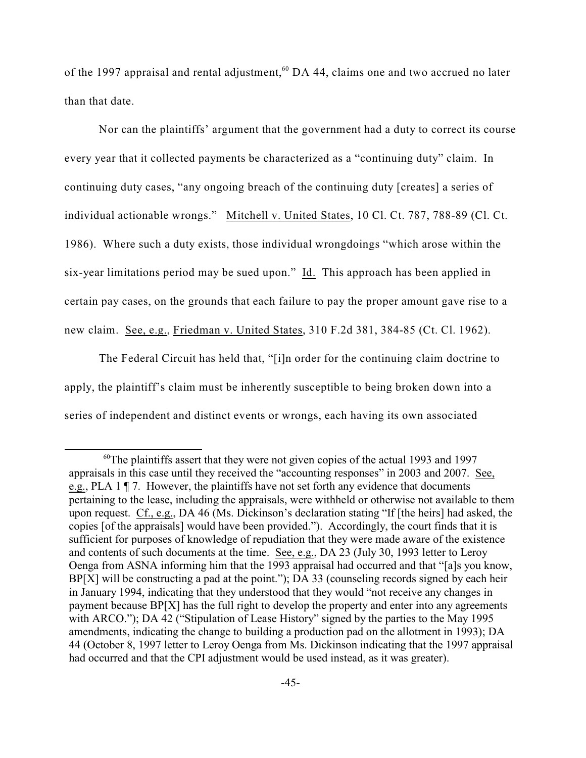of the 1997 appraisal and rental adjustment,[60] DA 44, claims one and two accrued no later than that date.

Nor can the plaintiffs' argument that the government had a duty to correct its course every year that it collected payments be characterized as a "continuing duty" claim. In continuing duty cases, "any ongoing breach of the continuing duty [creates] a series of individual actionable wrongs." Mitchell v. United States, 10 Cl. Ct. 787, 788-89 (Cl. Ct. 1986). Where such a duty exists, those individual wrongdoings "which arose within the six-year limitations period may be sued upon." Id. This approach has been applied in certain pay cases, on the grounds that each failure to pay the proper amount gave rise to a new claim. See, e.g., Friedman v. United States, 310 F.2d 381, 384-85 (Ct. Cl. 1962).

The Federal Circuit has held that, "[i]n order for the continuing claim doctrine to apply, the plaintiff's claim must be inherently susceptible to being broken down into a series of independent and distinct events or wrongs, each having its own associated

---

[60] The plaintiffs assert that they were not given copies of the actual 1993 and 1997 appraisals in this case until they received the "accounting responses" in 2003 and 2007. See, e.g., PLA 1 ¶ 7. However, the plaintiffs have not set forth any evidence that documents pertaining to the lease, including the appraisals, were withheld or otherwise not available to them upon request. Cf., e.g., DA 46 (Ms. Dickinson's declaration stating "If [the heirs] had asked, the copies [of the appraisals] would have been provided."). Accordingly, the court finds that it is sufficient for purposes of knowledge of repudiation that they were made aware of the existence and contents of such documents at the time. See, e.g., DA 23 (July 30, 1993 letter to Leroy Oenga from ASNA informing him that the 1993 appraisal had occurred and that "[a]s you know, BP[X] will be constructing a pad at the point."); DA 33 (counseling records signed by each heir in January 1994, indicating that they understood that they would "not receive any changes in payment because BP[X] has the full right to develop the property and enter into any agreements with ARCO."); DA 42 ("Stipulation of Lease History" signed by the parties to the May 1995 amendments, indicating the change to building a production pad on the allotment in 1993); DA 44 (October 8, 1997 letter to Leroy Oenga from Ms. Dickinson indicating that the 1997 appraisal had occurred and that the CPI adjustment would be used instead, as it was greater).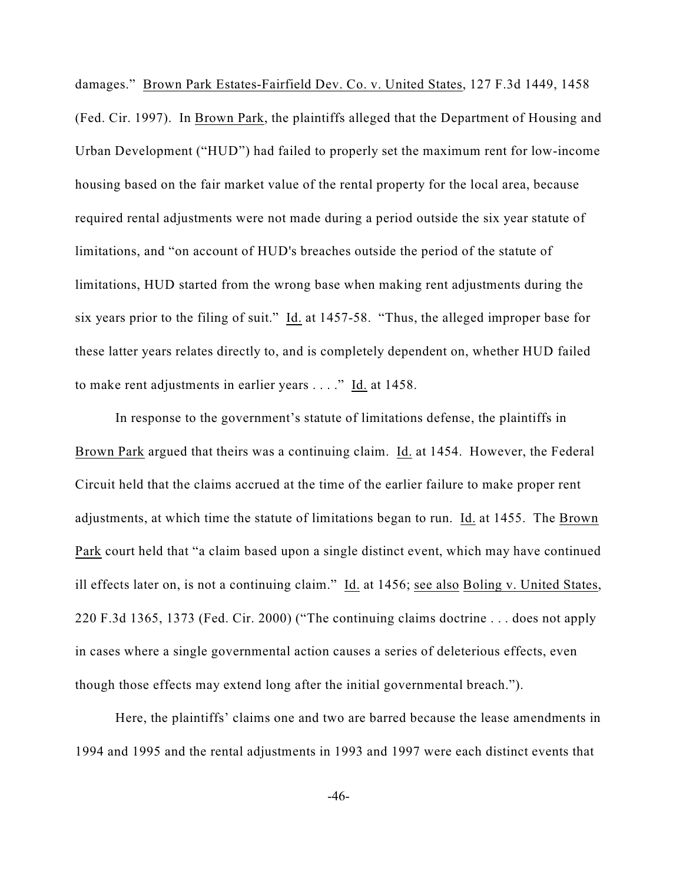damages." Brown Park Estates-Fairfield Dev. Co. v. United States, 127 F.3d 1449, 1458 (Fed. Cir. 1997). In Brown Park, the plaintiffs alleged that the Department of Housing and Urban Development ("HUD") had failed to properly set the maximum rent for low-income housing based on the fair market value of the rental property for the local area, because required rental adjustments were not made during a period outside the six year statute of limitations, and "on account of HUD's breaches outside the period of the statute of limitations, HUD started from the wrong base when making rent adjustments during the six years prior to the filing of suit." Id. at 1457-58. "Thus, the alleged improper base for these latter years relates directly to, and is completely dependent on, whether HUD failed to make rent adjustments in earlier years . . . ." Id. at 1458.

In response to the government's statute of limitations defense, the plaintiffs in Brown Park argued that theirs was a continuing claim. Id. at 1454. However, the Federal Circuit held that the claims accrued at the time of the earlier failure to make proper rent adjustments, at which time the statute of limitations began to run. Id. at 1455. The Brown Park court held that "a claim based upon a single distinct event, which may have continued ill effects later on, is not a continuing claim." Id. at 1456; see also Boling v. United States, 220 F.3d 1365, 1373 (Fed. Cir. 2000) ("The continuing claims doctrine . . . does not apply in cases where a single governmental action causes a series of deleterious effects, even though those effects may extend long after the initial governmental breach.").

Here, the plaintiffs' claims one and two are barred because the lease amendments in 1994 and 1995 and the rental adjustments in 1993 and 1997 were each distinct events that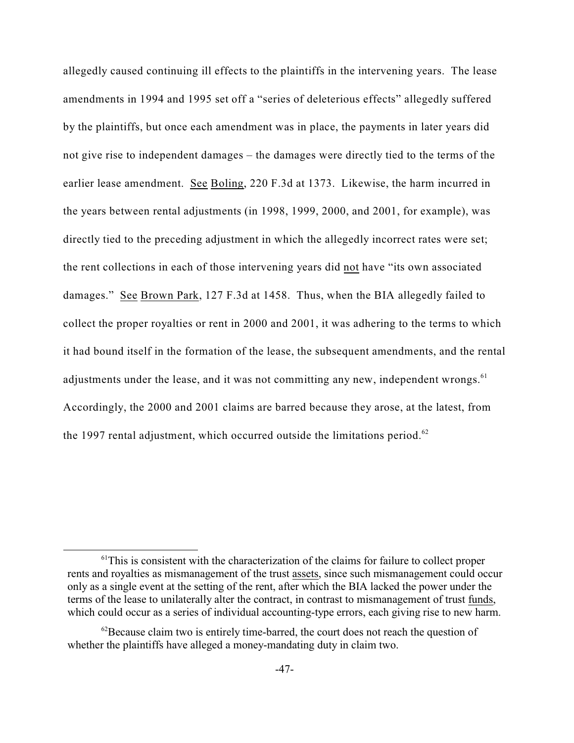allegedly caused continuing ill effects to the plaintiffs in the intervening years. The lease amendments in 1994 and 1995 set off a "series of deleterious effects" allegedly suffered by the plaintiffs, but once each amendment was in place, the payments in later years did not give rise to independent damages – the damages were directly tied to the terms of the earlier lease amendment. See Boling, 220 F.3d at 1373. Likewise, the harm incurred in the years between rental adjustments (in 1998, 1999, 2000, and 2001, for example), was directly tied to the preceding adjustment in which the allegedly incorrect rates were set; the rent collections in each of those intervening years did not have "its own associated damages." See Brown Park, 127 F.3d at 1458. Thus, when the BIA allegedly failed to collect the proper royalties or rent in 2000 and 2001, it was adhering to the terms to which it had bound itself in the formation of the lease, the subsequent amendments, and the rental adjustments under the lease, and it was not committing any new, independent wrongs.[61] Accordingly, the 2000 and 2001 claims are barred because they arose, at the latest, from the 1997 rental adjustment, which occurred outside the limitations period.[62]

---

[61] This is consistent with the characterization of the claims for failure to collect proper rents and royalties as mismanagement of the trust assets, since such mismanagement could occur only as a single event at the setting of the rent, after which the BIA lacked the power under the terms of the lease to unilaterally alter the contract, in contrast to mismanagement of trust funds, which could occur as a series of individual accounting-type errors, each giving rise to new harm.

[62] Because claim two is entirely time-barred, the court does not reach the question of whether the plaintiffs have alleged a money-mandating duty in claim two.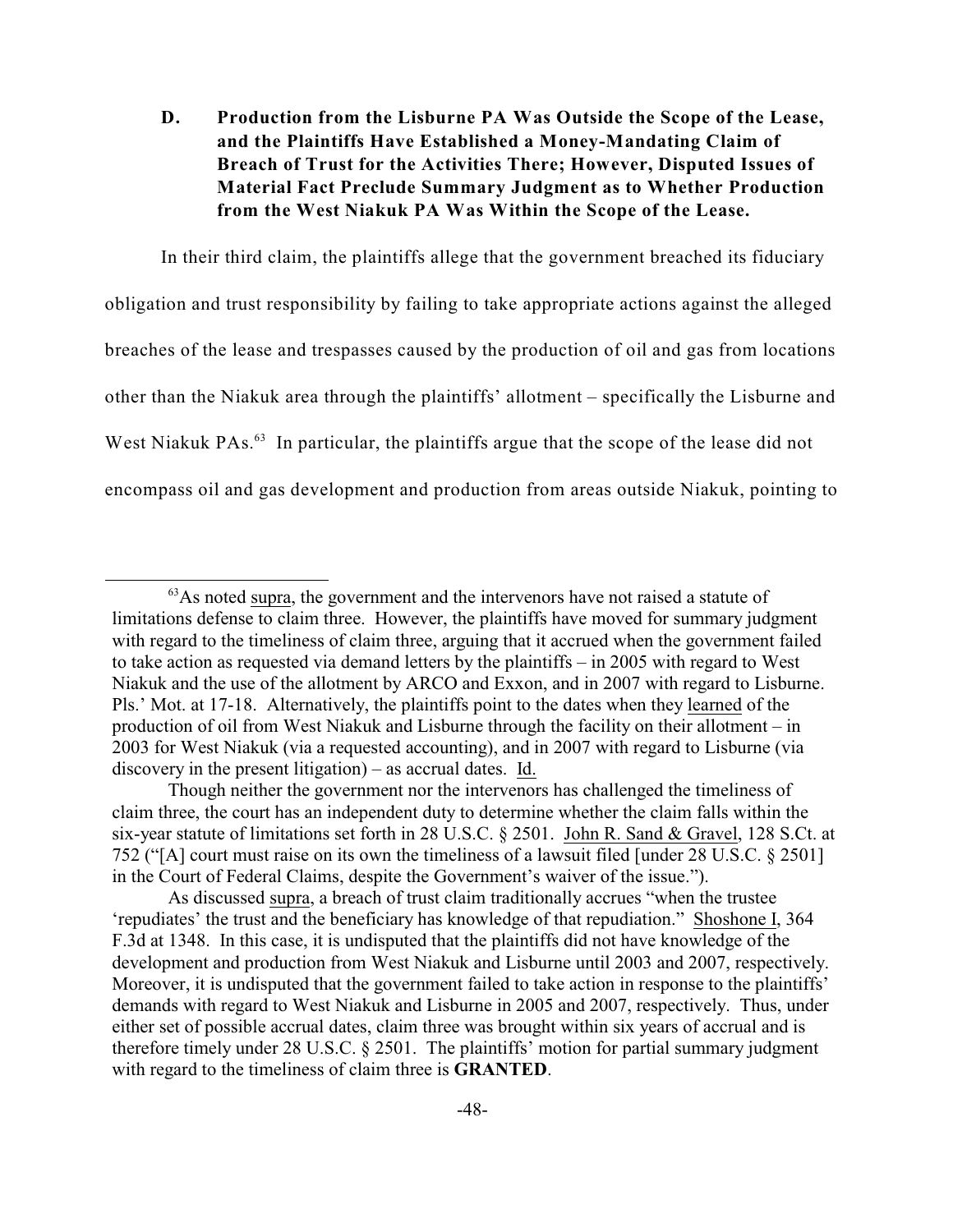### D. Production from the Lisburne PA Was Outside the Scope of the Lease, and the Plaintiffs Have Established a Money-Mandating Claim of Breach of Trust for the Activities There; However, Disputed Issues of Material Fact Preclude Summary Judgment as to Whether Production from the West Niakuk PA Was Within the Scope of the Lease.

In their third claim, the plaintiffs allege that the government breached its fiduciary obligation and trust responsibility by failing to take appropriate actions against the alleged breaches of the lease and trespasses caused by the production of oil and gas from locations other than the Niakuk area through the plaintiffs' allotment – specifically the Lisburne and West Niakuk PAs.[63] In particular, the plaintiffs argue that the scope of the lease did not encompass oil and gas development and production from areas outside Niakuk, pointing to

---

[63] As noted supra, the government and the intervenors have not raised a statute of limitations defense to claim three. However, the plaintiffs have moved for summary judgment with regard to the timeliness of claim three, arguing that it accrued when the government failed to take action as requested via demand letters by the plaintiffs – in 2005 with regard to West Niakuk and the use of the allotment by ARCO and Exxon, and in 2007 with regard to Lisburne. Pls.' Mot. at 17-18. Alternatively, the plaintiffs point to the dates when they learned of the production of oil from West Niakuk and Lisburne through the facility on their allotment – in 2003 for West Niakuk (via a requested accounting), and in 2007 with regard to Lisburne (via discovery in the present litigation) – as accrual dates. Id.

Though neither the government nor the intervenors has challenged the timeliness of claim three, the court has an independent duty to determine whether the claim falls within the six-year statute of limitations set forth in 28 U.S.C. § 2501. John R. Sand & Gravel, 128 S.Ct. at 752 ("[A] court must raise on its own the timeliness of a lawsuit filed [under 28 U.S.C. § 2501] in the Court of Federal Claims, despite the Government's waiver of the issue.").

As discussed supra, a breach of trust claim traditionally accrues "when the trustee 'repudiates' the trust and the beneficiary has knowledge of that repudiation." Shoshone I, 364 F.3d at 1348. In this case, it is undisputed that the plaintiffs did not have knowledge of the development and production from West Niakuk and Lisburne until 2003 and 2007, respectively. Moreover, it is undisputed that the government failed to take action in response to the plaintiffs' demands with regard to West Niakuk and Lisburne in 2005 and 2007, respectively. Thus, under either set of possible accrual dates, claim three was brought within six years of accrual and is therefore timely under 28 U.S.C. § 2501. The plaintiffs' motion for partial summary judgment with regard to the timeliness of claim three is **GRANTED**.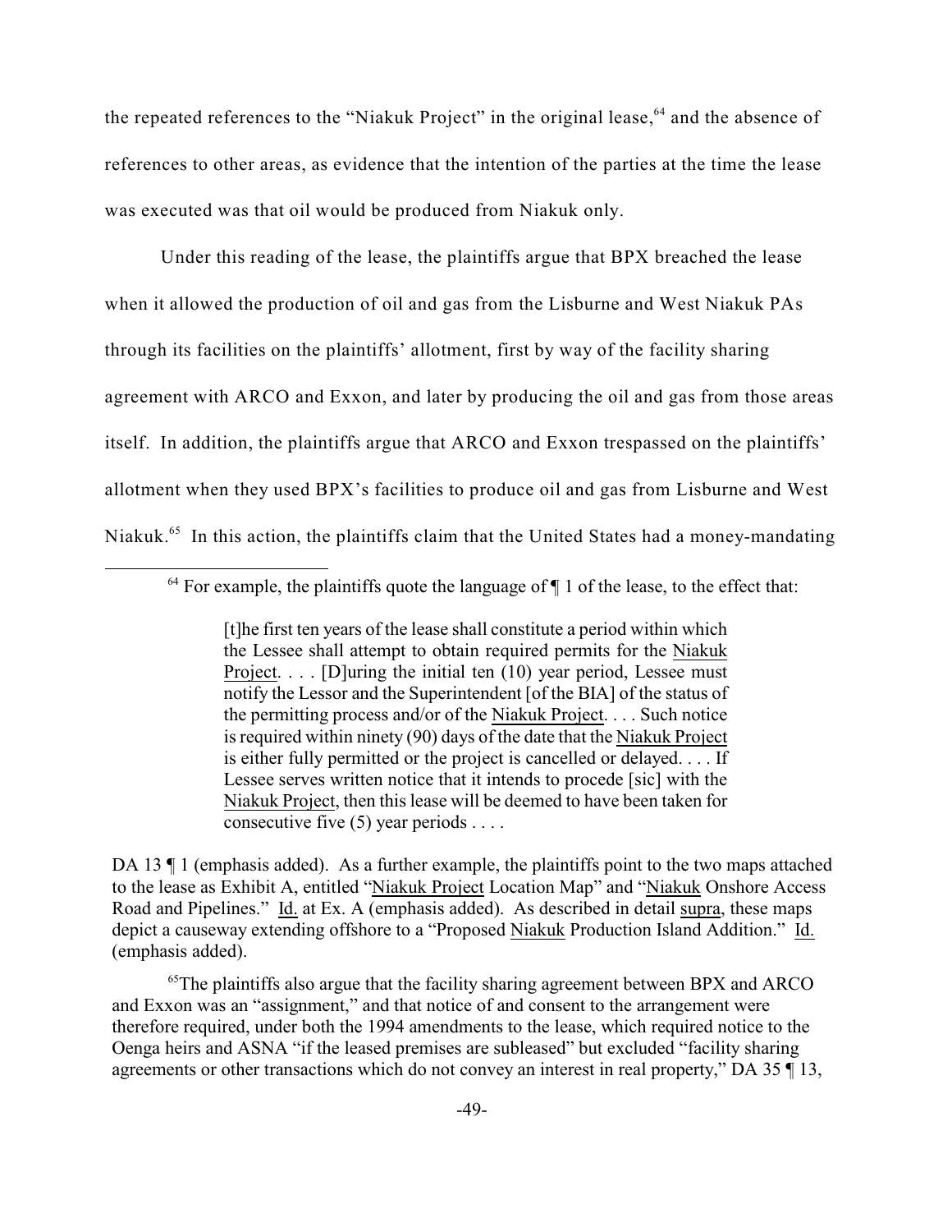the repeated references to the "Niakuk Project" in the original lease,[64] and the absence of references to other areas, as evidence that the intention of the parties at the time the lease was executed was that oil would be produced from Niakuk only.

Under this reading of the lease, the plaintiffs argue that BPX breached the lease when it allowed the production of oil and gas from the Lisburne and West Niakuk PAs through its facilities on the plaintiffs' allotment, first by way of the facility sharing agreement with ARCO and Exxon, and later by producing the oil and gas from those areas itself. In addition, the plaintiffs argue that ARCO and Exxon trespassed on the plaintiffs' allotment when they used BPX's facilities to produce oil and gas from Lisburne and West Niakuk.[65] In this action, the plaintiffs claim that the United States had a money-mandating

---

[64] For example, the plaintiffs quote the language of ¶ 1 of the lease, to the effect that:

> [t]he first ten years of the lease shall constitute a period within which the Lessee shall attempt to obtain required permits for the <u>Niakuk Project</u>. . . . [D]uring the initial ten (10) year period, Lessee must notify the Lessor and the Superintendent [of the BIA] of the status of the permitting process and/or of the <u>Niakuk Project</u>. . . . Such notice is required within ninety (90) days of the date that the <u>Niakuk Project</u> is either fully permitted or the project is cancelled or delayed. . . . If Lessee serves written notice that it intends to procede [sic] with the <u>Niakuk Project</u>, then this lease will be deemed to have been taken for consecutive five (5) year periods . . . .

DA 13 ¶ 1 (emphasis added). As a further example, the plaintiffs point to the two maps attached to the lease as Exhibit A, entitled "<u>Niakuk Project</u> Location Map" and "<u>Niakuk</u> Onshore Access Road and Pipelines." <u>Id.</u> at Ex. A (emphasis added). As described in detail <u>supra</u>, these maps depict a causeway extending offshore to a "Proposed <u>Niakuk</u> Production Island Addition." <u>Id.</u> (emphasis added).

[65] The plaintiffs also argue that the facility sharing agreement between BPX and ARCO and Exxon was an "assignment," and that notice of and consent to the arrangement were therefore required, under both the 1994 amendments to the lease, which required notice to the Oenga heirs and ASNA "if the leased premises are subleased" but excluded "facility sharing agreements or other transactions which do not convey an interest in real property," DA 35 ¶ 13,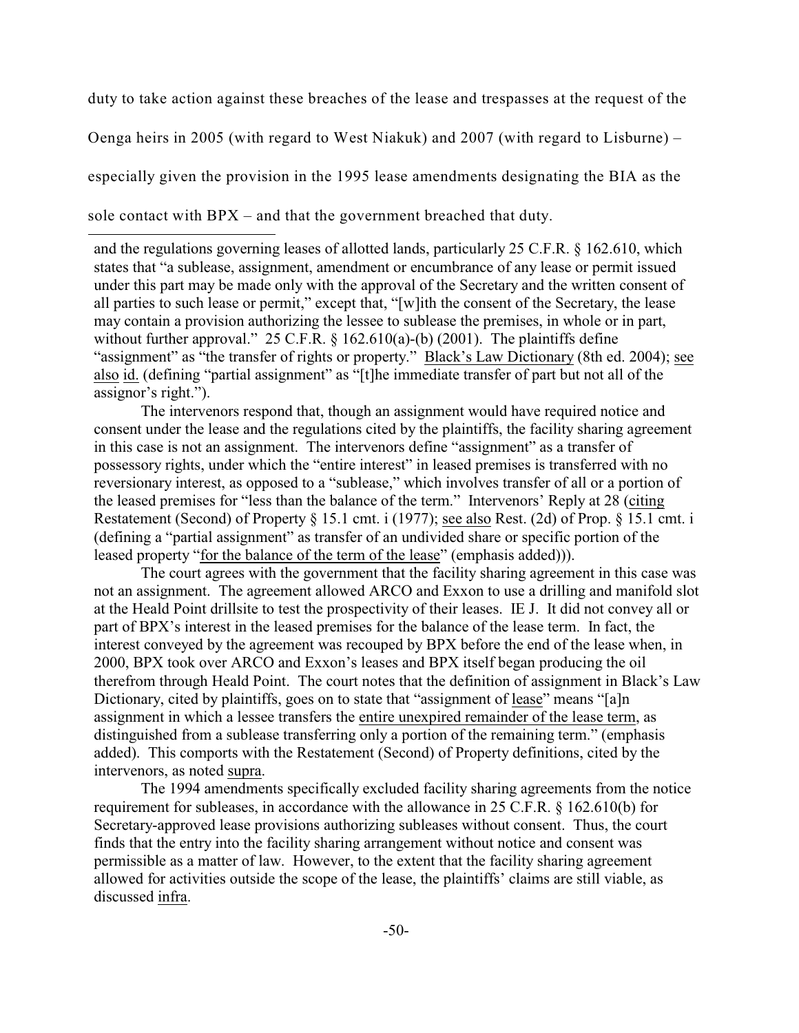duty to take action against these breaches of the lease and trespasses at the request of the Oenga heirs in 2005 (with regard to West Niakuk) and 2007 (with regard to Lisburne) – especially given the provision in the 1995 lease amendments designating the BIA as the sole contact with BPX – and that the government breached that duty.

---

and the regulations governing leases of allotted lands, particularly 25 C.F.R. § 162.610, which states that "a sublease, assignment, amendment or encumbrance of any lease or permit issued under this part may be made only with the approval of the Secretary and the written consent of all parties to such lease or permit," except that, "[w]ith the consent of the Secretary, the lease may contain a provision authorizing the lessee to sublease the premises, in whole or in part, without further approval." 25 C.F.R. § 162.610(a)-(b) (2001). The plaintiffs define "assignment" as "the transfer of rights or property." Black's Law Dictionary (8th ed. 2004); see also id. (defining "partial assignment" as "[t]he immediate transfer of part but not all of the assignor's right.").

The intervenors respond that, though an assignment would have required notice and consent under the lease and the regulations cited by the plaintiffs, the facility sharing agreement in this case is not an assignment. The intervenors define "assignment" as a transfer of possessory rights, under which the "entire interest" in leased premises is transferred with no reversionary interest, as opposed to a "sublease," which involves transfer of all or a portion of the leased premises for "less than the balance of the term." Intervenors' Reply at 28 (citing Restatement (Second) of Property § 15.1 cmt. i (1977); see also Rest. (2d) of Prop. § 15.1 cmt. i (defining a "partial assignment" as transfer of an undivided share or specific portion of the leased property "for the balance of the term of the lease" (emphasis added))).

The court agrees with the government that the facility sharing agreement in this case was not an assignment. The agreement allowed ARCO and Exxon to use a drilling and manifold slot at the Heald Point drillsite to test the prospectivity of their leases. IE J. It did not convey all or part of BPX's interest in the leased premises for the balance of the lease term. In fact, the interest conveyed by the agreement was recouped by BPX before the end of the lease when, in 2000, BPX took over ARCO and Exxon's leases and BPX itself began producing the oil therefrom through Heald Point. The court notes that the definition of assignment in Black's Law Dictionary, cited by plaintiffs, goes on to state that "assignment of lease" means "[a]n assignment in which a lessee transfers the entire unexpired remainder of the lease term, as distinguished from a sublease transferring only a portion of the remaining term." (emphasis added). This comports with the Restatement (Second) of Property definitions, cited by the intervenors, as noted supra.

The 1994 amendments specifically excluded facility sharing agreements from the notice requirement for subleases, in accordance with the allowance in 25 C.F.R. § 162.610(b) for Secretary-approved lease provisions authorizing subleases without consent. Thus, the court finds that the entry into the facility sharing arrangement without notice and consent was permissible as a matter of law. However, to the extent that the facility sharing agreement allowed for activities outside the scope of the lease, the plaintiffs' claims are still viable, as discussed infra.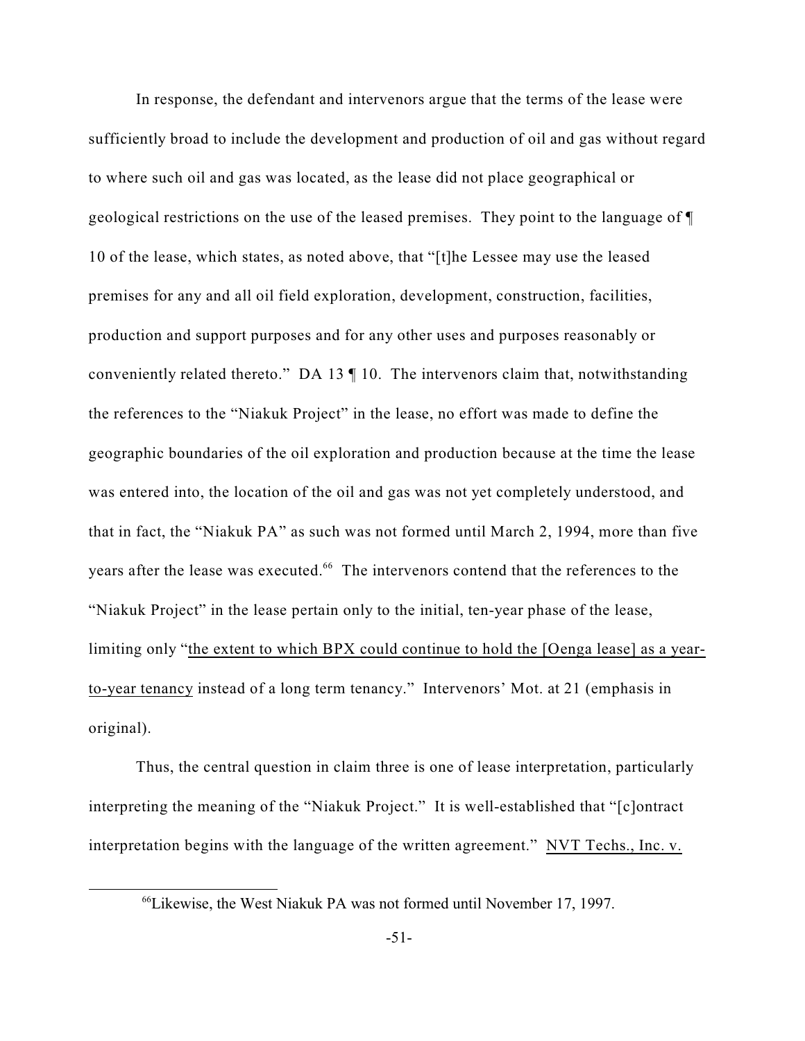In response, the defendant and intervenors argue that the terms of the lease were sufficiently broad to include the development and production of oil and gas without regard to where such oil and gas was located, as the lease did not place geographical or geological restrictions on the use of the leased premises. They point to the language of ¶ 10 of the lease, which states, as noted above, that "[t]he Lessee may use the leased premises for any and all oil field exploration, development, construction, facilities, production and support purposes and for any other uses and purposes reasonably or conveniently related thereto." DA 13 ¶ 10. The intervenors claim that, notwithstanding the references to the "Niakuk Project" in the lease, no effort was made to define the geographic boundaries of the oil exploration and production because at the time the lease was entered into, the location of the oil and gas was not yet completely understood, and that in fact, the "Niakuk PA" as such was not formed until March 2, 1994, more than five years after the lease was executed.[66] The intervenors contend that the references to the "Niakuk Project" in the lease pertain only to the initial, ten-year phase of the lease, limiting only "<u>the extent to which BPX could continue to hold the [Oenga lease] as a year-to-year tenancy</u> instead of a long term tenancy." Intervenors' Mot. at 21 (emphasis in original).

Thus, the central question in claim three is one of lease interpretation, particularly interpreting the meaning of the "Niakuk Project." It is well-established that "[c]ontract interpretation begins with the language of the written agreement." <u>NVT Techs., Inc. v.</u>

[66]Likewise, the West Niakuk PA was not formed until November 17, 1997.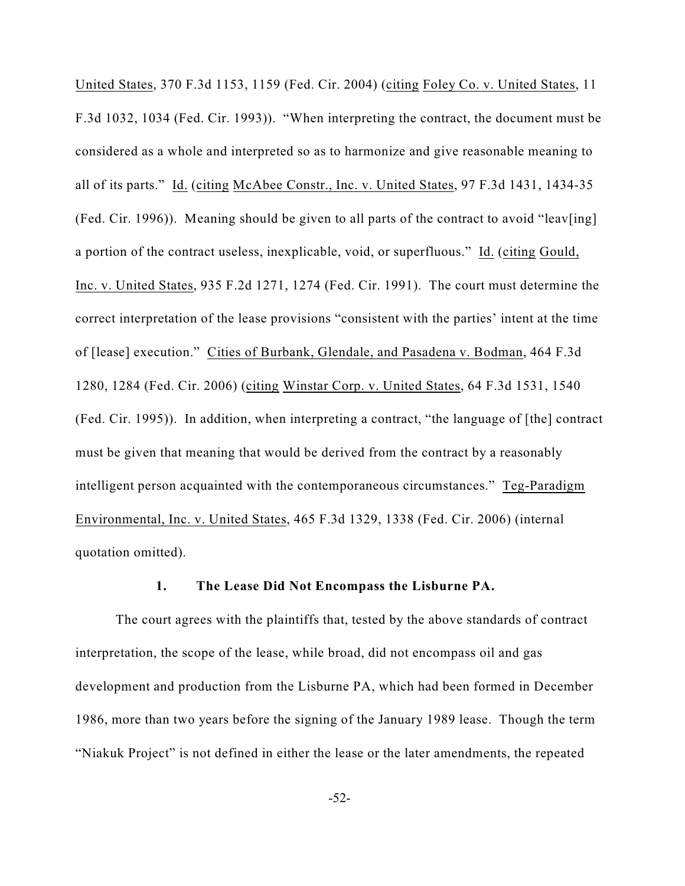United States, 370 F.3d 1153, 1159 (Fed. Cir. 2004) (citing Foley Co. v. United States, 11 F.3d 1032, 1034 (Fed. Cir. 1993)). "When interpreting the contract, the document must be considered as a whole and interpreted so as to harmonize and give reasonable meaning to all of its parts." Id. (citing McAbee Constr., Inc. v. United States, 97 F.3d 1431, 1434-35 (Fed. Cir. 1996)). Meaning should be given to all parts of the contract to avoid "leav[ing] a portion of the contract useless, inexplicable, void, or superfluous." Id. (citing Gould, Inc. v. United States, 935 F.2d 1271, 1274 (Fed. Cir. 1991). The court must determine the correct interpretation of the lease provisions "consistent with the parties' intent at the time of [lease] execution." Cities of Burbank, Glendale, and Pasadena v. Bodman, 464 F.3d 1280, 1284 (Fed. Cir. 2006) (citing Winstar Corp. v. United States, 64 F.3d 1531, 1540 (Fed. Cir. 1995)). In addition, when interpreting a contract, "the language of [the] contract must be given that meaning that would be derived from the contract by a reasonably intelligent person acquainted with the contemporaneous circumstances." Teg-Paradigm Environmental, Inc. v. United States, 465 F.3d 1329, 1338 (Fed. Cir. 2006) (internal quotation omitted).

#### 1. The Lease Did Not Encompass the Lisburne PA.

The court agrees with the plaintiffs that, tested by the above standards of contract interpretation, the scope of the lease, while broad, did not encompass oil and gas development and production from the Lisburne PA, which had been formed in December 1986, more than two years before the signing of the January 1989 lease. Though the term "Niakuk Project" is not defined in either the lease or the later amendments, the repeated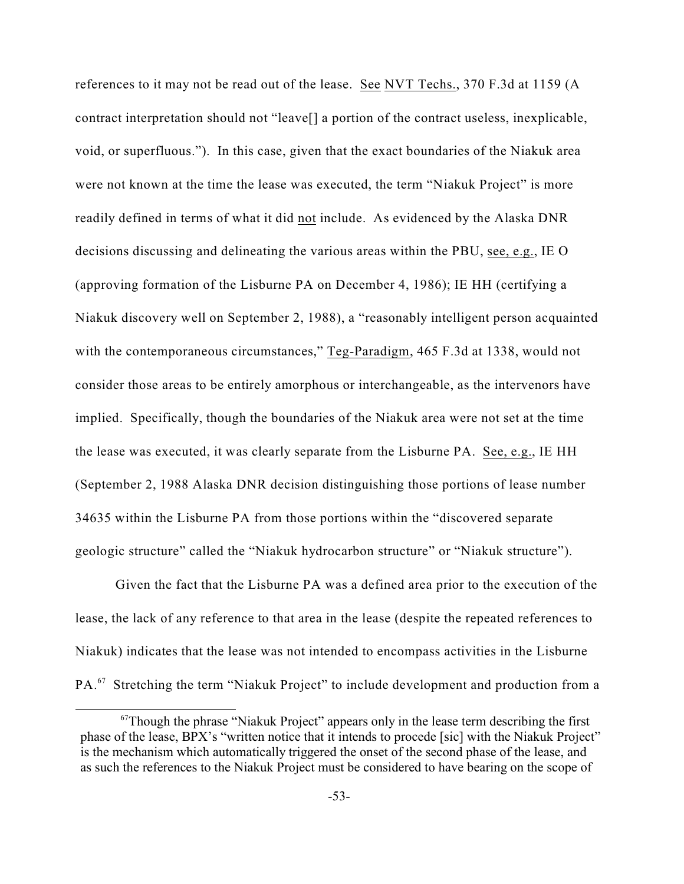references to it may not be read out of the lease. See NVT Techs., 370 F.3d at 1159 (A contract interpretation should not "leave[] a portion of the contract useless, inexplicable, void, or superfluous."). In this case, given that the exact boundaries of the Niakuk area were not known at the time the lease was executed, the term "Niakuk Project" is more readily defined in terms of what it did not include. As evidenced by the Alaska DNR decisions discussing and delineating the various areas within the PBU, see, e.g., IE O (approving formation of the Lisburne PA on December 4, 1986); IE HH (certifying a Niakuk discovery well on September 2, 1988), a "reasonably intelligent person acquainted with the contemporaneous circumstances," Teg-Paradigm, 465 F.3d at 1338, would not consider those areas to be entirely amorphous or interchangeable, as the intervenors have implied. Specifically, though the boundaries of the Niakuk area were not set at the time the lease was executed, it was clearly separate from the Lisburne PA. See, e.g., IE HH (September 2, 1988 Alaska DNR decision distinguishing those portions of lease number 34635 within the Lisburne PA from those portions within the "discovered separate geologic structure" called the "Niakuk hydrocarbon structure" or "Niakuk structure").

Given the fact that the Lisburne PA was a defined area prior to the execution of the lease, the lack of any reference to that area in the lease (despite the repeated references to Niakuk) indicates that the lease was not intended to encompass activities in the Lisburne PA.[67] Stretching the term "Niakuk Project" to include development and production from a

[67] Though the phrase "Niakuk Project" appears only in the lease term describing the first phase of the lease, BPX's "written notice that it intends to procede [sic] with the Niakuk Project" is the mechanism which automatically triggered the onset of the second phase of the lease, and as such the references to the Niakuk Project must be considered to have bearing on the scope of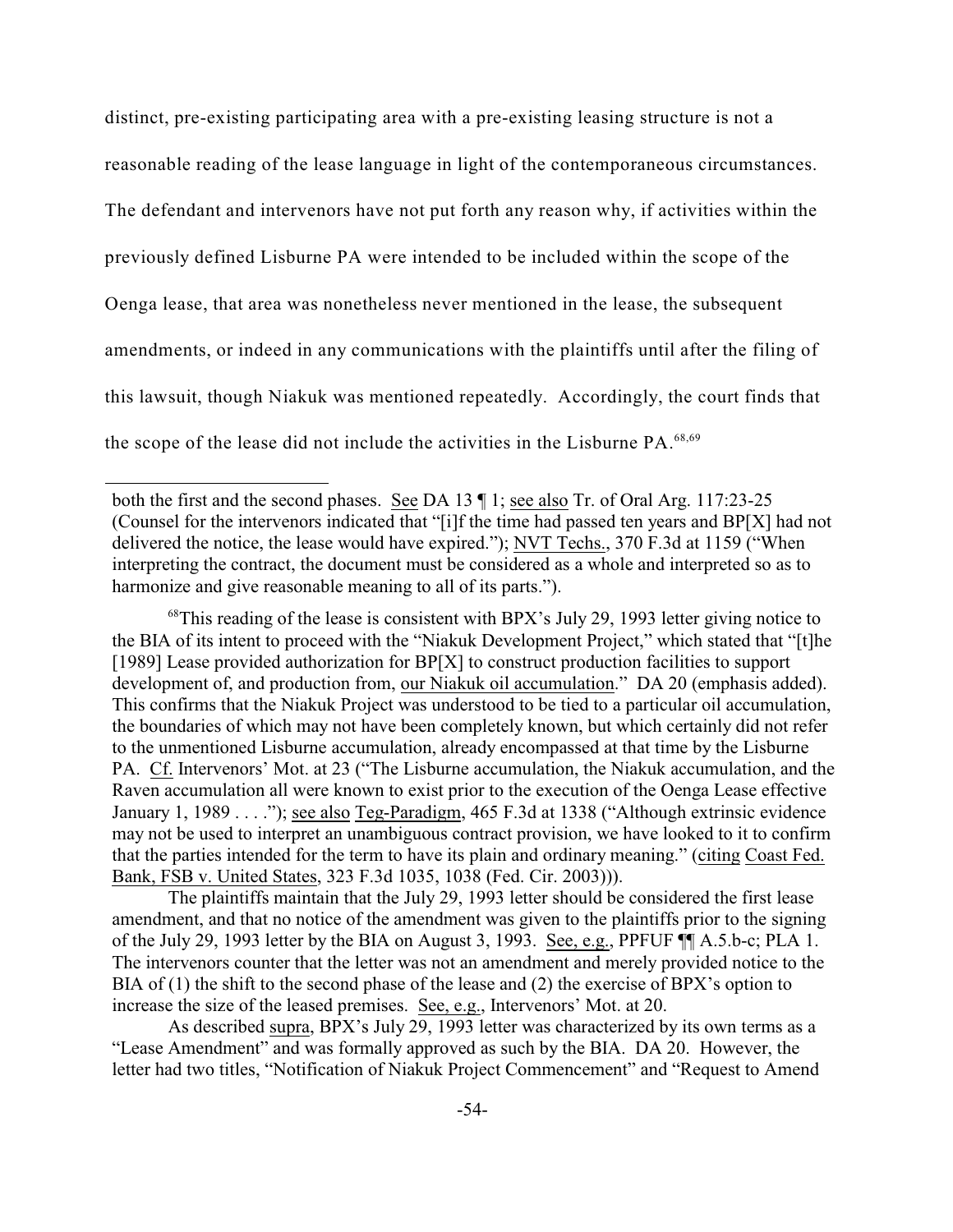distinct, pre-existing participating area with a pre-existing leasing structure is not a reasonable reading of the lease language in light of the contemporaneous circumstances. The defendant and intervenors have not put forth any reason why, if activities within the previously defined Lisburne PA were intended to be included within the scope of the Oenga lease, that area was nonetheless never mentioned in the lease, the subsequent amendments, or indeed in any communications with the plaintiffs until after the filing of this lawsuit, though Niakuk was mentioned repeatedly. Accordingly, the court finds that the scope of the lease did not include the activities in the Lisburne PA.[68,69]

---

both the first and the second phases. See DA 13 ¶ 1; see also Tr. of Oral Arg. 117:23-25 (Counsel for the intervenors indicated that "[i]f the time had passed ten years and BP[X] had not delivered the notice, the lease would have expired."); NVT Techs., 370 F.3d at 1159 ("When interpreting the contract, the document must be considered as a whole and interpreted so as to harmonize and give reasonable meaning to all of its parts.").

[68]This reading of the lease is consistent with BPX's July 29, 1993 letter giving notice to the BIA of its intent to proceed with the "Niakuk Development Project," which stated that "[t]he [1989] Lease provided authorization for BP[X] to construct production facilities to support development of, and production from, our Niakuk oil accumulation." DA 20 (emphasis added). This confirms that the Niakuk Project was understood to be tied to a particular oil accumulation, the boundaries of which may not have been completely known, but which certainly did not refer to the unmentioned Lisburne accumulation, already encompassed at that time by the Lisburne PA. Cf. Intervenors' Mot. at 23 ("The Lisburne accumulation, the Niakuk accumulation, and the Raven accumulation all were known to exist prior to the execution of the Oenga Lease effective January 1, 1989 . . . ."); see also Teg-Paradigm, 465 F.3d at 1338 ("Although extrinsic evidence may not be used to interpret an unambiguous contract provision, we have looked to it to confirm that the parties intended for the term to have its plain and ordinary meaning." (citing Coast Fed. Bank, FSB v. United States, 323 F.3d 1035, 1038 (Fed. Cir. 2003))).

The plaintiffs maintain that the July 29, 1993 letter should be considered the first lease amendment, and that no notice of the amendment was given to the plaintiffs prior to the signing of the July 29, 1993 letter by the BIA on August 3, 1993. See, e.g., PPFUF ¶¶ A.5.b-c; PLA 1. The intervenors counter that the letter was not an amendment and merely provided notice to the BIA of (1) the shift to the second phase of the lease and (2) the exercise of BPX's option to increase the size of the leased premises. See, e.g., Intervenors' Mot. at 20.

As described supra, BPX's July 29, 1993 letter was characterized by its own terms as a "Lease Amendment" and was formally approved as such by the BIA. DA 20. However, the letter had two titles, "Notification of Niakuk Project Commencement" and "Request to Amend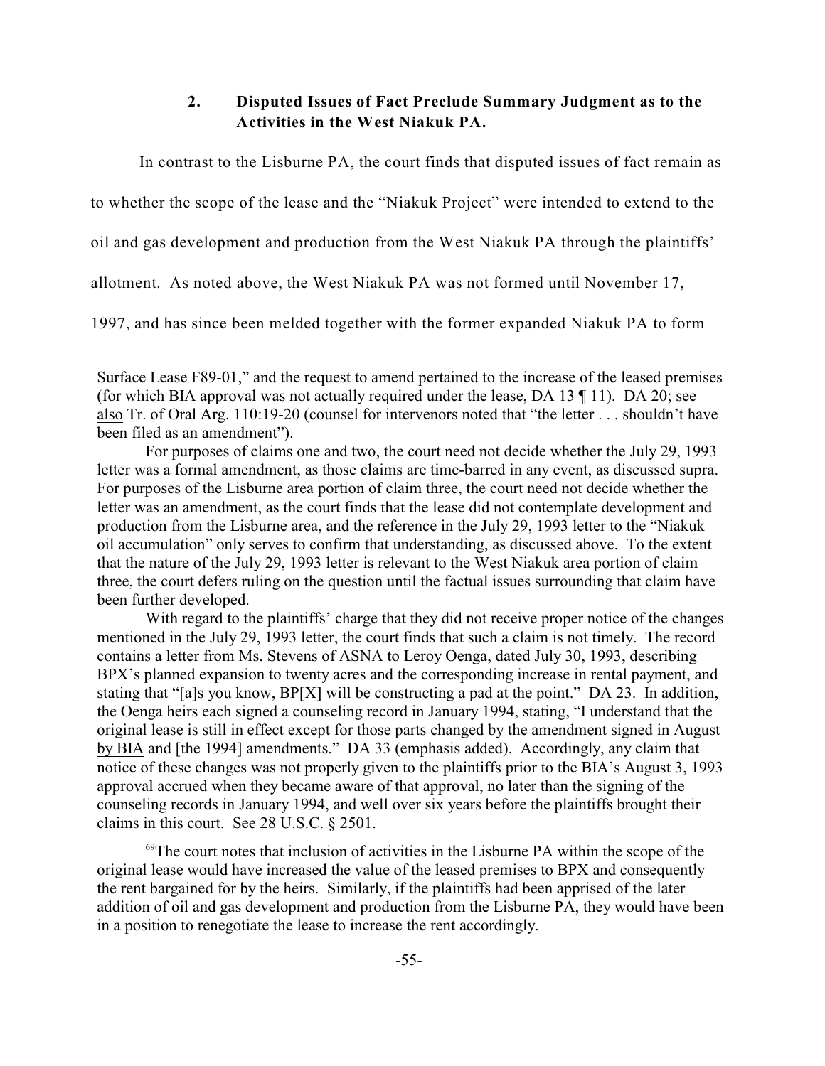### 2. Disputed Issues of Fact Preclude Summary Judgment as to the Activities in the West Niakuk PA.

In contrast to the Lisburne PA, the court finds that disputed issues of fact remain as to whether the scope of the lease and the "Niakuk Project" were intended to extend to the oil and gas development and production from the West Niakuk PA through the plaintiffs' allotment. As noted above, the West Niakuk PA was not formed until November 17, 1997, and has since been melded together with the former expanded Niakuk PA to form

---

Surface Lease F89-01," and the request to amend pertained to the increase of the leased premises (for which BIA approval was not actually required under the lease, DA 13 ¶ 11). DA 20; see also Tr. of Oral Arg. 110:19-20 (counsel for intervenors noted that "the letter . . . shouldn't have been filed as an amendment").

For purposes of claims one and two, the court need not decide whether the July 29, 1993 letter was a formal amendment, as those claims are time-barred in any event, as discussed supra. For purposes of the Lisburne area portion of claim three, the court need not decide whether the letter was an amendment, as the court finds that the lease did not contemplate development and production from the Lisburne area, and the reference in the July 29, 1993 letter to the "Niakuk oil accumulation" only serves to confirm that understanding, as discussed above. To the extent that the nature of the July 29, 1993 letter is relevant to the West Niakuk area portion of claim three, the court defers ruling on the question until the factual issues surrounding that claim have been further developed.

With regard to the plaintiffs' charge that they did not receive proper notice of the changes mentioned in the July 29, 1993 letter, the court finds that such a claim is not timely. The record contains a letter from Ms. Stevens of ASNA to Leroy Oenga, dated July 30, 1993, describing BPX's planned expansion to twenty acres and the corresponding increase in rental payment, and stating that "[a]s you know, BP[X] will be constructing a pad at the point." DA 23. In addition, the Oenga heirs each signed a counseling record in January 1994, stating, "I understand that the original lease is still in effect except for those parts changed by the amendment signed in August by BIA and [the 1994] amendments." DA 33 (emphasis added). Accordingly, any claim that notice of these changes was not properly given to the plaintiffs prior to the BIA's August 3, 1993 approval accrued when they became aware of that approval, no later than the signing of the counseling records in January 1994, and well over six years before the plaintiffs brought their claims in this court. See 28 U.S.C. § 2501.

[69] The court notes that inclusion of activities in the Lisburne PA within the scope of the original lease would have increased the value of the leased premises to BPX and consequently the rent bargained for by the heirs. Similarly, if the plaintiffs had been apprised of the later addition of oil and gas development and production from the Lisburne PA, they would have been in a position to renegotiate the lease to increase the rent accordingly.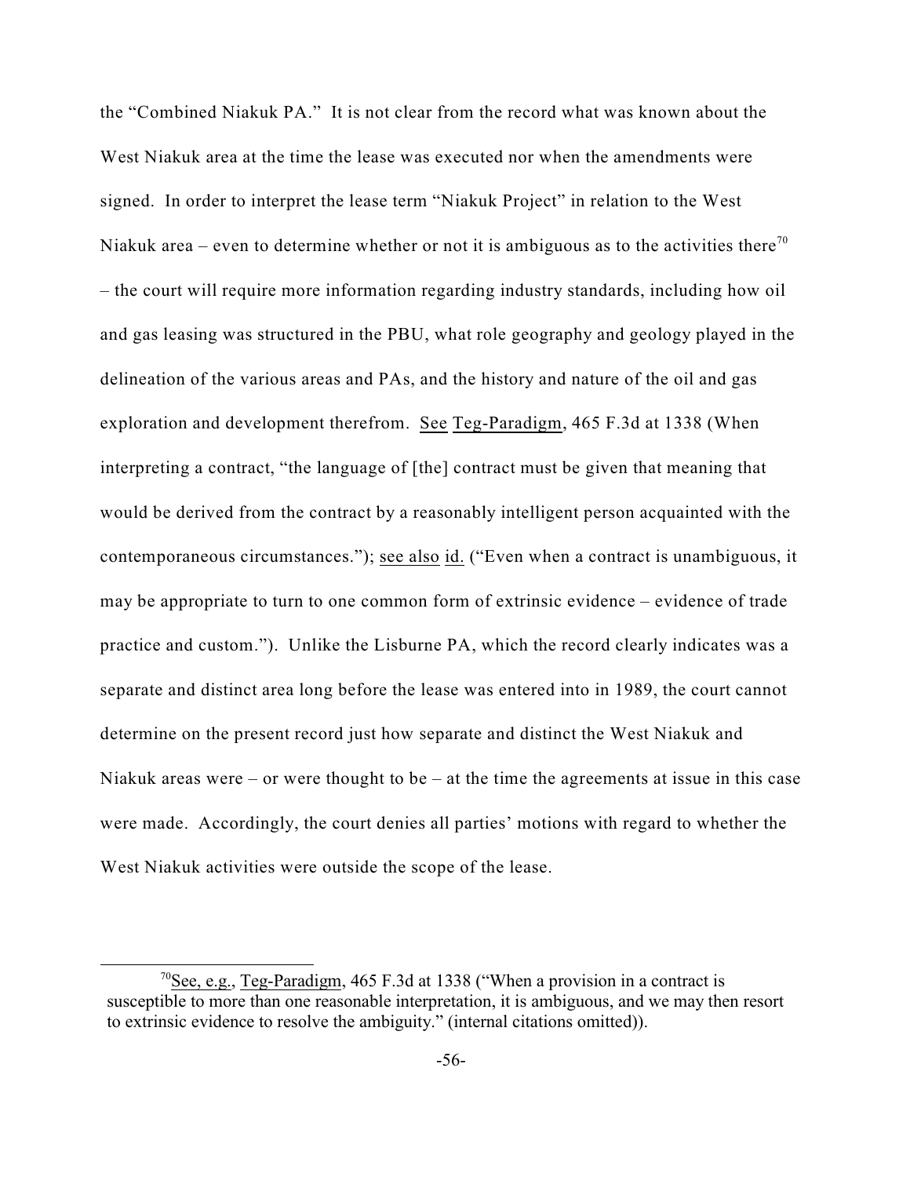the "Combined Niakuk PA." It is not clear from the record what was known about the West Niakuk area at the time the lease was executed nor when the amendments were signed. In order to interpret the lease term "Niakuk Project" in relation to the West Niakuk area – even to determine whether or not it is ambiguous as to the activities there[70] – the court will require more information regarding industry standards, including how oil and gas leasing was structured in the PBU, what role geography and geology played in the delineation of the various areas and PAs, and the history and nature of the oil and gas exploration and development therefrom. See Teg-Paradigm, 465 F.3d at 1338 (When interpreting a contract, "the language of [the] contract must be given that meaning that would be derived from the contract by a reasonably intelligent person acquainted with the contemporaneous circumstances."); see also id. ("Even when a contract is unambiguous, it may be appropriate to turn to one common form of extrinsic evidence – evidence of trade practice and custom."). Unlike the Lisburne PA, which the record clearly indicates was a separate and distinct area long before the lease was entered into in 1989, the court cannot determine on the present record just how separate and distinct the West Niakuk and Niakuk areas were – or were thought to be – at the time the agreements at issue in this case were made. Accordingly, the court denies all parties' motions with regard to whether the West Niakuk activities were outside the scope of the lease.

[70] See, e.g., Teg-Paradigm, 465 F.3d at 1338 ("When a provision in a contract is susceptible to more than one reasonable interpretation, it is ambiguous, and we may then resort to extrinsic evidence to resolve the ambiguity." (internal citations omitted)).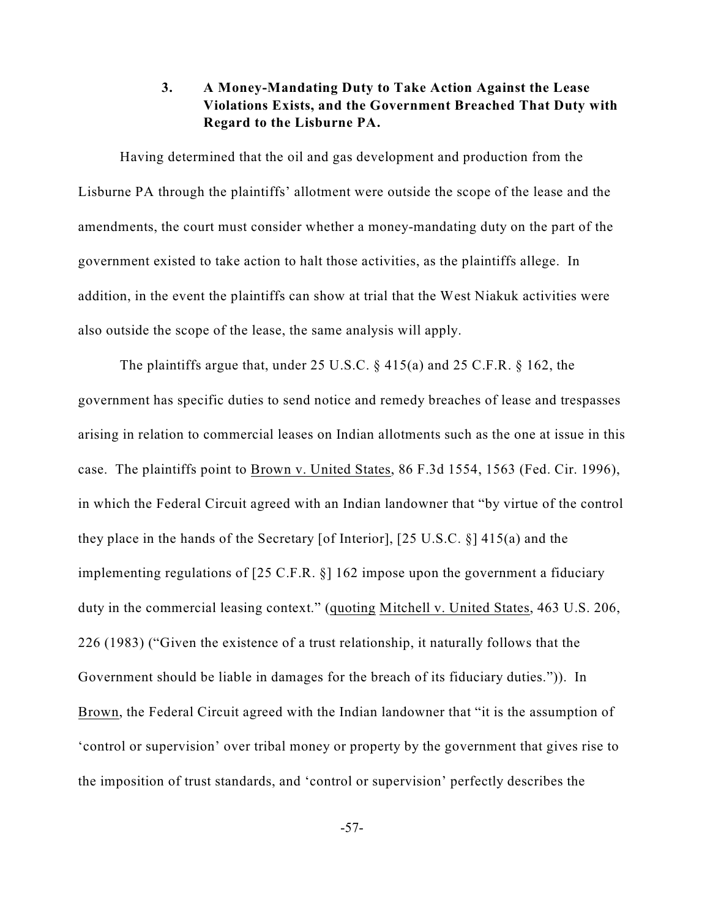### 3. A Money-Mandating Duty to Take Action Against the Lease Violations Exists, and the Government Breached That Duty with Regard to the Lisburne PA.

Having determined that the oil and gas development and production from the Lisburne PA through the plaintiffs' allotment were outside the scope of the lease and the amendments, the court must consider whether a money-mandating duty on the part of the government existed to take action to halt those activities, as the plaintiffs allege. In addition, in the event the plaintiffs can show at trial that the West Niakuk activities were also outside the scope of the lease, the same analysis will apply.

The plaintiffs argue that, under 25 U.S.C. § 415(a) and 25 C.F.R. § 162, the government has specific duties to send notice and remedy breaches of lease and trespasses arising in relation to commercial leases on Indian allotments such as the one at issue in this case. The plaintiffs point to Brown v. United States, 86 F.3d 1554, 1563 (Fed. Cir. 1996), in which the Federal Circuit agreed with an Indian landowner that "by virtue of the control they place in the hands of the Secretary [of Interior], [25 U.S.C. §] 415(a) and the implementing regulations of [25 C.F.R. §] 162 impose upon the government a fiduciary duty in the commercial leasing context." (quoting Mitchell v. United States, 463 U.S. 206, 226 (1983) ("Given the existence of a trust relationship, it naturally follows that the Government should be liable in damages for the breach of its fiduciary duties.")). In Brown, the Federal Circuit agreed with the Indian landowner that "it is the assumption of 'control or supervision' over tribal money or property by the government that gives rise to the imposition of trust standards, and 'control or supervision' perfectly describes the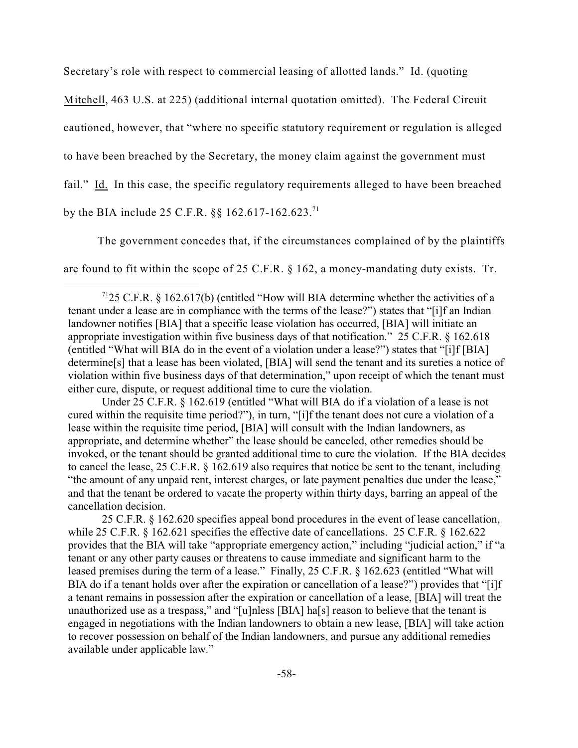Secretary's role with respect to commercial leasing of allotted lands." Id. (quoting Mitchell, 463 U.S. at 225) (additional internal quotation omitted). The Federal Circuit cautioned, however, that "where no specific statutory requirement or regulation is alleged to have been breached by the Secretary, the money claim against the government must fail." Id. In this case, the specific regulatory requirements alleged to have been breached by the BIA include 25 C.F.R. §§ 162.617-162.623.[71]

The government concedes that, if the circumstances complained of by the plaintiffs are found to fit within the scope of 25 C.F.R. § 162, a money-mandating duty exists. Tr.

---

[71] 25 C.F.R. § 162.617(b) (entitled "How will BIA determine whether the activities of a tenant under a lease are in compliance with the terms of the lease?") states that "[i]f an Indian landowner notifies [BIA] that a specific lease violation has occurred, [BIA] will initiate an appropriate investigation within five business days of that notification." 25 C.F.R. § 162.618 (entitled "What will BIA do in the event of a violation under a lease?") states that "[i]f [BIA] determine[s] that a lease has been violated, [BIA] will send the tenant and its sureties a notice of violation within five business days of that determination," upon receipt of which the tenant must either cure, dispute, or request additional time to cure the violation.

Under 25 C.F.R. § 162.619 (entitled "What will BIA do if a violation of a lease is not cured within the requisite time period?"), in turn, "[i]f the tenant does not cure a violation of a lease within the requisite time period, [BIA] will consult with the Indian landowners, as appropriate, and determine whether" the lease should be canceled, other remedies should be invoked, or the tenant should be granted additional time to cure the violation. If the BIA decides to cancel the lease, 25 C.F.R. § 162.619 also requires that notice be sent to the tenant, including "the amount of any unpaid rent, interest charges, or late payment penalties due under the lease," and that the tenant be ordered to vacate the property within thirty days, barring an appeal of the cancellation decision.

25 C.F.R. § 162.620 specifies appeal bond procedures in the event of lease cancellation, while 25 C.F.R. § 162.621 specifies the effective date of cancellations. 25 C.F.R. § 162.622 provides that the BIA will take "appropriate emergency action," including "judicial action," if "a tenant or any other party causes or threatens to cause immediate and significant harm to the leased premises during the term of a lease." Finally, 25 C.F.R. § 162.623 (entitled "What will BIA do if a tenant holds over after the expiration or cancellation of a lease?") provides that "[i]f a tenant remains in possession after the expiration or cancellation of a lease, [BIA] will treat the unauthorized use as a trespass," and "[u]nless [BIA] ha[s] reason to believe that the tenant is engaged in negotiations with the Indian landowners to obtain a new lease, [BIA] will take action to recover possession on behalf of the Indian landowners, and pursue any additional remedies available under applicable law."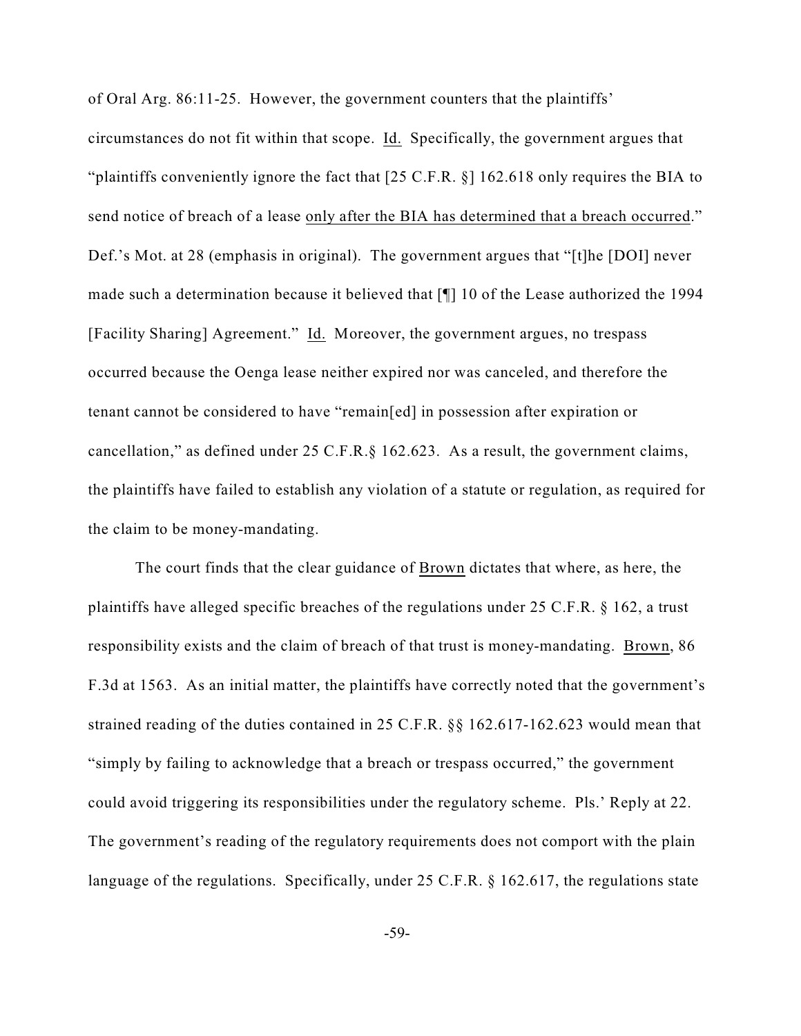of Oral Arg. 86:11-25. However, the government counters that the plaintiffs' circumstances do not fit within that scope. Id. Specifically, the government argues that "plaintiffs conveniently ignore the fact that [25 C.F.R. §] 162.618 only requires the BIA to send notice of breach of a lease only after the BIA has determined that a breach occurred." Def.'s Mot. at 28 (emphasis in original). The government argues that "[t]he [DOI] never made such a determination because it believed that [¶] 10 of the Lease authorized the 1994 [Facility Sharing] Agreement." Id. Moreover, the government argues, no trespass occurred because the Oenga lease neither expired nor was canceled, and therefore the tenant cannot be considered to have "remain[ed] in possession after expiration or cancellation," as defined under 25 C.F.R.§ 162.623. As a result, the government claims, the plaintiffs have failed to establish any violation of a statute or regulation, as required for the claim to be money-mandating.

The court finds that the clear guidance of Brown dictates that where, as here, the plaintiffs have alleged specific breaches of the regulations under 25 C.F.R. § 162, a trust responsibility exists and the claim of breach of that trust is money-mandating. Brown, 86 F.3d at 1563. As an initial matter, the plaintiffs have correctly noted that the government's strained reading of the duties contained in 25 C.F.R. §§ 162.617-162.623 would mean that "simply by failing to acknowledge that a breach or trespass occurred," the government could avoid triggering its responsibilities under the regulatory scheme. Pls.' Reply at 22. The government's reading of the regulatory requirements does not comport with the plain language of the regulations. Specifically, under 25 C.F.R. § 162.617, the regulations state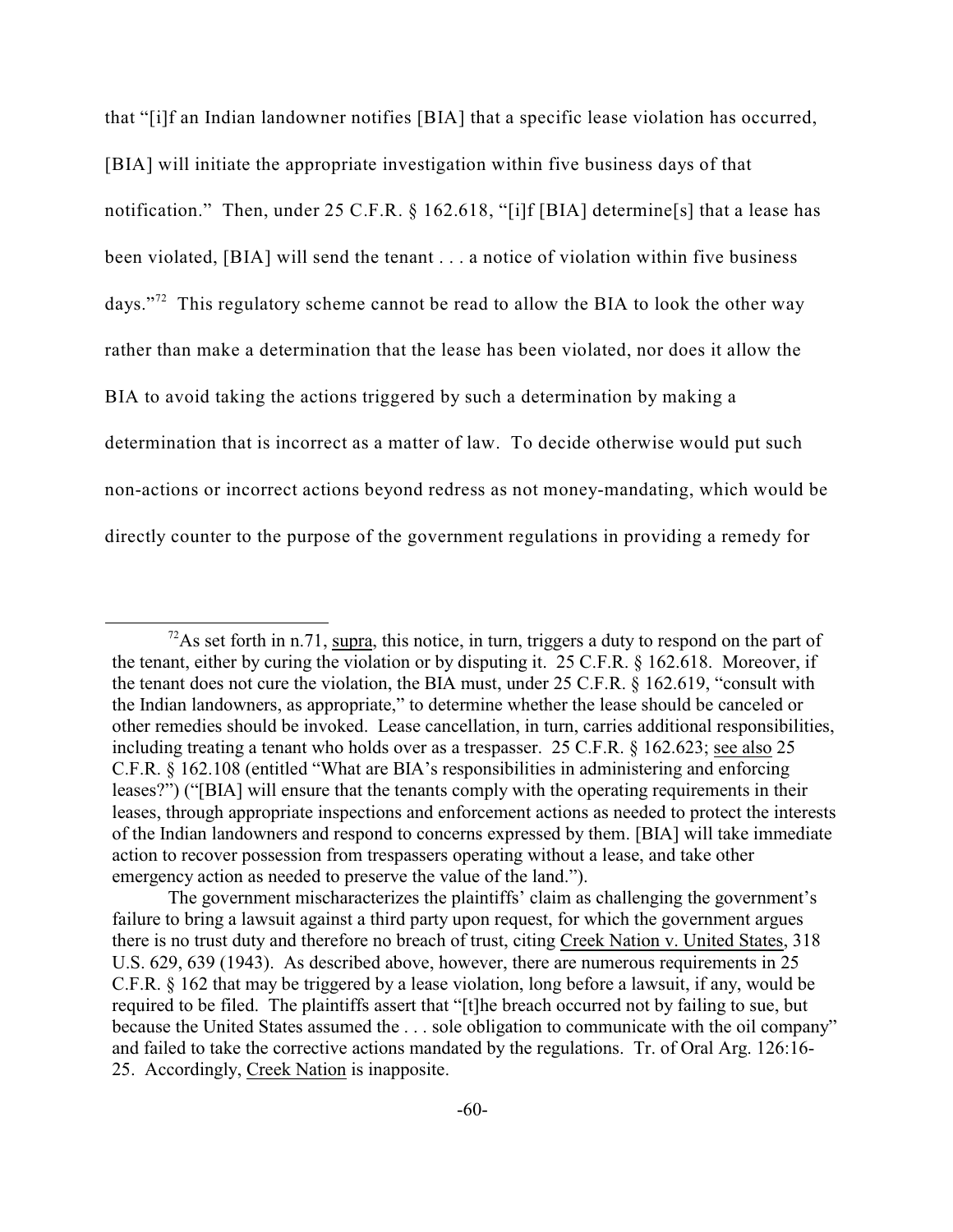that "[i]f an Indian landowner notifies [BIA] that a specific lease violation has occurred, [BIA] will initiate the appropriate investigation within five business days of that notification." Then, under 25 C.F.R. § 162.618, "[i]f [BIA] determine[s] that a lease has been violated, [BIA] will send the tenant . . . a notice of violation within five business days."[72] This regulatory scheme cannot be read to allow the BIA to look the other way rather than make a determination that the lease has been violated, nor does it allow the BIA to avoid taking the actions triggered by such a determination by making a determination that is incorrect as a matter of law. To decide otherwise would put such non-actions or incorrect actions beyond redress as not money-mandating, which would be directly counter to the purpose of the government regulations in providing a remedy for

---

[72] As set forth in n.71, supra, this notice, in turn, triggers a duty to respond on the part of the tenant, either by curing the violation or by disputing it. 25 C.F.R. § 162.618. Moreover, if the tenant does not cure the violation, the BIA must, under 25 C.F.R. § 162.619, "consult with the Indian landowners, as appropriate," to determine whether the lease should be canceled or other remedies should be invoked. Lease cancellation, in turn, carries additional responsibilities, including treating a tenant who holds over as a trespasser. 25 C.F.R. § 162.623; see also 25 C.F.R. § 162.108 (entitled "What are BIA's responsibilities in administering and enforcing leases?") ("[BIA] will ensure that the tenants comply with the operating requirements in their leases, through appropriate inspections and enforcement actions as needed to protect the interests of the Indian landowners and respond to concerns expressed by them. [BIA] will take immediate action to recover possession from trespassers operating without a lease, and take other emergency action as needed to preserve the value of the land.").

The government mischaracterizes the plaintiffs' claim as challenging the government's failure to bring a lawsuit against a third party upon request, for which the government argues there is no trust duty and therefore no breach of trust, citing Creek Nation v. United States, 318 U.S. 629, 639 (1943). As described above, however, there are numerous requirements in 25 C.F.R. § 162 that may be triggered by a lease violation, long before a lawsuit, if any, would be required to be filed. The plaintiffs assert that "[t]he breach occurred not by failing to sue, but because the United States assumed the . . . sole obligation to communicate with the oil company" and failed to take the corrective actions mandated by the regulations. Tr. of Oral Arg. 126:16-25. Accordingly, Creek Nation is inapposite.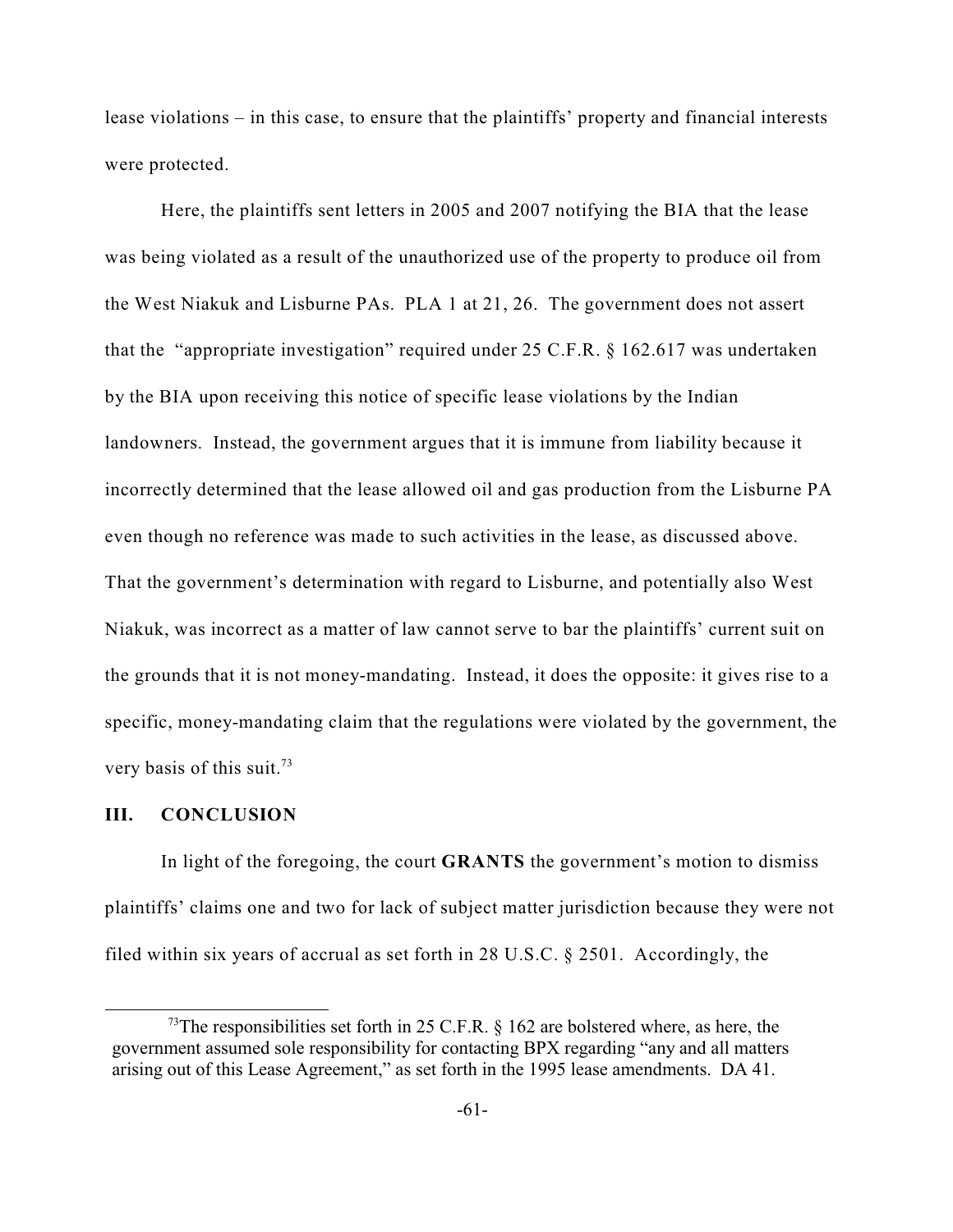lease violations – in this case, to ensure that the plaintiffs' property and financial interests were protected.

Here, the plaintiffs sent letters in 2005 and 2007 notifying the BIA that the lease was being violated as a result of the unauthorized use of the property to produce oil from the West Niakuk and Lisburne PAs. PLA 1 at 21, 26. The government does not assert that the "appropriate investigation" required under 25 C.F.R. § 162.617 was undertaken by the BIA upon receiving this notice of specific lease violations by the Indian landowners. Instead, the government argues that it is immune from liability because it incorrectly determined that the lease allowed oil and gas production from the Lisburne PA even though no reference was made to such activities in the lease, as discussed above. That the government's determination with regard to Lisburne, and potentially also West Niakuk, was incorrect as a matter of law cannot serve to bar the plaintiffs' current suit on the grounds that it is not money-mandating. Instead, it does the opposite: it gives rise to a specific, money-mandating claim that the regulations were violated by the government, the very basis of this suit.[73]

## III. CONCLUSION

In light of the foregoing, the court **GRANTS** the government's motion to dismiss plaintiffs' claims one and two for lack of subject matter jurisdiction because they were not filed within six years of accrual as set forth in 28 U.S.C. § 2501. Accordingly, the

[73] The responsibilities set forth in 25 C.F.R. § 162 are bolstered where, as here, the government assumed sole responsibility for contacting BPX regarding "any and all matters arising out of this Lease Agreement," as set forth in the 1995 lease amendments. DA 41.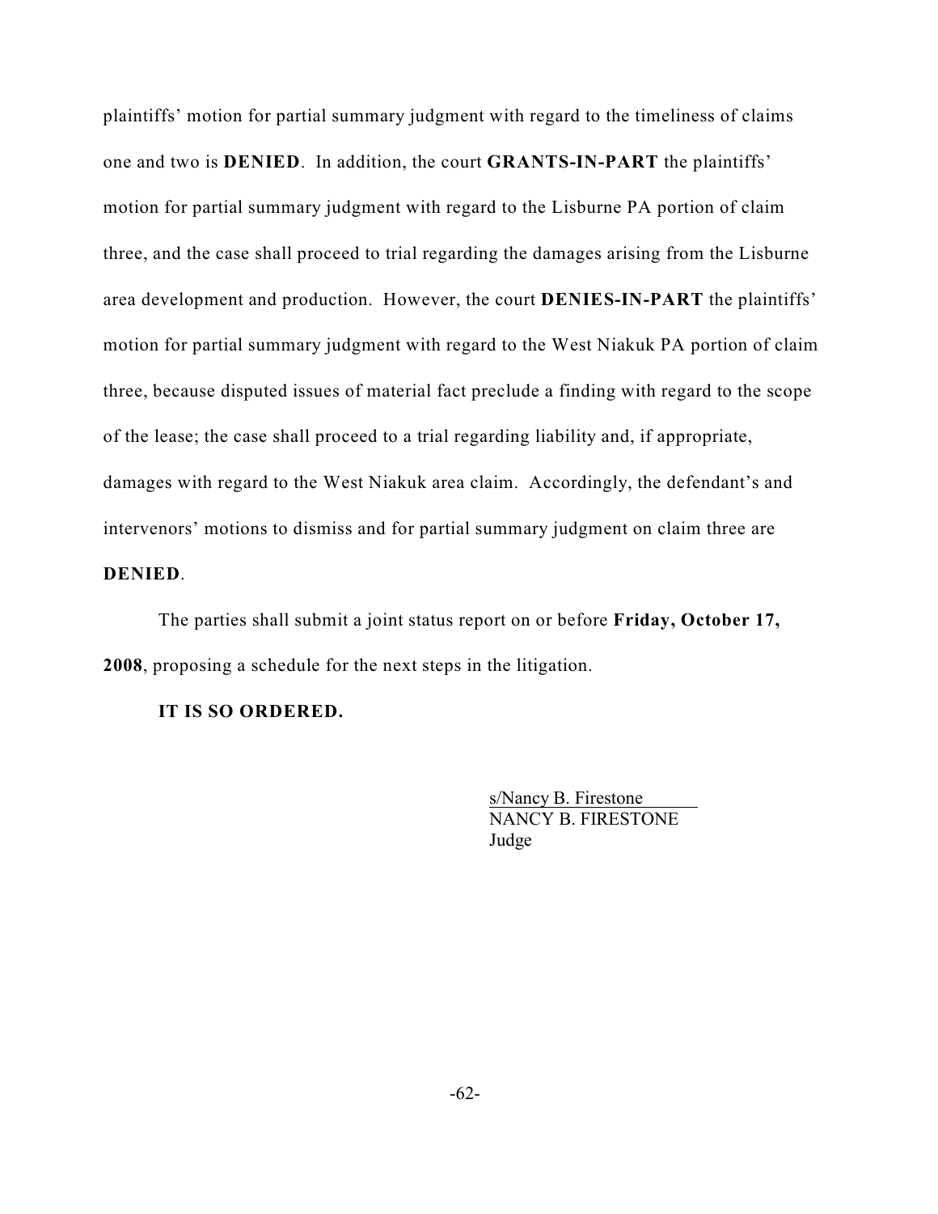plaintiffs' motion for partial summary judgment with regard to the timeliness of claims one and two is **DENIED**. In addition, the court **GRANTS-IN-PART** the plaintiffs' motion for partial summary judgment with regard to the Lisburne PA portion of claim three, and the case shall proceed to trial regarding the damages arising from the Lisburne area development and production. However, the court **DENIES-IN-PART** the plaintiffs' motion for partial summary judgment with regard to the West Niakuk PA portion of claim three, because disputed issues of material fact preclude a finding with regard to the scope of the lease; the case shall proceed to a trial regarding liability and, if appropriate, damages with regard to the West Niakuk area claim. Accordingly, the defendant's and intervenors' motions to dismiss and for partial summary judgment on claim three are **DENIED**.

The parties shall submit a joint status report on or before **Friday, October 17, 2008**, proposing a schedule for the next steps in the litigation.

**IT IS SO ORDERED.**

s/Nancy B. Firestone
NANCY B. FIRESTONE
Judge